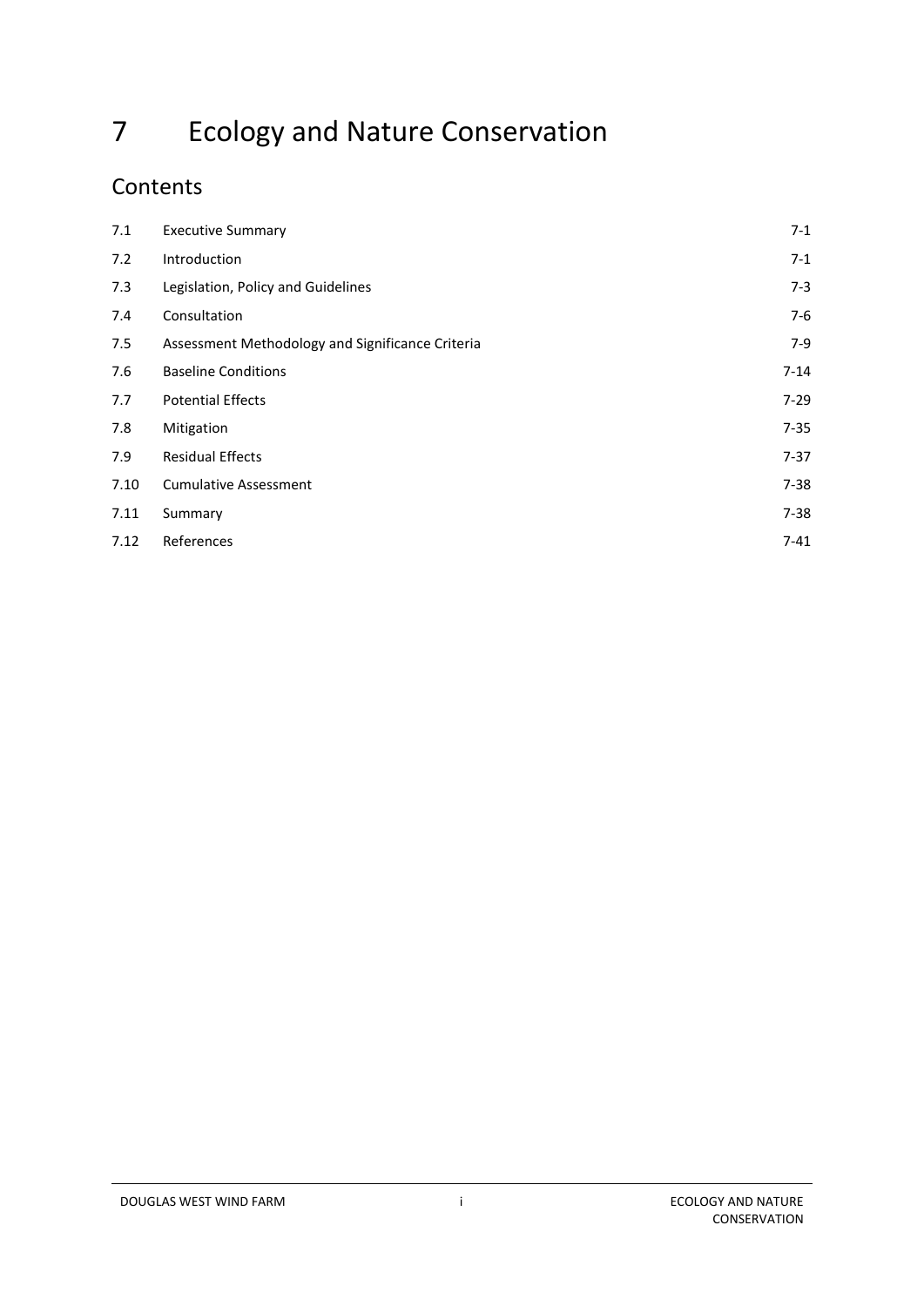# 7 Ecology and Nature Conservation

## Contents

| | | |
|---|---|---|
| 7.1 | Executive Summary | 7-1 |
| 7.2 | Introduction | 7-1 |
| 7.3 | Legislation, Policy and Guidelines | 7-3 |
| 7.4 | Consultation | 7-6 |
| 7.5 | Assessment Methodology and Significance Criteria | 7-9 |
| 7.6 | Baseline Conditions | 7-14 |
| 7.7 | Potential Effects | 7-29 |
| 7.8 | Mitigation | 7-35 |
| 7.9 | Residual Effects | 7-37 |
| 7.10 | Cumulative Assessment | 7-38 |
| 7.11 | Summary | 7-38 |
| 7.12 | References | 7-41 |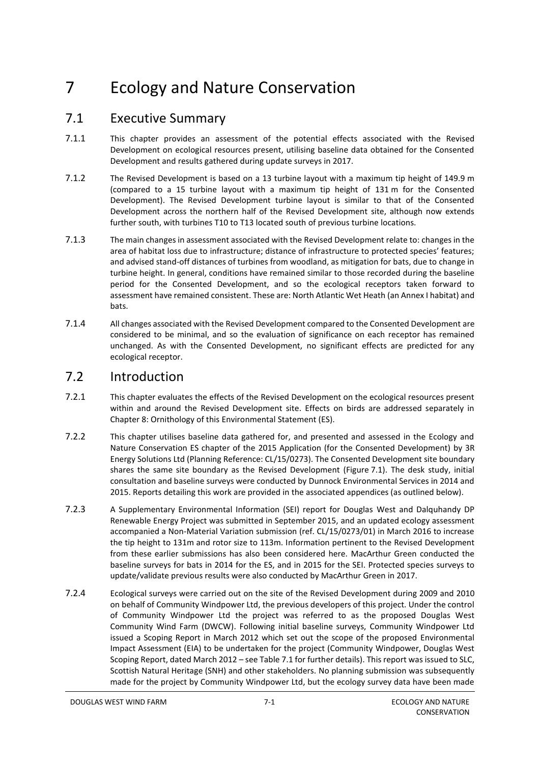# 7 Ecology and Nature Conservation

## 7.1 Executive Summary

7.1.1 This chapter provides an assessment of the potential effects associated with the Revised Development on ecological resources present, utilising baseline data obtained for the Consented Development and results gathered during update surveys in 2017.

7.1.2 The Revised Development is based on a 13 turbine layout with a maximum tip height of 149.9 m (compared to a 15 turbine layout with a maximum tip height of 131 m for the Consented Development). The Revised Development turbine layout is similar to that of the Consented Development across the northern half of the Revised Development site, although now extends further south, with turbines T10 to T13 located south of previous turbine locations.

7.1.3 The main changes in assessment associated with the Revised Development relate to: changes in the area of habitat loss due to infrastructure; distance of infrastructure to protected species' features; and advised stand-off distances of turbines from woodland, as mitigation for bats, due to change in turbine height. In general, conditions have remained similar to those recorded during the baseline period for the Consented Development, and so the ecological receptors taken forward to assessment have remained consistent. These are: North Atlantic Wet Heath (an Annex I habitat) and bats.

7.1.4 All changes associated with the Revised Development compared to the Consented Development are considered to be minimal, and so the evaluation of significance on each receptor has remained unchanged. As with the Consented Development, no significant effects are predicted for any ecological receptor.

## 7.2 Introduction

7.2.1 This chapter evaluates the effects of the Revised Development on the ecological resources present within and around the Revised Development site. Effects on birds are addressed separately in Chapter 8: Ornithology of this Environmental Statement (ES).

7.2.2 This chapter utilises baseline data gathered for, and presented and assessed in the Ecology and Nature Conservation ES chapter of the 2015 Application (for the Consented Development) by 3R Energy Solutions Ltd (Planning Reference: CL/15/0273). The Consented Development site boundary shares the same site boundary as the Revised Development (Figure 7.1). The desk study, initial consultation and baseline surveys were conducted by Dunnock Environmental Services in 2014 and 2015. Reports detailing this work are provided in the associated appendices (as outlined below).

7.2.3 A Supplementary Environmental Information (SEI) report for Douglas West and Dalquhandy DP Renewable Energy Project was submitted in September 2015, and an updated ecology assessment accompanied a Non-Material Variation submission (ref. CL/15/0273/01) in March 2016 to increase the tip height to 131m and rotor size to 113m. Information pertinent to the Revised Development from these earlier submissions has also been considered here. MacArthur Green conducted the baseline surveys for bats in 2014 for the ES, and in 2015 for the SEI. Protected species surveys to update/validate previous results were also conducted by MacArthur Green in 2017.

7.2.4 Ecological surveys were carried out on the site of the Revised Development during 2009 and 2010 on behalf of Community Windpower Ltd, the previous developers of this project. Under the control of Community Windpower Ltd the project was referred to as the proposed Douglas West Community Wind Farm (DWCW). Following initial baseline surveys, Community Windpower Ltd issued a Scoping Report in March 2012 which set out the scope of the proposed Environmental Impact Assessment (EIA) to be undertaken for the project (Community Windpower, Douglas West Scoping Report, dated March 2012 – see Table 7.1 for further details). This report was issued to SLC, Scottish Natural Heritage (SNH) and other stakeholders. No planning submission was subsequently made for the project by Community Windpower Ltd, but the ecology survey data have been made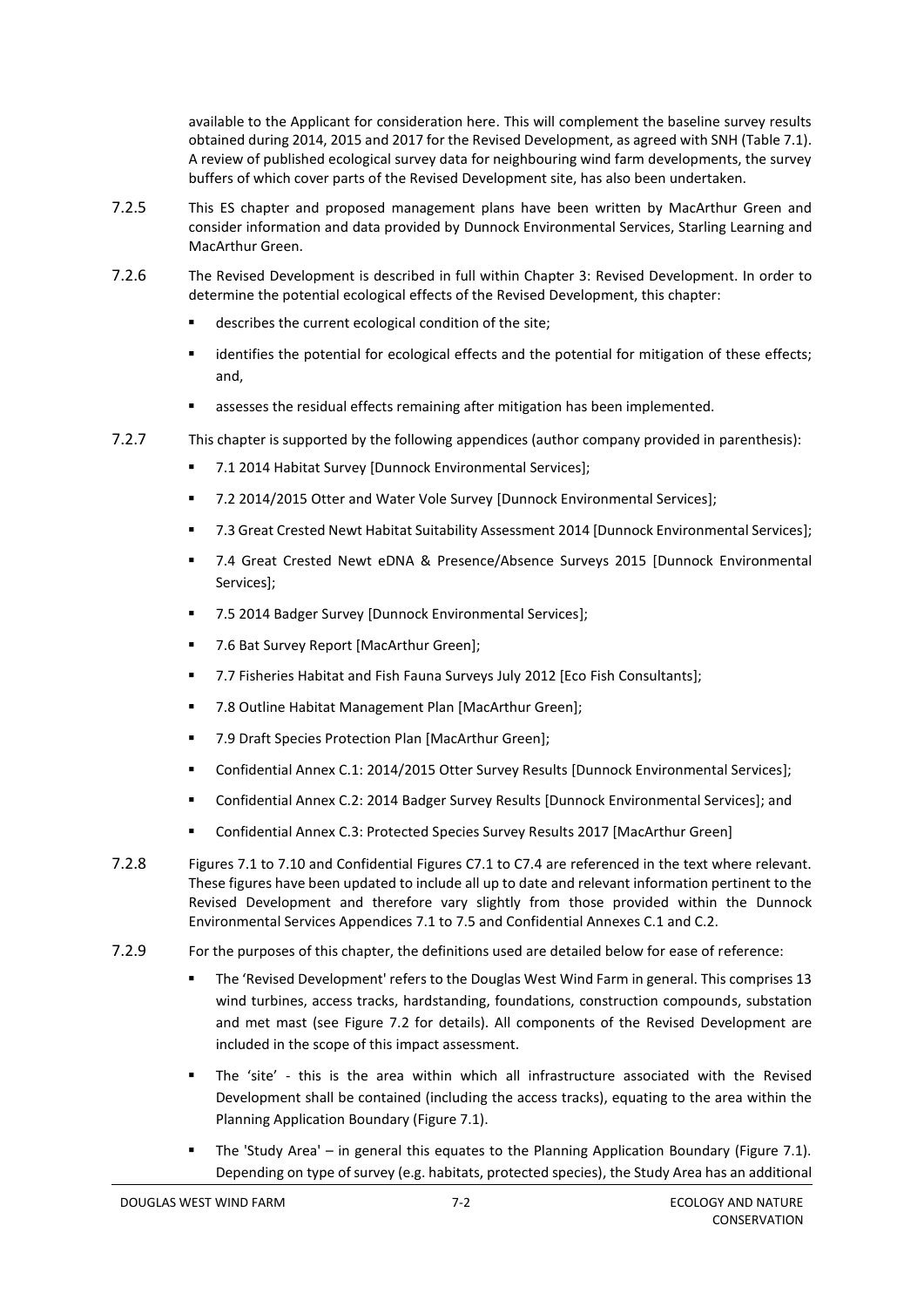available to the Applicant for consideration here. This will complement the baseline survey results obtained during 2014, 2015 and 2017 for the Revised Development, as agreed with SNH (Table 7.1). A review of published ecological survey data for neighbouring wind farm developments, the survey buffers of which cover parts of the Revised Development site, has also been undertaken.

7.2.5 This ES chapter and proposed management plans have been written by MacArthur Green and consider information and data provided by Dunnock Environmental Services, Starling Learning and MacArthur Green.

7.2.6 The Revised Development is described in full within Chapter 3: Revised Development. In order to determine the potential ecological effects of the Revised Development, this chapter:

- describes the current ecological condition of the site;
- identifies the potential for ecological effects and the potential for mitigation of these effects; and,
- assesses the residual effects remaining after mitigation has been implemented.

7.2.7 This chapter is supported by the following appendices (author company provided in parenthesis):

- 7.1 2014 Habitat Survey [Dunnock Environmental Services];
- 7.2 2014/2015 Otter and Water Vole Survey [Dunnock Environmental Services];
- 7.3 Great Crested Newt Habitat Suitability Assessment 2014 [Dunnock Environmental Services];
- 7.4 Great Crested Newt eDNA & Presence/Absence Surveys 2015 [Dunnock Environmental Services];
- 7.5 2014 Badger Survey [Dunnock Environmental Services];
- 7.6 Bat Survey Report [MacArthur Green];
- 7.7 Fisheries Habitat and Fish Fauna Surveys July 2012 [Eco Fish Consultants];
- 7.8 Outline Habitat Management Plan [MacArthur Green];
- 7.9 Draft Species Protection Plan [MacArthur Green];
- Confidential Annex C.1: 2014/2015 Otter Survey Results [Dunnock Environmental Services];
- Confidential Annex C.2: 2014 Badger Survey Results [Dunnock Environmental Services]; and
- Confidential Annex C.3: Protected Species Survey Results 2017 [MacArthur Green]

7.2.8 Figures 7.1 to 7.10 and Confidential Figures C7.1 to C7.4 are referenced in the text where relevant. These figures have been updated to include all up to date and relevant information pertinent to the Revised Development and therefore vary slightly from those provided within the Dunnock Environmental Services Appendices 7.1 to 7.5 and Confidential Annexes C.1 and C.2.

7.2.9 For the purposes of this chapter, the definitions used are detailed below for ease of reference:

- The 'Revised Development' refers to the Douglas West Wind Farm in general. This comprises 13 wind turbines, access tracks, hardstanding, foundations, construction compounds, substation and met mast (see Figure 7.2 for details). All components of the Revised Development are included in the scope of this impact assessment.
- The 'site' - this is the area within which all infrastructure associated with the Revised Development shall be contained (including the access tracks), equating to the area within the Planning Application Boundary (Figure 7.1).
- The 'Study Area' – in general this equates to the Planning Application Boundary (Figure 7.1). Depending on type of survey (e.g. habitats, protected species), the Study Area has an additional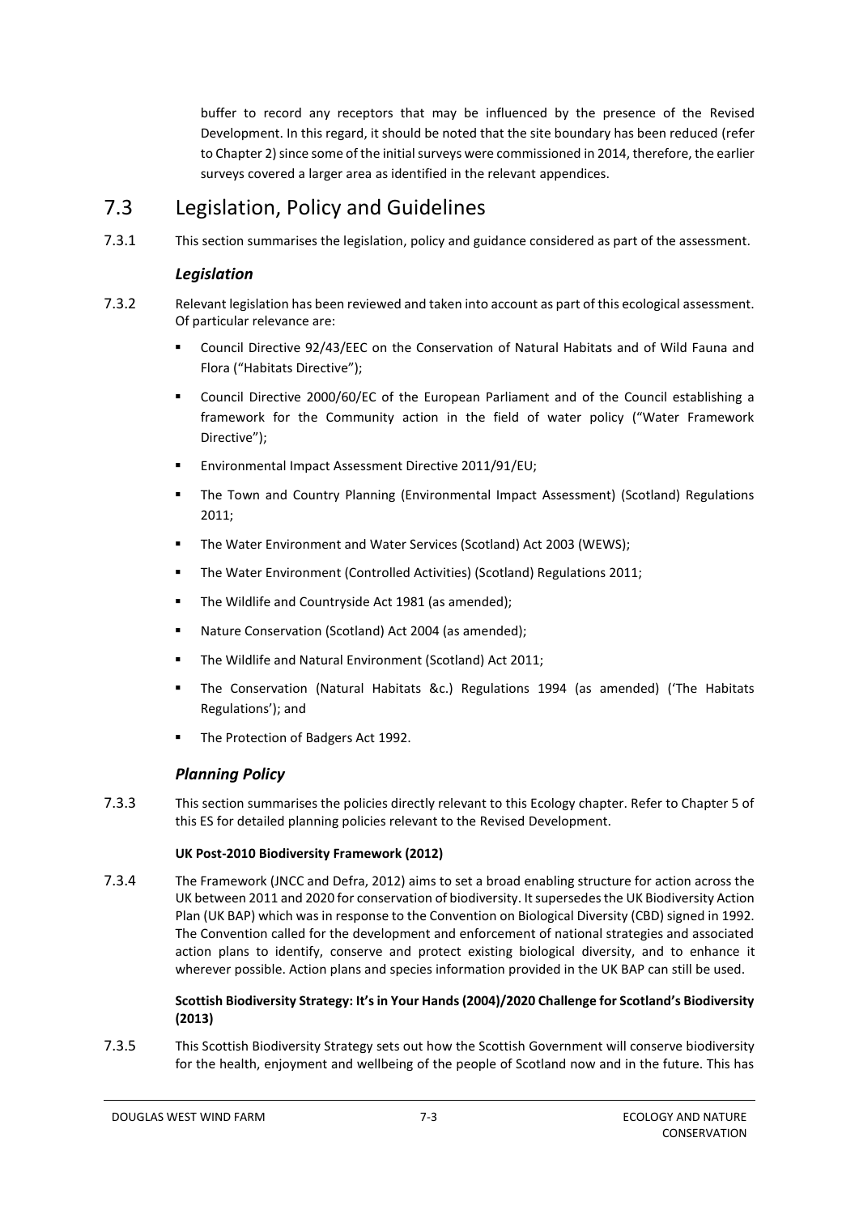buffer to record any receptors that may be influenced by the presence of the Revised Development. In this regard, it should be noted that the site boundary has been reduced (refer to Chapter 2) since some of the initial surveys were commissioned in 2014, therefore, the earlier surveys covered a larger area as identified in the relevant appendices.

## 7.3 Legislation, Policy and Guidelines

7.3.1 This section summarises the legislation, policy and guidance considered as part of the assessment.

### *Legislation*

7.3.2 Relevant legislation has been reviewed and taken into account as part of this ecological assessment. Of particular relevance are:

- Council Directive 92/43/EEC on the Conservation of Natural Habitats and of Wild Fauna and Flora ("Habitats Directive");
- Council Directive 2000/60/EC of the European Parliament and of the Council establishing a framework for the Community action in the field of water policy ("Water Framework Directive");
- Environmental Impact Assessment Directive 2011/91/EU;
- The Town and Country Planning (Environmental Impact Assessment) (Scotland) Regulations 2011;
- The Water Environment and Water Services (Scotland) Act 2003 (WEWS);
- The Water Environment (Controlled Activities) (Scotland) Regulations 2011;
- The Wildlife and Countryside Act 1981 (as amended);
- Nature Conservation (Scotland) Act 2004 (as amended);
- The Wildlife and Natural Environment (Scotland) Act 2011;
- The Conservation (Natural Habitats &c.) Regulations 1994 (as amended) ('The Habitats Regulations'); and
- The Protection of Badgers Act 1992.

### *Planning Policy*

7.3.3 This section summarises the policies directly relevant to this Ecology chapter. Refer to Chapter 5 of this ES for detailed planning policies relevant to the Revised Development.

**UK Post-2010 Biodiversity Framework (2012)**

7.3.4 The Framework (JNCC and Defra, 2012) aims to set a broad enabling structure for action across the UK between 2011 and 2020 for conservation of biodiversity. It supersedes the UK Biodiversity Action Plan (UK BAP) which was in response to the Convention on Biological Diversity (CBD) signed in 1992. The Convention called for the development and enforcement of national strategies and associated action plans to identify, conserve and protect existing biological diversity, and to enhance it wherever possible. Action plans and species information provided in the UK BAP can still be used.

**Scottish Biodiversity Strategy: It's in Your Hands (2004)/2020 Challenge for Scotland's Biodiversity (2013)**

7.3.5 This Scottish Biodiversity Strategy sets out how the Scottish Government will conserve biodiversity for the health, enjoyment and wellbeing of the people of Scotland now and in the future. This has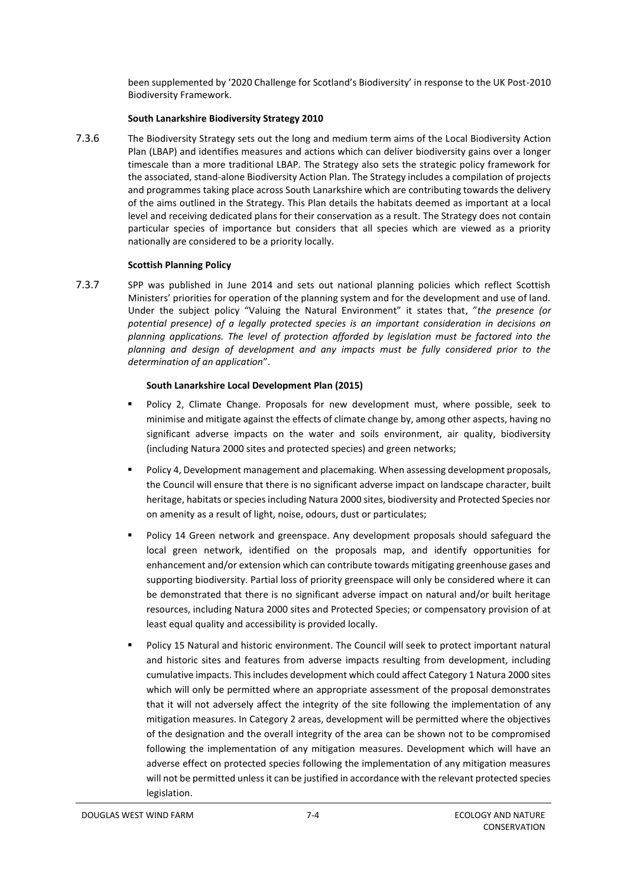been supplemented by '2020 Challenge for Scotland's Biodiversity' in response to the UK Post-2010 Biodiversity Framework.

**South Lanarkshire Biodiversity Strategy 2010**

7.3.6 The Biodiversity Strategy sets out the long and medium term aims of the Local Biodiversity Action Plan (LBAP) and identifies measures and actions which can deliver biodiversity gains over a longer timescale than a more traditional LBAP. The Strategy also sets the strategic policy framework for the associated, stand-alone Biodiversity Action Plan. The Strategy includes a compilation of projects and programmes taking place across South Lanarkshire which are contributing towards the delivery of the aims outlined in the Strategy. This Plan details the habitats deemed as important at a local level and receiving dedicated plans for their conservation as a result. The Strategy does not contain particular species of importance but considers that all species which are viewed as a priority nationally are considered to be a priority locally.

**Scottish Planning Policy**

7.3.7 SPP was published in June 2014 and sets out national planning policies which reflect Scottish Ministers' priorities for operation of the planning system and for the development and use of land. Under the subject policy "Valuing the Natural Environment" it states that, "*the presence (or potential presence) of a legally protected species is an important consideration in decisions on planning applications. The level of protection afforded by legislation must be factored into the planning and design of development and any impacts must be fully considered prior to the determination of an application*".

**South Lanarkshire Local Development Plan (2015)**

- Policy 2, Climate Change. Proposals for new development must, where possible, seek to minimise and mitigate against the effects of climate change by, among other aspects, having no significant adverse impacts on the water and soils environment, air quality, biodiversity (including Natura 2000 sites and protected species) and green networks;
- Policy 4, Development management and placemaking. When assessing development proposals, the Council will ensure that there is no significant adverse impact on landscape character, built heritage, habitats or species including Natura 2000 sites, biodiversity and Protected Species nor on amenity as a result of light, noise, odours, dust or particulates;
- Policy 14 Green network and greenspace. Any development proposals should safeguard the local green network, identified on the proposals map, and identify opportunities for enhancement and/or extension which can contribute towards mitigating greenhouse gases and supporting biodiversity. Partial loss of priority greenspace will only be considered where it can be demonstrated that there is no significant adverse impact on natural and/or built heritage resources, including Natura 2000 sites and Protected Species; or compensatory provision of at least equal quality and accessibility is provided locally.
- Policy 15 Natural and historic environment. The Council will seek to protect important natural and historic sites and features from adverse impacts resulting from development, including cumulative impacts. This includes development which could affect Category 1 Natura 2000 sites which will only be permitted where an appropriate assessment of the proposal demonstrates that it will not adversely affect the integrity of the site following the implementation of any mitigation measures. In Category 2 areas, development will be permitted where the objectives of the designation and the overall integrity of the area can be shown not to be compromised following the implementation of any mitigation measures. Development which will have an adverse effect on protected species following the implementation of any mitigation measures will not be permitted unless it can be justified in accordance with the relevant protected species legislation.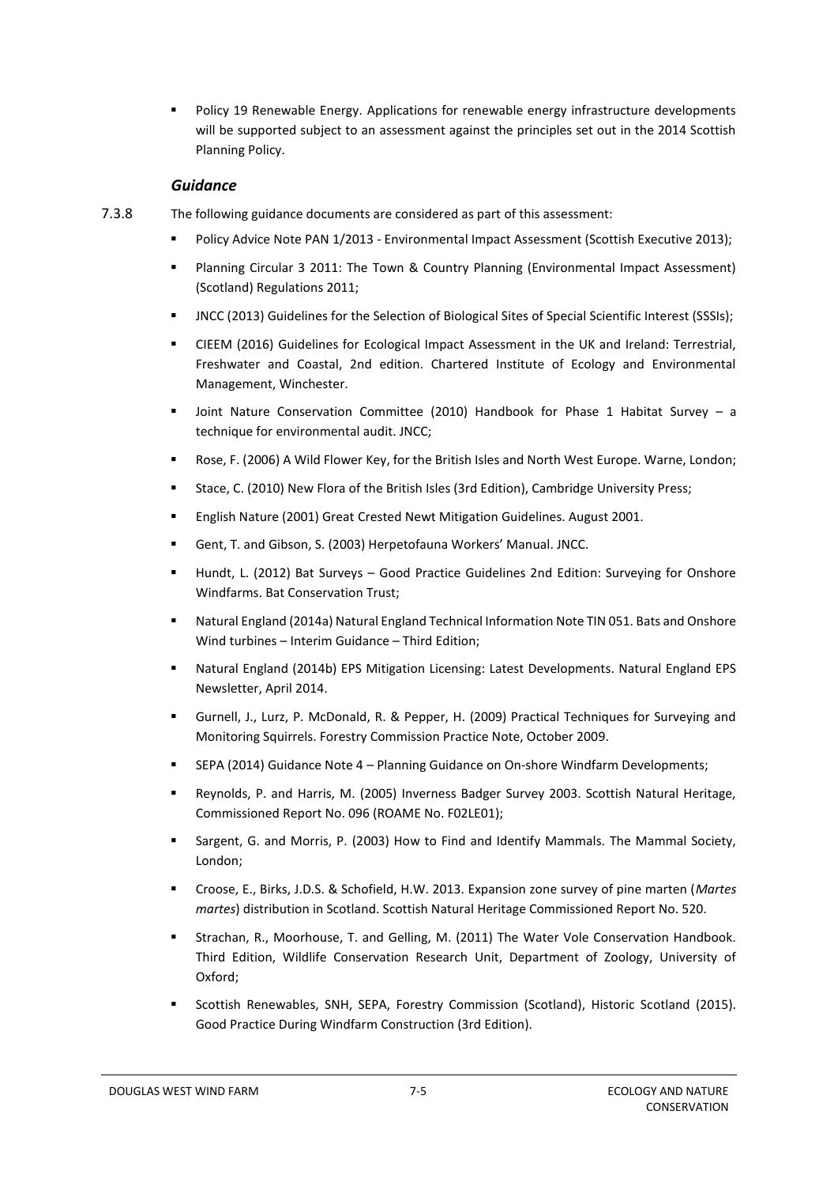- Policy 19 Renewable Energy. Applications for renewable energy infrastructure developments will be supported subject to an assessment against the principles set out in the 2014 Scottish Planning Policy.

### *Guidance*

7.3.8 The following guidance documents are considered as part of this assessment:

- Policy Advice Note PAN 1/2013 - Environmental Impact Assessment (Scottish Executive 2013);
- Planning Circular 3 2011: The Town & Country Planning (Environmental Impact Assessment) (Scotland) Regulations 2011;
- JNCC (2013) Guidelines for the Selection of Biological Sites of Special Scientific Interest (SSSIs);
- CIEEM (2016) Guidelines for Ecological Impact Assessment in the UK and Ireland: Terrestrial, Freshwater and Coastal, 2nd edition. Chartered Institute of Ecology and Environmental Management, Winchester.
- Joint Nature Conservation Committee (2010) Handbook for Phase 1 Habitat Survey – a technique for environmental audit. JNCC;
- Rose, F. (2006) A Wild Flower Key, for the British Isles and North West Europe. Warne, London;
- Stace, C. (2010) New Flora of the British Isles (3rd Edition), Cambridge University Press;
- English Nature (2001) Great Crested Newt Mitigation Guidelines. August 2001.
- Gent, T. and Gibson, S. (2003) Herpetofauna Workers' Manual. JNCC.
- Hundt, L. (2012) Bat Surveys – Good Practice Guidelines 2nd Edition: Surveying for Onshore Windfarms. Bat Conservation Trust;
- Natural England (2014a) Natural England Technical Information Note TIN 051. Bats and Onshore Wind turbines – Interim Guidance – Third Edition;
- Natural England (2014b) EPS Mitigation Licensing: Latest Developments. Natural England EPS Newsletter, April 2014.
- Gurnell, J., Lurz, P. McDonald, R. & Pepper, H. (2009) Practical Techniques for Surveying and Monitoring Squirrels. Forestry Commission Practice Note, October 2009.
- SEPA (2014) Guidance Note 4 – Planning Guidance on On-shore Windfarm Developments;
- Reynolds, P. and Harris, M. (2005) Inverness Badger Survey 2003. Scottish Natural Heritage, Commissioned Report No. 096 (ROAME No. F02LE01);
- Sargent, G. and Morris, P. (2003) How to Find and Identify Mammals. The Mammal Society, London;
- Croose, E., Birks, J.D.S. & Schofield, H.W. 2013. Expansion zone survey of pine marten (*Martes martes*) distribution in Scotland. Scottish Natural Heritage Commissioned Report No. 520.
- Strachan, R., Moorhouse, T. and Gelling, M. (2011) The Water Vole Conservation Handbook. Third Edition, Wildlife Conservation Research Unit, Department of Zoology, University of Oxford;
- Scottish Renewables, SNH, SEPA, Forestry Commission (Scotland), Historic Scotland (2015). Good Practice During Windfarm Construction (3rd Edition).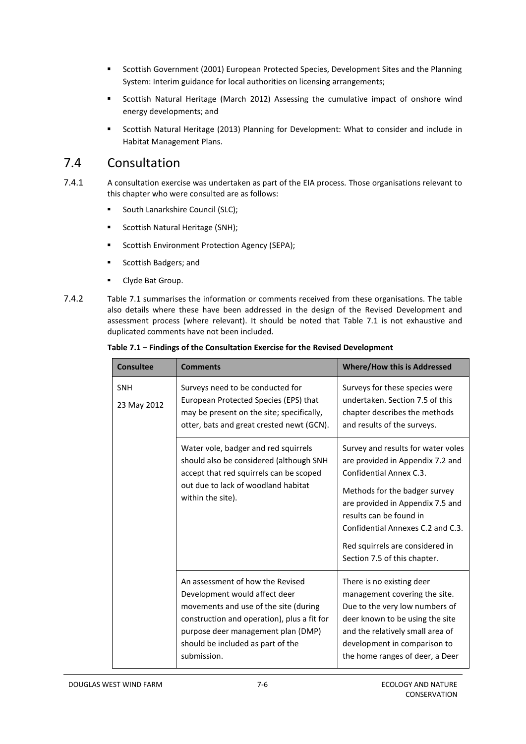- Scottish Government (2001) European Protected Species, Development Sites and the Planning System: Interim guidance for local authorities on licensing arrangements;
- Scottish Natural Heritage (March 2012) Assessing the cumulative impact of onshore wind energy developments; and
- Scottish Natural Heritage (2013) Planning for Development: What to consider and include in Habitat Management Plans.

## 7.4 Consultation

7.4.1 A consultation exercise was undertaken as part of the EIA process. Those organisations relevant to this chapter who were consulted are as follows:

- South Lanarkshire Council (SLC);
- Scottish Natural Heritage (SNH);
- Scottish Environment Protection Agency (SEPA);
- Scottish Badgers; and
- Clyde Bat Group.

7.4.2 Table 7.1 summarises the information or comments received from these organisations. The table also details where these have been addressed in the design of the Revised Development and assessment process (where relevant). It should be noted that Table 7.1 is not exhaustive and duplicated comments have not been included.

**Table 7.1 – Findings of the Consultation Exercise for the Revised Development**

| Consultee | Comments | Where/How this is Addressed |
|---|---|---|
| SNH<br>23 May 2012 | Surveys need to be conducted for European Protected Species (EPS) that may be present on the site; specifically, otter, bats and great crested newt (GCN). | Surveys for these species were undertaken. Section 7.5 of this chapter describes the methods and results of the surveys. |
| | Water vole, badger and red squirrels should also be considered (although SNH accept that red squirrels can be scoped out due to lack of woodland habitat within the site). | Survey and results for water voles are provided in Appendix 7.2 and Confidential Annex C.3.<br>Methods for the badger survey are provided in Appendix 7.5 and results can be found in Confidential Annexes C.2 and C.3.<br>Red squirrels are considered in Section 7.5 of this chapter. |
| | An assessment of how the Revised Development would affect deer movements and use of the site (during construction and operation), plus a fit for purpose deer management plan (DMP) should be included as part of the submission. | There is no existing deer management covering the site. Due to the very low numbers of deer known to be using the site and the relatively small area of development in comparison to the home ranges of deer, a Deer |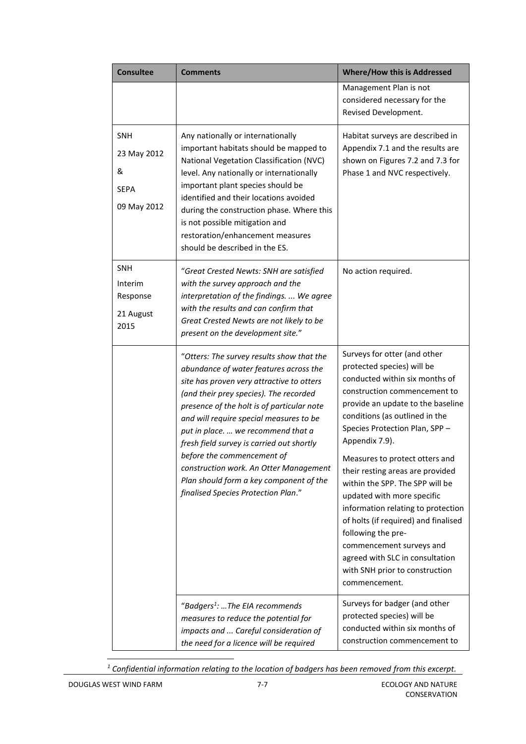| Consultee | Comments | Where/How this is Addressed |
|---|---|---|
| | | Management Plan is not considered necessary for the Revised Development. |
| SNH<br>23 May 2012<br>&<br>SEPA<br>09 May 2012 | Any nationally or internationally important habitats should be mapped to National Vegetation Classification (NVC) level. Any nationally or internationally important plant species should be identified and their locations avoided during the construction phase. Where this is not possible mitigation and restoration/enhancement measures should be described in the ES. | Habitat surveys are described in Appendix 7.1 and the results are shown on Figures 7.2 and 7.3 for Phase 1 and NVC respectively. |
| SNH<br>Interim Response<br>21 August 2015 | "*Great Crested Newts: SNH are satisfied with the survey approach and the interpretation of the findings. ... We agree with the results and can confirm that Great Crested Newts are not likely to be present on the development site.*" | No action required. |
| | "*Otters: The survey results show that the abundance of water features across the site has proven very attractive to otters (and their prey species). The recorded presence of the holt is of particular note and will require special measures to be put in place. … we recommend that a fresh field survey is carried out shortly before the commencement of construction work. An Otter Management Plan should form a key component of the finalised Species Protection Plan*." | Surveys for otter (and other protected species) will be conducted within six months of construction commencement to provide an update to the baseline conditions (as outlined in the Species Protection Plan, SPP – Appendix 7.9).<br><br>Measures to protect otters and their resting areas are provided within the SPP. The SPP will be updated with more specific information relating to protection of holts (if required) and finalised following the pre-commencement surveys and agreed with SLC in consultation with SNH prior to construction commencement. |
| | "*Badgers[1]: …The EIA recommends measures to reduce the potential for impacts and ... Careful consideration of the need for a licence will be required* | Surveys for badger (and other protected species) will be conducted within six months of construction commencement to |

[1] *Confidential information relating to the location of badgers has been removed from this excerpt.*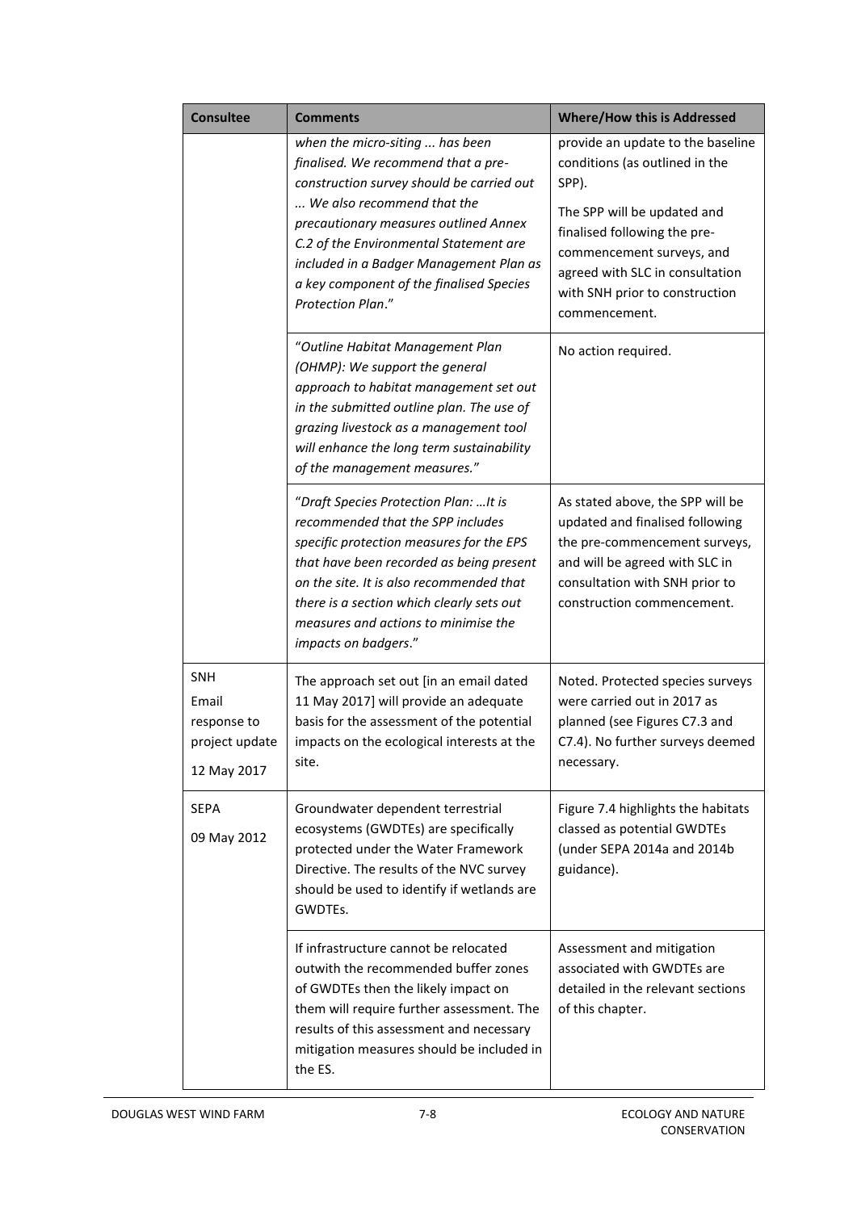| Consultee | Comments | Where/How this is Addressed |
| --- | --- | --- |
| | *when the micro-siting ... has been finalised. We recommend that a pre-construction survey should be carried out ... We also recommend that the precautionary measures outlined Annex C.2 of the Environmental Statement are included in a Badger Management Plan as a key component of the finalised Species Protection Plan*." | provide an update to the baseline conditions (as outlined in the SPP).<br><br>The SPP will be updated and finalised following the pre-commencement surveys, and agreed with SLC in consultation with SNH prior to construction commencement. |
| | "*Outline Habitat Management Plan (OHMP): We support the general approach to habitat management set out in the submitted outline plan. The use of grazing livestock as a management tool will enhance the long term sustainability of the management measures.*" | No action required. |
| | "*Draft Species Protection Plan: …It is recommended that the SPP includes specific protection measures for the EPS that have been recorded as being present on the site. It is also recommended that there is a section which clearly sets out measures and actions to minimise the impacts on badgers*." | As stated above, the SPP will be updated and finalised following the pre-commencement surveys, and will be agreed with SLC in consultation with SNH prior to construction commencement. |
| SNH<br>Email response to project update<br>12 May 2017 | The approach set out [in an email dated 11 May 2017] will provide an adequate basis for the assessment of the potential impacts on the ecological interests at the site. | Noted. Protected species surveys were carried out in 2017 as planned (see Figures C7.3 and C7.4). No further surveys deemed necessary. |
| SEPA<br>09 May 2012 | Groundwater dependent terrestrial ecosystems (GWDTEs) are specifically protected under the Water Framework Directive. The results of the NVC survey should be used to identify if wetlands are GWDTEs. | Figure 7.4 highlights the habitats classed as potential GWDTEs (under SEPA 2014a and 2014b guidance). |
| | If infrastructure cannot be relocated outwith the recommended buffer zones of GWDTEs then the likely impact on them will require further assessment. The results of this assessment and necessary mitigation measures should be included in the ES. | Assessment and mitigation associated with GWDTEs are detailed in the relevant sections of this chapter. |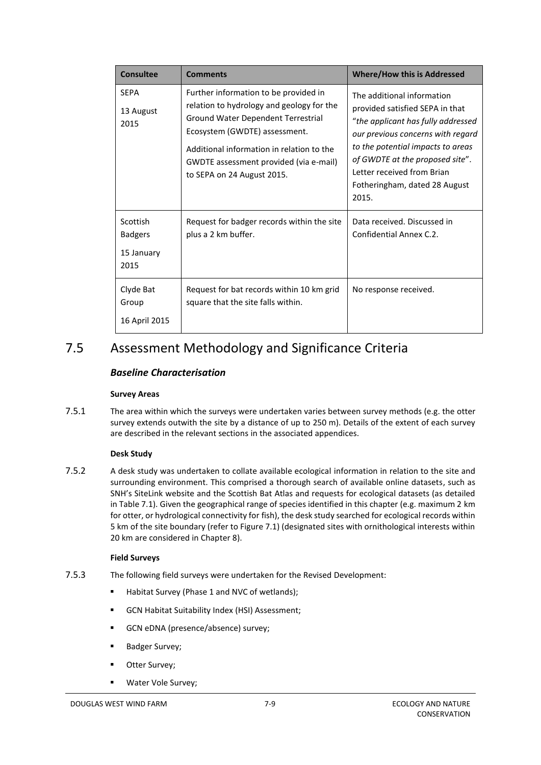| Consultee | Comments | Where/How this is Addressed |
| --- | --- | --- |
| SEPA<br><br>13 August 2015 | Further information to be provided in relation to hydrology and geology for the Ground Water Dependent Terrestrial Ecosystem (GWDTE) assessment.<br><br>Additional information in relation to the GWDTE assessment provided (via e-mail) to SEPA on 24 August 2015. | The additional information provided satisfied SEPA in that "*the applicant has fully addressed our previous concerns with regard to the potential impacts to areas of GWDTE at the proposed site*". Letter received from Brian Fotheringham, dated 28 August 2015. |
| Scottish Badgers<br><br>15 January 2015 | Request for badger records within the site plus a 2 km buffer. | Data received. Discussed in Confidential Annex C.2. |
| Clyde Bat Group<br><br>16 April 2015 | Request for bat records within 10 km grid square that the site falls within. | No response received. |

## 7.5 Assessment Methodology and Significance Criteria

### *Baseline Characterisation*

**Survey Areas**

7.5.1 The area within which the surveys were undertaken varies between survey methods (e.g. the otter survey extends outwith the site by a distance of up to 250 m). Details of the extent of each survey are described in the relevant sections in the associated appendices.

**Desk Study**

7.5.2 A desk study was undertaken to collate available ecological information in relation to the site and surrounding environment. This comprised a thorough search of available online datasets, such as SNH's SiteLink website and the Scottish Bat Atlas and requests for ecological datasets (as detailed in Table 7.1). Given the geographical range of species identified in this chapter (e.g. maximum 2 km for otter, or hydrological connectivity for fish), the desk study searched for ecological records within 5 km of the site boundary (refer to Figure 7.1) (designated sites with ornithological interests within 20 km are considered in Chapter 8).

**Field Surveys**

7.5.3 The following field surveys were undertaken for the Revised Development:

- Habitat Survey (Phase 1 and NVC of wetlands);
- GCN Habitat Suitability Index (HSI) Assessment;
- GCN eDNA (presence/absence) survey;
- Badger Survey;
- Otter Survey;
- Water Vole Survey;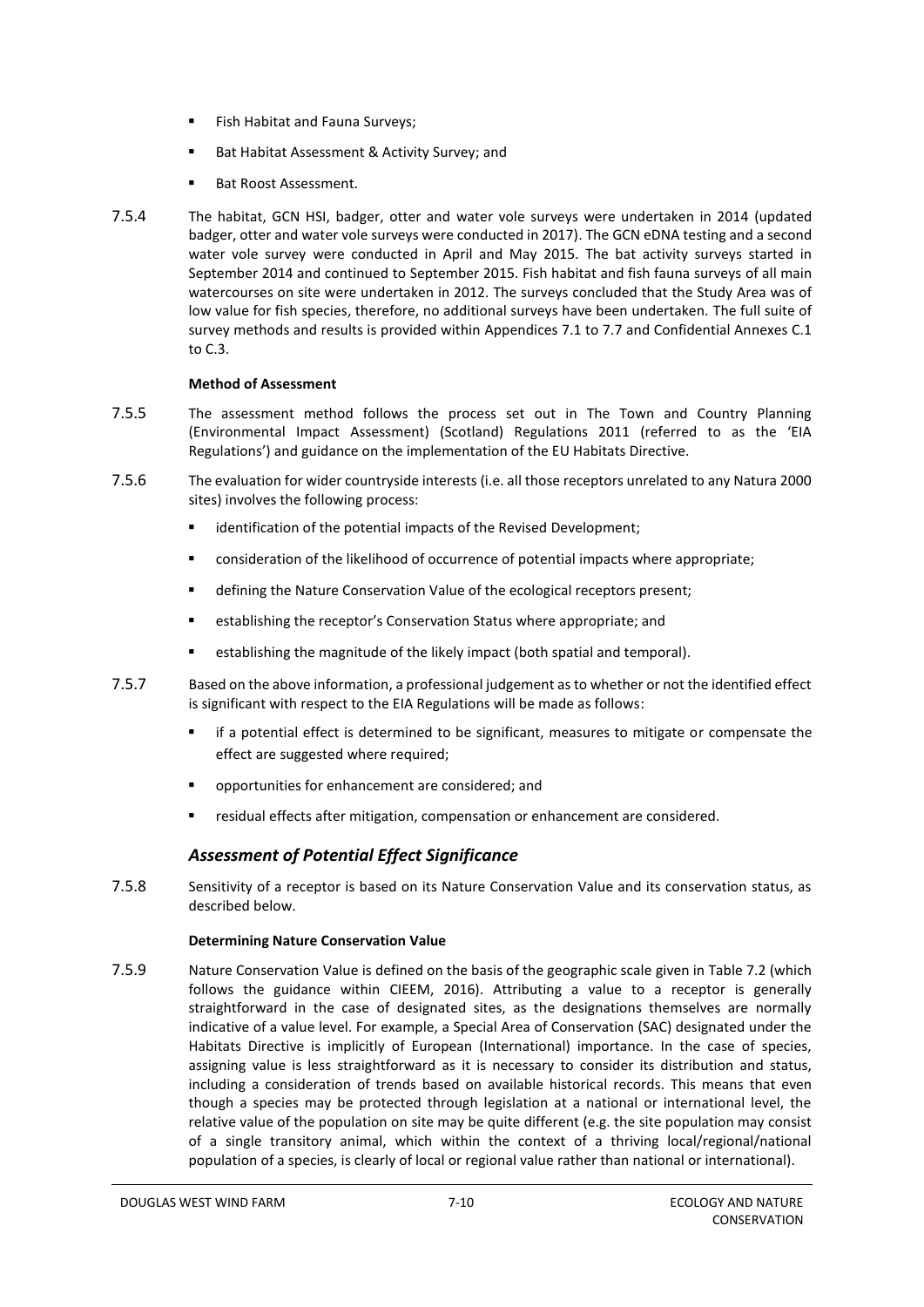- Fish Habitat and Fauna Surveys;
- Bat Habitat Assessment & Activity Survey; and
- Bat Roost Assessment.

7.5.4 The habitat, GCN HSI, badger, otter and water vole surveys were undertaken in 2014 (updated badger, otter and water vole surveys were conducted in 2017). The GCN eDNA testing and a second water vole survey were conducted in April and May 2015. The bat activity surveys started in September 2014 and continued to September 2015. Fish habitat and fish fauna surveys of all main watercourses on site were undertaken in 2012. The surveys concluded that the Study Area was of low value for fish species, therefore, no additional surveys have been undertaken. The full suite of survey methods and results is provided within Appendices 7.1 to 7.7 and Confidential Annexes C.1 to C.3.

**Method of Assessment**

7.5.5 The assessment method follows the process set out in The Town and Country Planning (Environmental Impact Assessment) (Scotland) Regulations 2011 (referred to as the 'EIA Regulations') and guidance on the implementation of the EU Habitats Directive.

7.5.6 The evaluation for wider countryside interests (i.e. all those receptors unrelated to any Natura 2000 sites) involves the following process:

- identification of the potential impacts of the Revised Development;
- consideration of the likelihood of occurrence of potential impacts where appropriate;
- defining the Nature Conservation Value of the ecological receptors present;
- establishing the receptor's Conservation Status where appropriate; and
- establishing the magnitude of the likely impact (both spatial and temporal).

7.5.7 Based on the above information, a professional judgement as to whether or not the identified effect is significant with respect to the EIA Regulations will be made as follows:

- if a potential effect is determined to be significant, measures to mitigate or compensate the effect are suggested where required;
- opportunities for enhancement are considered; and
- residual effects after mitigation, compensation or enhancement are considered.

## *Assessment of Potential Effect Significance*

7.5.8 Sensitivity of a receptor is based on its Nature Conservation Value and its conservation status, as described below.

**Determining Nature Conservation Value**

7.5.9 Nature Conservation Value is defined on the basis of the geographic scale given in Table 7.2 (which follows the guidance within CIEEM, 2016). Attributing a value to a receptor is generally straightforward in the case of designated sites, as the designations themselves are normally indicative of a value level. For example, a Special Area of Conservation (SAC) designated under the Habitats Directive is implicitly of European (International) importance. In the case of species, assigning value is less straightforward as it is necessary to consider its distribution and status, including a consideration of trends based on available historical records. This means that even though a species may be protected through legislation at a national or international level, the relative value of the population on site may be quite different (e.g. the site population may consist of a single transitory animal, which within the context of a thriving local/regional/national population of a species, is clearly of local or regional value rather than national or international).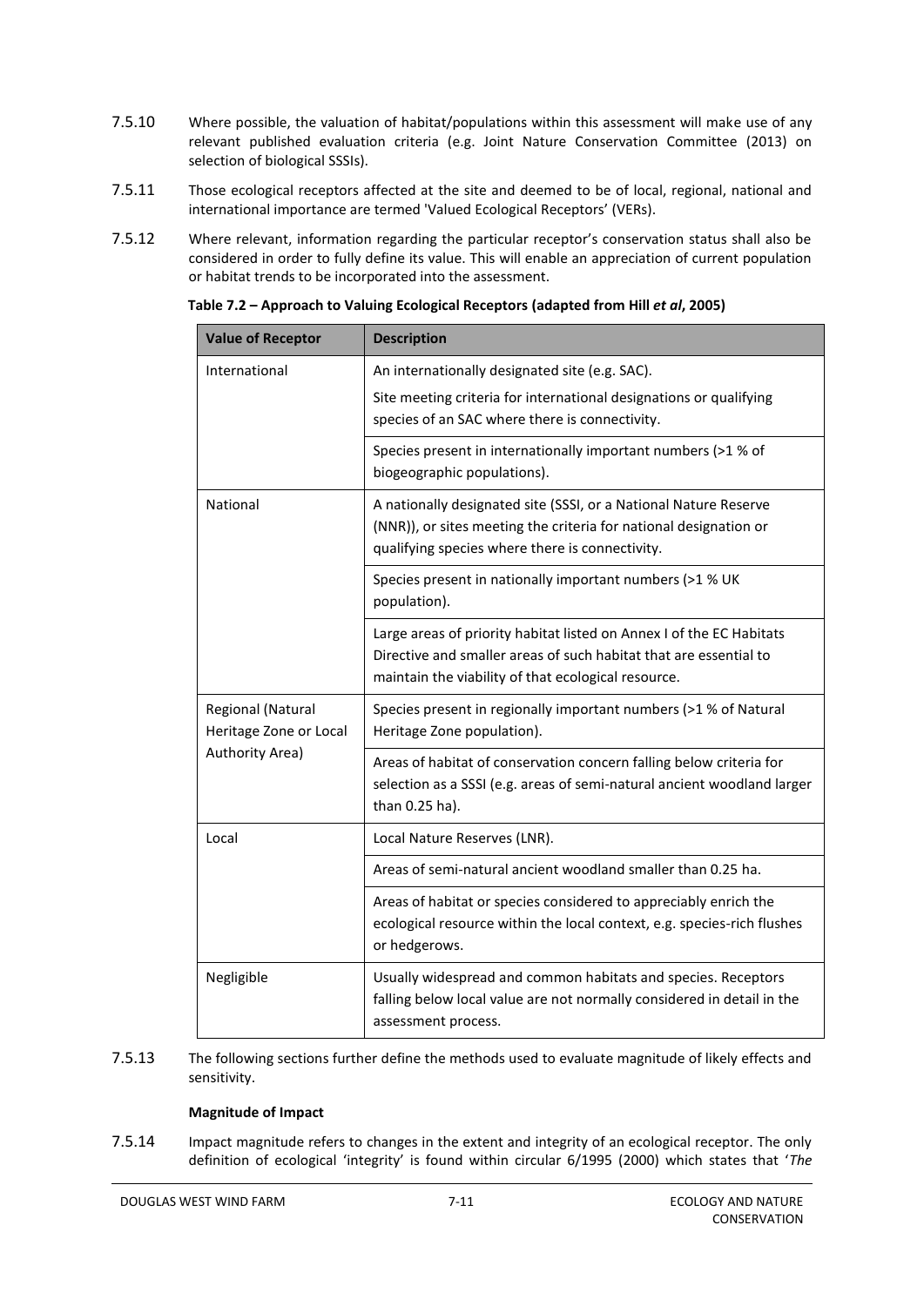7.5.10 Where possible, the valuation of habitat/populations within this assessment will make use of any relevant published evaluation criteria (e.g. Joint Nature Conservation Committee (2013) on selection of biological SSSIs).

7.5.11 Those ecological receptors affected at the site and deemed to be of local, regional, national and international importance are termed 'Valued Ecological Receptors' (VERs).

7.5.12 Where relevant, information regarding the particular receptor's conservation status shall also be considered in order to fully define its value. This will enable an appreciation of current population or habitat trends to be incorporated into the assessment.

**Table 7.2 – Approach to Valuing Ecological Receptors (adapted from Hill *et al*, 2005)**

| Value of Receptor | Description |
|---|---|
| International | An internationally designated site (e.g. SAC).<br>Site meeting criteria for international designations or qualifying species of an SAC where there is connectivity. |
| | Species present in internationally important numbers (>1 % of biogeographic populations). |
| National | A nationally designated site (SSSI, or a National Nature Reserve (NNR)), or sites meeting the criteria for national designation or qualifying species where there is connectivity. |
| | Species present in nationally important numbers (>1 % UK population). |
| | Large areas of priority habitat listed on Annex I of the EC Habitats Directive and smaller areas of such habitat that are essential to maintain the viability of that ecological resource. |
| Regional (Natural Heritage Zone or Local Authority Area) | Species present in regionally important numbers (>1 % of Natural Heritage Zone population). |
| | Areas of habitat of conservation concern falling below criteria for selection as a SSSI (e.g. areas of semi-natural ancient woodland larger than 0.25 ha). |
| Local | Local Nature Reserves (LNR). |
| | Areas of semi-natural ancient woodland smaller than 0.25 ha. |
| | Areas of habitat or species considered to appreciably enrich the ecological resource within the local context, e.g. species-rich flushes or hedgerows. |
| Negligible | Usually widespread and common habitats and species. Receptors falling below local value are not normally considered in detail in the assessment process. |

7.5.13 The following sections further define the methods used to evaluate magnitude of likely effects and sensitivity.

**Magnitude of Impact**

7.5.14 Impact magnitude refers to changes in the extent and integrity of an ecological receptor. The only definition of ecological 'integrity' is found within circular 6/1995 (2000) which states that '*The*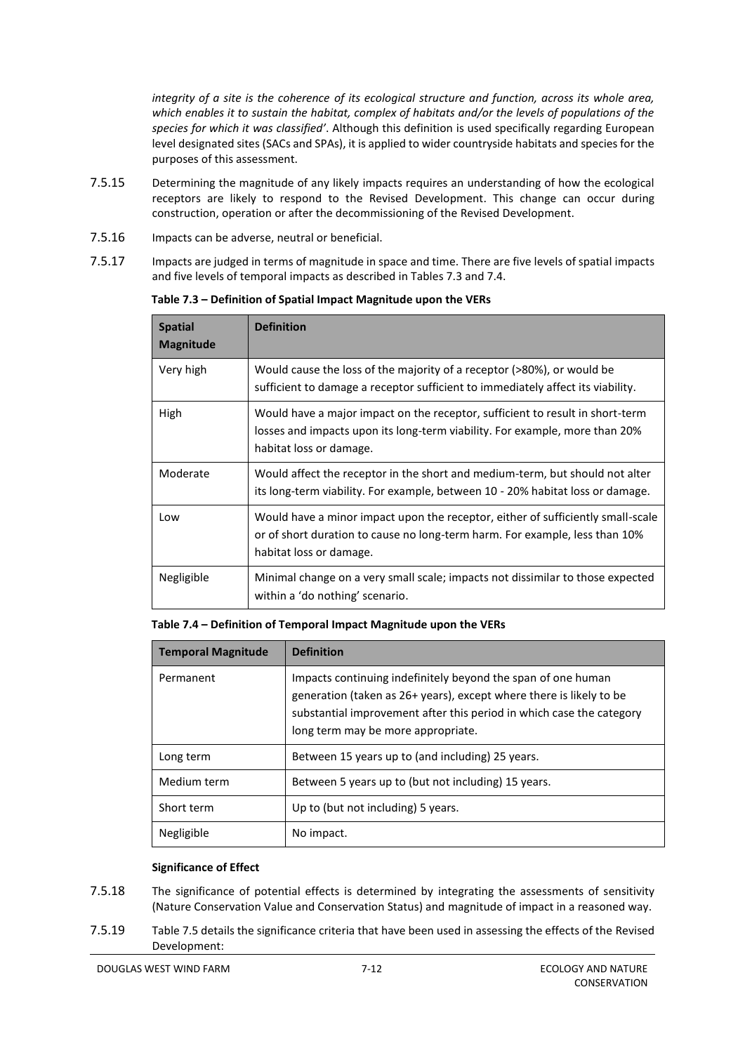*integrity of a site is the coherence of its ecological structure and function, across its whole area, which enables it to sustain the habitat, complex of habitats and/or the levels of populations of the species for which it was classified'*. Although this definition is used specifically regarding European level designated sites (SACs and SPAs), it is applied to wider countryside habitats and species for the purposes of this assessment.

7.5.15 Determining the magnitude of any likely impacts requires an understanding of how the ecological receptors are likely to respond to the Revised Development. This change can occur during construction, operation or after the decommissioning of the Revised Development.

7.5.16 Impacts can be adverse, neutral or beneficial.

7.5.17 Impacts are judged in terms of magnitude in space and time. There are five levels of spatial impacts and five levels of temporal impacts as described in Tables 7.3 and 7.4.

**Table 7.3 – Definition of Spatial Impact Magnitude upon the VERs**

| Spatial Magnitude | Definition |
|---|---|
| Very high | Would cause the loss of the majority of a receptor (>80%), or would be sufficient to damage a receptor sufficient to immediately affect its viability. |
| High | Would have a major impact on the receptor, sufficient to result in short-term losses and impacts upon its long-term viability. For example, more than 20% habitat loss or damage. |
| Moderate | Would affect the receptor in the short and medium-term, but should not alter its long-term viability. For example, between 10 - 20% habitat loss or damage. |
| Low | Would have a minor impact upon the receptor, either of sufficiently small-scale or of short duration to cause no long-term harm. For example, less than 10% habitat loss or damage. |
| Negligible | Minimal change on a very small scale; impacts not dissimilar to those expected within a 'do nothing' scenario. |

**Table 7.4 – Definition of Temporal Impact Magnitude upon the VERs**

| Temporal Magnitude | Definition |
|---|---|
| Permanent | Impacts continuing indefinitely beyond the span of one human generation (taken as 26+ years), except where there is likely to be substantial improvement after this period in which case the category long term may be more appropriate. |
| Long term | Between 15 years up to (and including) 25 years. |
| Medium term | Between 5 years up to (but not including) 15 years. |
| Short term | Up to (but not including) 5 years. |
| Negligible | No impact. |

**Significance of Effect**

7.5.18 The significance of potential effects is determined by integrating the assessments of sensitivity (Nature Conservation Value and Conservation Status) and magnitude of impact in a reasoned way.

7.5.19 Table 7.5 details the significance criteria that have been used in assessing the effects of the Revised Development: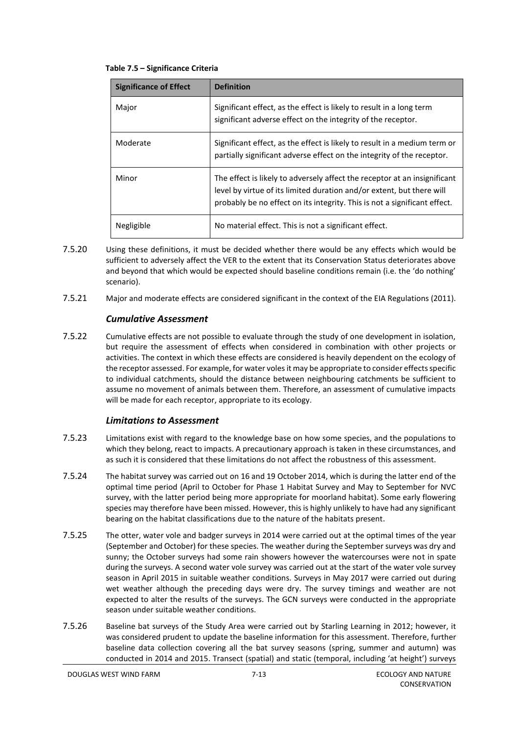**Table 7.5 – Significance Criteria**

| Significance of Effect | Definition |
|---|---|
| Major | Significant effect, as the effect is likely to result in a long term significant adverse effect on the integrity of the receptor. |
| Moderate | Significant effect, as the effect is likely to result in a medium term or partially significant adverse effect on the integrity of the receptor. |
| Minor | The effect is likely to adversely affect the receptor at an insignificant level by virtue of its limited duration and/or extent, but there will probably be no effect on its integrity. This is not a significant effect. |
| Negligible | No material effect. This is not a significant effect. |

7.5.20 Using these definitions, it must be decided whether there would be any effects which would be sufficient to adversely affect the VER to the extent that its Conservation Status deteriorates above and beyond that which would be expected should baseline conditions remain (i.e. the 'do nothing' scenario).

7.5.21 Major and moderate effects are considered significant in the context of the EIA Regulations (2011).

### *Cumulative Assessment*

7.5.22 Cumulative effects are not possible to evaluate through the study of one development in isolation, but require the assessment of effects when considered in combination with other projects or activities. The context in which these effects are considered is heavily dependent on the ecology of the receptor assessed. For example, for water voles it may be appropriate to consider effects specific to individual catchments, should the distance between neighbouring catchments be sufficient to assume no movement of animals between them. Therefore, an assessment of cumulative impacts will be made for each receptor, appropriate to its ecology.

### *Limitations to Assessment*

7.5.23 Limitations exist with regard to the knowledge base on how some species, and the populations to which they belong, react to impacts. A precautionary approach is taken in these circumstances, and as such it is considered that these limitations do not affect the robustness of this assessment.

7.5.24 The habitat survey was carried out on 16 and 19 October 2014, which is during the latter end of the optimal time period (April to October for Phase 1 Habitat Survey and May to September for NVC survey, with the latter period being more appropriate for moorland habitat). Some early flowering species may therefore have been missed. However, this is highly unlikely to have had any significant bearing on the habitat classifications due to the nature of the habitats present.

7.5.25 The otter, water vole and badger surveys in 2014 were carried out at the optimal times of the year (September and October) for these species. The weather during the September surveys was dry and sunny; the October surveys had some rain showers however the watercourses were not in spate during the surveys. A second water vole survey was carried out at the start of the water vole survey season in April 2015 in suitable weather conditions. Surveys in May 2017 were carried out during wet weather although the preceding days were dry. The survey timings and weather are not expected to alter the results of the surveys. The GCN surveys were conducted in the appropriate season under suitable weather conditions.

7.5.26 Baseline bat surveys of the Study Area were carried out by Starling Learning in 2012; however, it was considered prudent to update the baseline information for this assessment. Therefore, further baseline data collection covering all the bat survey seasons (spring, summer and autumn) was conducted in 2014 and 2015. Transect (spatial) and static (temporal, including 'at height') surveys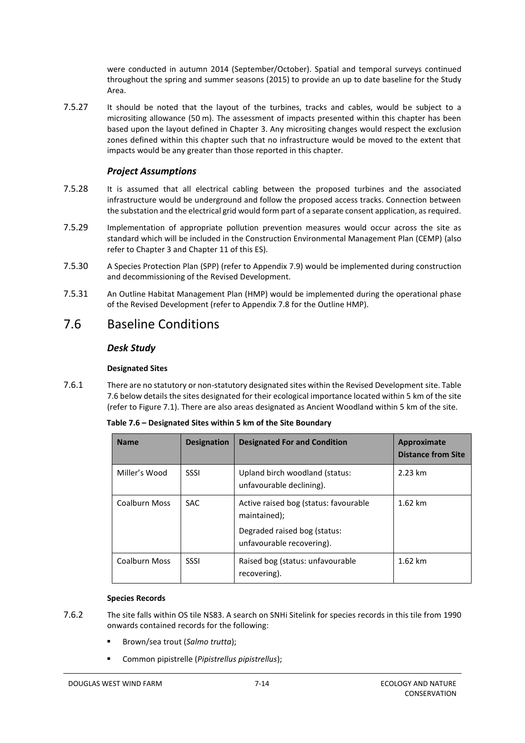were conducted in autumn 2014 (September/October). Spatial and temporal surveys continued throughout the spring and summer seasons (2015) to provide an up to date baseline for the Study Area.

7.5.27 It should be noted that the layout of the turbines, tracks and cables, would be subject to a micrositing allowance (50 m). The assessment of impacts presented within this chapter has been based upon the layout defined in Chapter 3. Any micrositing changes would respect the exclusion zones defined within this chapter such that no infrastructure would be moved to the extent that impacts would be any greater than those reported in this chapter.

### *Project Assumptions*

7.5.28 It is assumed that all electrical cabling between the proposed turbines and the associated infrastructure would be underground and follow the proposed access tracks. Connection between the substation and the electrical grid would form part of a separate consent application, as required.

7.5.29 Implementation of appropriate pollution prevention measures would occur across the site as standard which will be included in the Construction Environmental Management Plan (CEMP) (also refer to Chapter 3 and Chapter 11 of this ES).

7.5.30 A Species Protection Plan (SPP) (refer to Appendix 7.9) would be implemented during construction and decommissioning of the Revised Development.

7.5.31 An Outline Habitat Management Plan (HMP) would be implemented during the operational phase of the Revised Development (refer to Appendix 7.8 for the Outline HMP).

## 7.6 Baseline Conditions

### *Desk Study*

#### Designated Sites

7.6.1 There are no statutory or non-statutory designated sites within the Revised Development site. Table 7.6 below details the sites designated for their ecological importance located within 5 km of the site (refer to Figure 7.1). There are also areas designated as Ancient Woodland within 5 km of the site.

**Table 7.6 – Designated Sites within 5 km of the Site Boundary**

| Name | Designation | Designated For and Condition | Approximate Distance from Site |
|---|---|---|---|
| Miller's Wood | SSSI | Upland birch woodland (status: unfavourable declining). | 2.23 km |
| Coalburn Moss | SAC | Active raised bog (status: favourable maintained); Degraded raised bog (status: unfavourable recovering). | 1.62 km |
| Coalburn Moss | SSSI | Raised bog (status: unfavourable recovering). | 1.62 km |

#### Species Records

7.6.2 The site falls within OS tile NS83. A search on SNHi Sitelink for species records in this tile from 1990 onwards contained records for the following:

- Brown/sea trout (*Salmo trutta*);
- Common pipistrelle (*Pipistrellus pipistrellus*);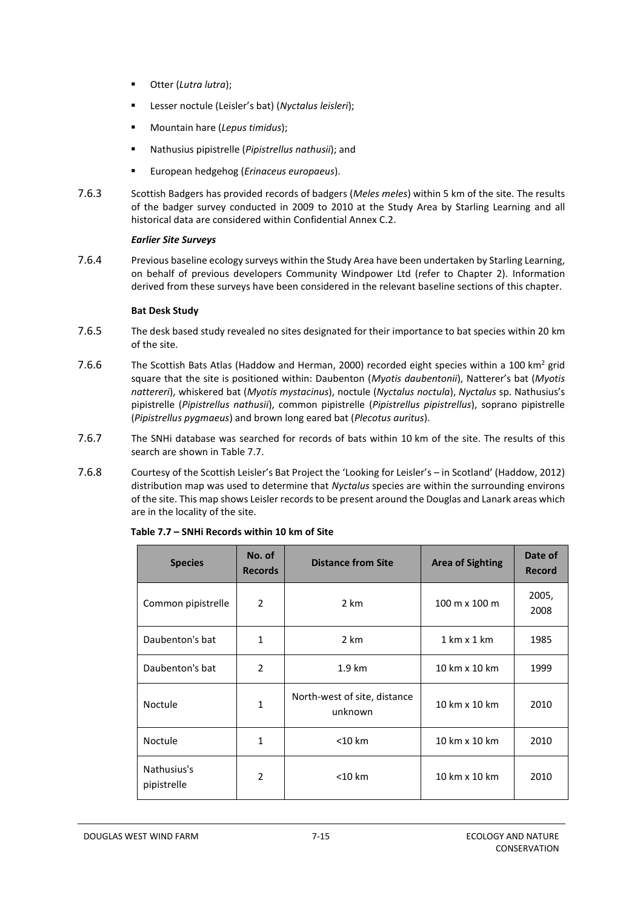- Otter (*Lutra lutra*);
- Lesser noctule (Leisler's bat) (*Nyctalus leisleri*);
- Mountain hare (*Lepus timidus*);
- Nathusius pipistrelle (*Pipistrellus nathusii*); and
- European hedgehog (*Erinaceus europaeus*).

7.6.3 Scottish Badgers has provided records of badgers (*Meles meles*) within 5 km of the site. The results of the badger survey conducted in 2009 to 2010 at the Study Area by Starling Learning and all historical data are considered within Confidential Annex C.2.

***Earlier Site Surveys***

7.6.4 Previous baseline ecology surveys within the Study Area have been undertaken by Starling Learning, on behalf of previous developers Community Windpower Ltd (refer to Chapter 2). Information derived from these surveys have been considered in the relevant baseline sections of this chapter.

**Bat Desk Study**

7.6.5 The desk based study revealed no sites designated for their importance to bat species within 20 km of the site.

7.6.6 The Scottish Bats Atlas (Haddow and Herman, 2000) recorded eight species within a 100 km$^2$ grid square that the site is positioned within: Daubenton (*Myotis daubentonii*), Natterer's bat (*Myotis nattereri*), whiskered bat (*Myotis mystacinus*), noctule (*Nyctalus noctula*), *Nyctalus* sp. Nathusius's pipistrelle (*Pipistrellus nathusii*), common pipistrelle (*Pipistrellus pipistrellus*), soprano pipistrelle (*Pipistrellus pygmaeus*) and brown long eared bat (*Plecotus auritus*).

7.6.7 The SNHi database was searched for records of bats within 10 km of the site. The results of this search are shown in Table 7.7.

7.6.8 Courtesy of the Scottish Leisler's Bat Project the 'Looking for Leisler's – in Scotland' (Haddow, 2012) distribution map was used to determine that *Nyctalus* species are within the surrounding environs of the site. This map shows Leisler records to be present around the Douglas and Lanark areas which are in the locality of the site.

**Table 7.7 – SNHi Records within 10 km of Site**

| Species | No. of Records | Distance from Site | Area of Sighting | Date of Record |
|---|---|---|---|---|
| Common pipistrelle | 2 | 2 km | 100 m x 100 m | 2005, 2008 |
| Daubenton's bat | 1 | 2 km | 1 km x 1 km | 1985 |
| Daubenton's bat | 2 | 1.9 km | 10 km x 10 km | 1999 |
| Noctule | 1 | North-west of site, distance unknown | 10 km x 10 km | 2010 |
| Noctule | 1 | <10 km | 10 km x 10 km | 2010 |
| Nathusius's pipistrelle | 2 | <10 km | 10 km x 10 km | 2010 |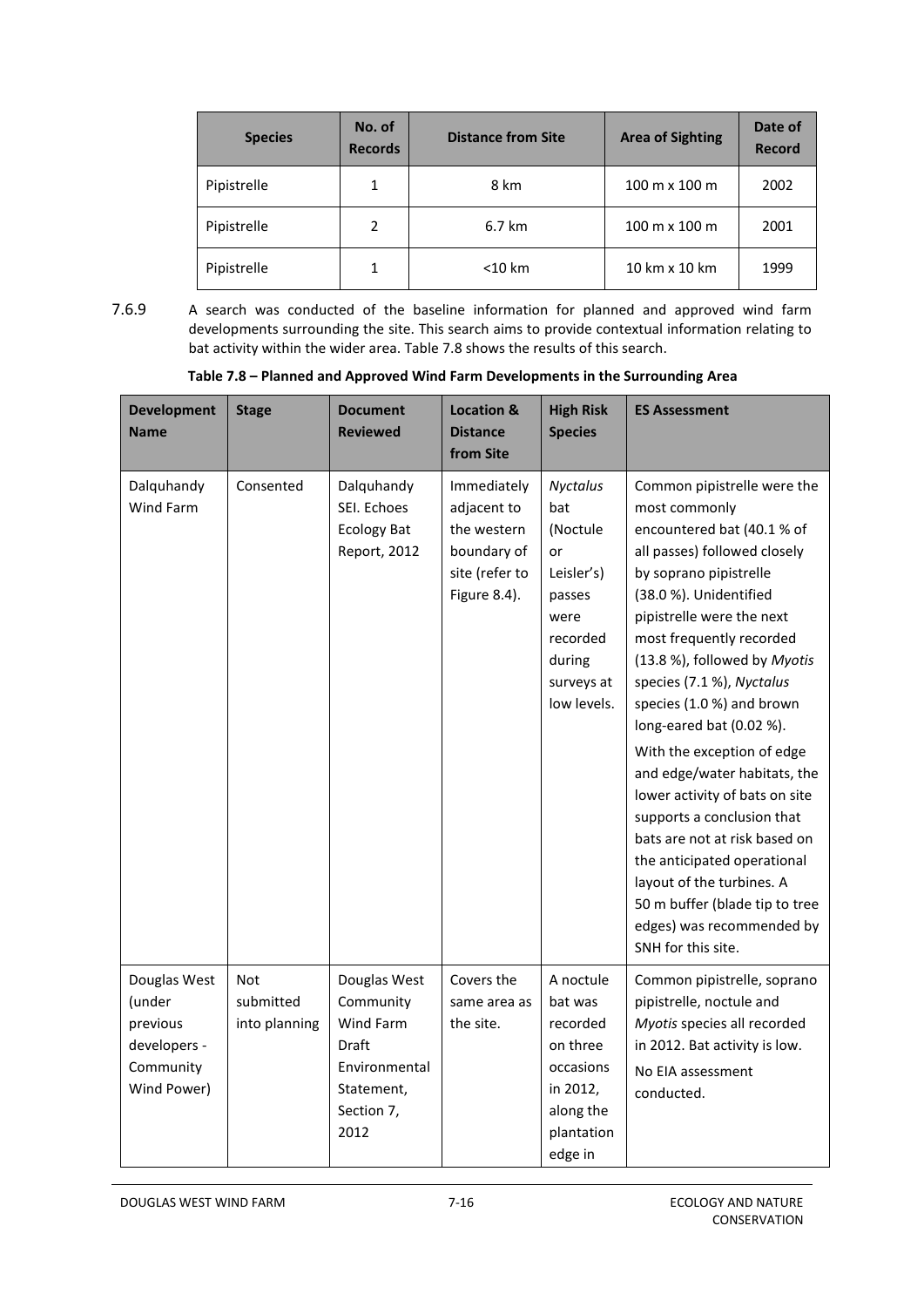| Species | No. of Records | Distance from Site | Area of Sighting | Date of Record |
| --- | --- | --- | --- | --- |
| Pipistrelle | 1 | 8 km | 100 m x 100 m | 2002 |
| Pipistrelle | 2 | 6.7 km | 100 m x 100 m | 2001 |
| Pipistrelle | 1 | <10 km | 10 km x 10 km | 1999 |

7.6.9 A search was conducted of the baseline information for planned and approved wind farm developments surrounding the site. This search aims to provide contextual information relating to bat activity within the wider area. Table 7.8 shows the results of this search.

**Table 7.8 – Planned and Approved Wind Farm Developments in the Surrounding Area**

| Development Name | Stage | Document Reviewed | Location & Distance from Site | High Risk Species | ES Assessment |
| --- | --- | --- | --- | --- | --- |
| Dalquhandy Wind Farm | Consented | Dalquhandy SEI. Echoes Ecology Bat Report, 2012 | Immediately adjacent to the western boundary of site (refer to Figure 8.4). | *Nyctalus* bat (Noctule or Leisler's) passes were recorded during surveys at low levels. | Common pipistrelle were the most commonly encountered bat (40.1 % of all passes) followed closely by soprano pipistrelle (38.0 %). Unidentified pipistrelle were the next most frequently recorded (13.8 %), followed by *Myotis* species (7.1 %), *Nyctalus* species (1.0 %) and brown long-eared bat (0.02 %).<br><br>With the exception of edge and edge/water habitats, the lower activity of bats on site supports a conclusion that bats are not at risk based on the anticipated operational layout of the turbines. A 50 m buffer (blade tip to tree edges) was recommended by SNH for this site. |
| Douglas West (under previous developers - Community Wind Power) | Not submitted into planning | Douglas West Community Wind Farm Draft Environmental Statement, Section 7, 2012 | Covers the same area as the site. | A noctule bat was recorded on three occasions in 2012, along the plantation edge in | Common pipistrelle, soprano pipistrelle, noctule and *Myotis* species all recorded in 2012. Bat activity is low.<br><br>No EIA assessment conducted. |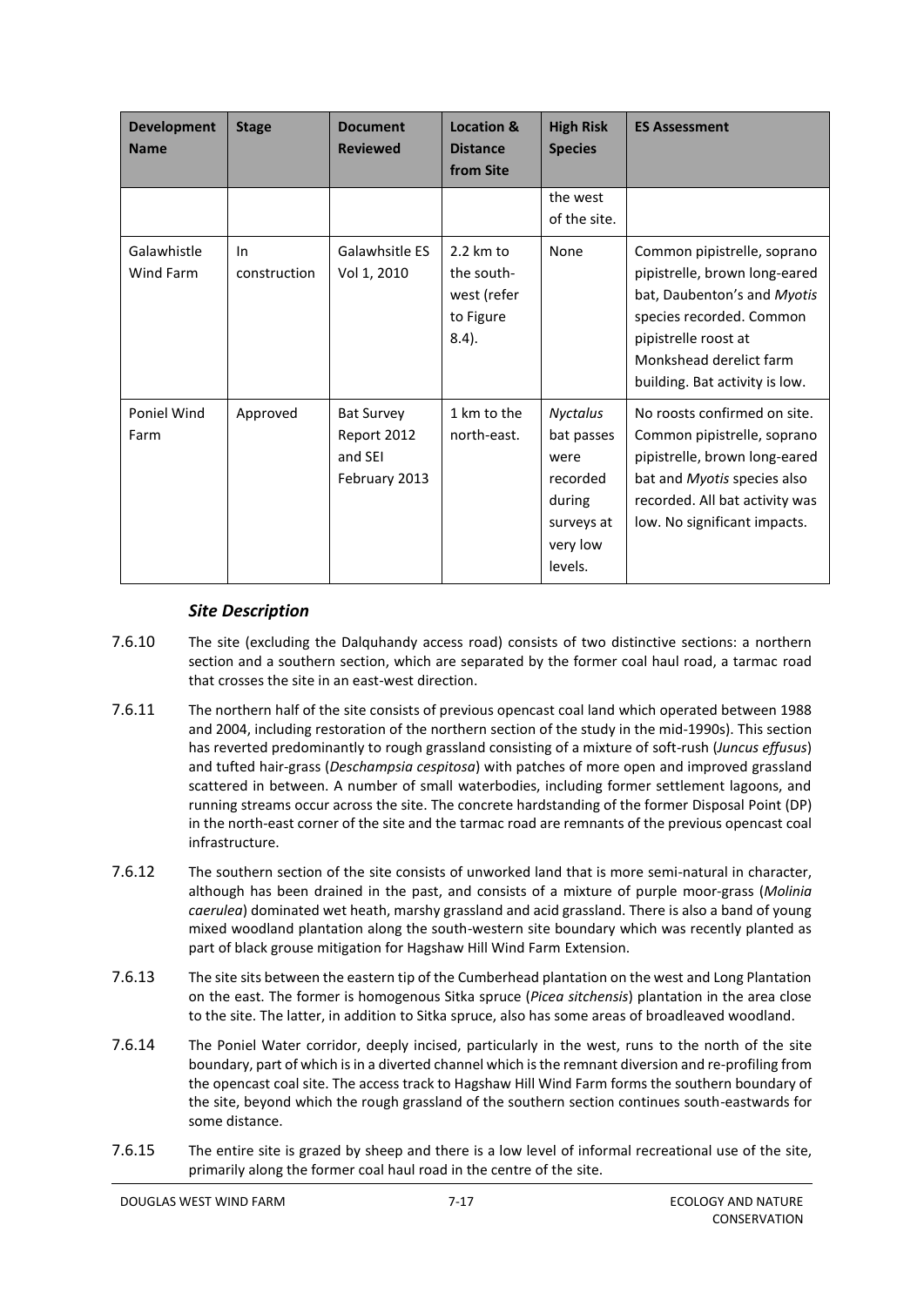| Development Name | Stage | Document Reviewed | Location & Distance from Site | High Risk Species | ES Assessment |
|---|---|---|---|---|---|
| | | | | the west of the site. | |
| Galawhistle Wind Farm | In construction | Galawhsitle ES Vol 1, 2010 | 2.2 km to the south-west (refer to Figure 8.4). | None | Common pipistrelle, soprano pipistrelle, brown long-eared bat, Daubenton's and *Myotis* species recorded. Common pipistrelle roost at Monkshead derelict farm building. Bat activity is low. |
| Poniel Wind Farm | Approved | Bat Survey Report 2012 and SEI February 2013 | 1 km to the north-east. | *Nyctalus* bat passes were recorded during surveys at very low levels. | No roosts confirmed on site. Common pipistrelle, soprano pipistrelle, brown long-eared bat and *Myotis* species also recorded. All bat activity was low. No significant impacts. |

### *Site Description*

7.6.10 The site (excluding the Dalquhandy access road) consists of two distinctive sections: a northern section and a southern section, which are separated by the former coal haul road, a tarmac road that crosses the site in an east-west direction.

7.6.11 The northern half of the site consists of previous opencast coal land which operated between 1988 and 2004, including restoration of the northern section of the study in the mid-1990s). This section has reverted predominantly to rough grassland consisting of a mixture of soft-rush (*Juncus effusus*) and tufted hair-grass (*Deschampsia cespitosa*) with patches of more open and improved grassland scattered in between. A number of small waterbodies, including former settlement lagoons, and running streams occur across the site. The concrete hardstanding of the former Disposal Point (DP) in the north-east corner of the site and the tarmac road are remnants of the previous opencast coal infrastructure.

7.6.12 The southern section of the site consists of unworked land that is more semi-natural in character, although has been drained in the past, and consists of a mixture of purple moor-grass (*Molinia caerulea*) dominated wet heath, marshy grassland and acid grassland. There is also a band of young mixed woodland plantation along the south-western site boundary which was recently planted as part of black grouse mitigation for Hagshaw Hill Wind Farm Extension.

7.6.13 The site sits between the eastern tip of the Cumberhead plantation on the west and Long Plantation on the east. The former is homogenous Sitka spruce (*Picea sitchensis*) plantation in the area close to the site. The latter, in addition to Sitka spruce, also has some areas of broadleaved woodland.

7.6.14 The Poniel Water corridor, deeply incised, particularly in the west, runs to the north of the site boundary, part of which is in a diverted channel which is the remnant diversion and re-profiling from the opencast coal site. The access track to Hagshaw Hill Wind Farm forms the southern boundary of the site, beyond which the rough grassland of the southern section continues south-eastwards for some distance.

7.6.15 The entire site is grazed by sheep and there is a low level of informal recreational use of the site, primarily along the former coal haul road in the centre of the site.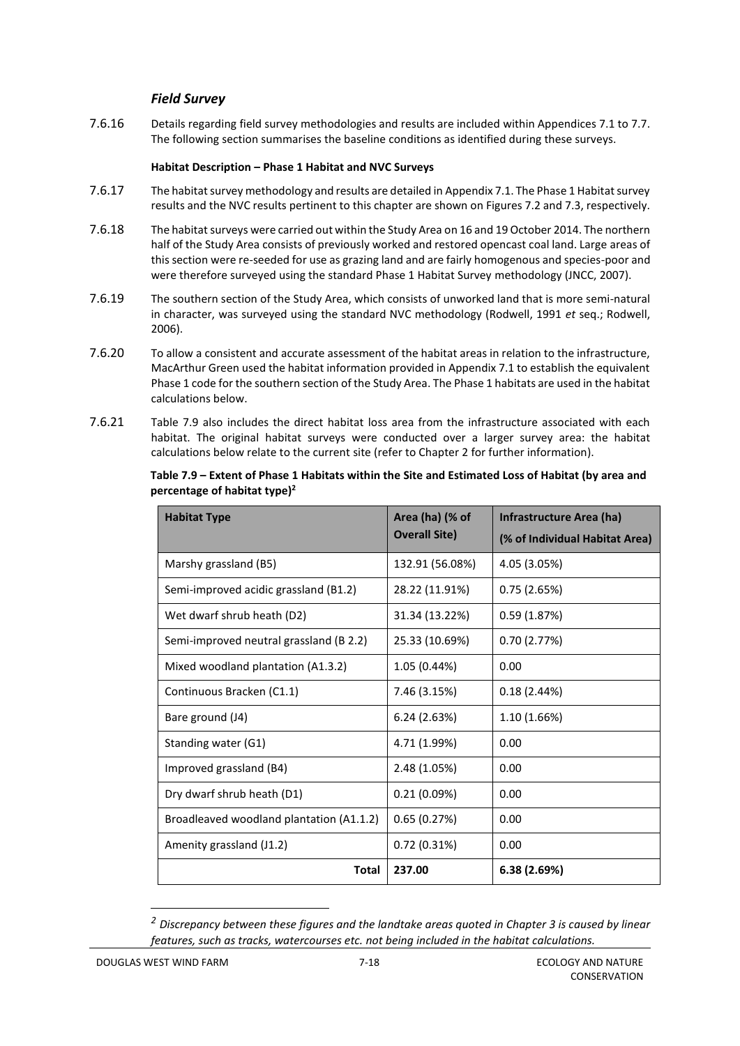### *Field Survey*

7.6.16 Details regarding field survey methodologies and results are included within Appendices 7.1 to 7.7. The following section summarises the baseline conditions as identified during these surveys.

**Habitat Description – Phase 1 Habitat and NVC Surveys**

7.6.17 The habitat survey methodology and results are detailed in Appendix 7.1. The Phase 1 Habitat survey results and the NVC results pertinent to this chapter are shown on Figures 7.2 and 7.3, respectively.

7.6.18 The habitat surveys were carried out within the Study Area on 16 and 19 October 2014. The northern half of the Study Area consists of previously worked and restored opencast coal land. Large areas of this section were re-seeded for use as grazing land and are fairly homogenous and species-poor and were therefore surveyed using the standard Phase 1 Habitat Survey methodology (JNCC, 2007).

7.6.19 The southern section of the Study Area, which consists of unworked land that is more semi-natural in character, was surveyed using the standard NVC methodology (Rodwell, 1991 *et* seq.; Rodwell, 2006).

7.6.20 To allow a consistent and accurate assessment of the habitat areas in relation to the infrastructure, MacArthur Green used the habitat information provided in Appendix 7.1 to establish the equivalent Phase 1 code for the southern section of the Study Area. The Phase 1 habitats are used in the habitat calculations below.

7.6.21 Table 7.9 also includes the direct habitat loss area from the infrastructure associated with each habitat. The original habitat surveys were conducted over a larger survey area: the habitat calculations below relate to the current site (refer to Chapter 2 for further information).

**Table 7.9 – Extent of Phase 1 Habitats within the Site and Estimated Loss of Habitat (by area and percentage of habitat type)[2]**

| Habitat Type | Area (ha) (% of Overall Site) | Infrastructure Area (ha) (% of Individual Habitat Area) |
|---|---|---|
| Marshy grassland (B5) | 132.91 (56.08%) | 4.05 (3.05%) |
| Semi-improved acidic grassland (B1.2) | 28.22 (11.91%) | 0.75 (2.65%) |
| Wet dwarf shrub heath (D2) | 31.34 (13.22%) | 0.59 (1.87%) |
| Semi-improved neutral grassland (B 2.2) | 25.33 (10.69%) | 0.70 (2.77%) |
| Mixed woodland plantation (A1.3.2) | 1.05 (0.44%) | 0.00 |
| Continuous Bracken (C1.1) | 7.46 (3.15%) | 0.18 (2.44%) |
| Bare ground (J4) | 6.24 (2.63%) | 1.10 (1.66%) |
| Standing water (G1) | 4.71 (1.99%) | 0.00 |
| Improved grassland (B4) | 2.48 (1.05%) | 0.00 |
| Dry dwarf shrub heath (D1) | 0.21 (0.09%) | 0.00 |
| Broadleaved woodland plantation (A1.1.2) | 0.65 (0.27%) | 0.00 |
| Amenity grassland (J1.2) | 0.72 (0.31%) | 0.00 |
| **Total** | **237.00** | **6.38 (2.69%)** |

[2] *Discrepancy between these figures and the landtake areas quoted in Chapter 3 is caused by linear features, such as tracks, watercourses etc. not being included in the habitat calculations.*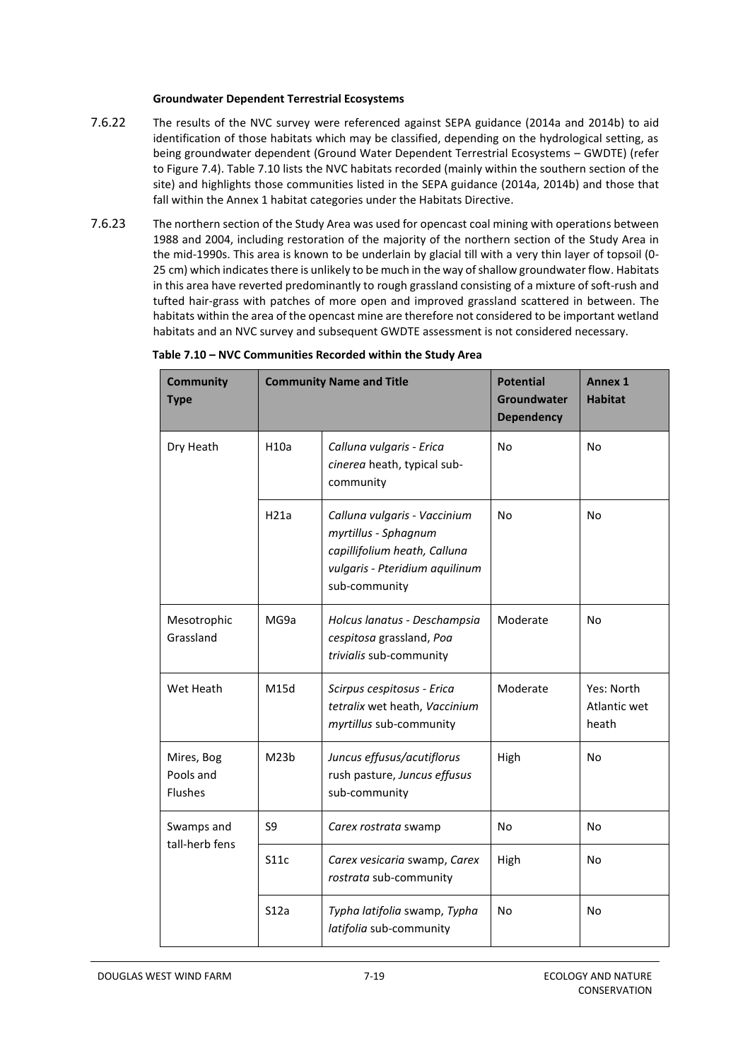**Groundwater Dependent Terrestrial Ecosystems**

7.6.22 The results of the NVC survey were referenced against SEPA guidance (2014a and 2014b) to aid identification of those habitats which may be classified, depending on the hydrological setting, as being groundwater dependent (Ground Water Dependent Terrestrial Ecosystems – GWDTE) (refer to Figure 7.4). Table 7.10 lists the NVC habitats recorded (mainly within the southern section of the site) and highlights those communities listed in the SEPA guidance (2014a, 2014b) and those that fall within the Annex 1 habitat categories under the Habitats Directive.

7.6.23 The northern section of the Study Area was used for opencast coal mining with operations between 1988 and 2004, including restoration of the majority of the northern section of the Study Area in the mid-1990s. This area is known to be underlain by glacial till with a very thin layer of topsoil (0-25 cm) which indicates there is unlikely to be much in the way of shallow groundwater flow. Habitats in this area have reverted predominantly to rough grassland consisting of a mixture of soft-rush and tufted hair-grass with patches of more open and improved grassland scattered in between. The habitats within the area of the opencast mine are therefore not considered to be important wetland habitats and an NVC survey and subsequent GWDTE assessment is not considered necessary.

**Table 7.10 – NVC Communities Recorded within the Study Area**

| Community Type | Community Name and Title | | Potential Groundwater Dependency | Annex 1 Habitat |
|---|---|---|---|---|
| Dry Heath | H10a | *Calluna vulgaris - Erica cinerea* heath, typical sub-community | No | No |
| | H21a | *Calluna vulgaris - Vaccinium myrtillus - Sphagnum capillifolium* heath, *Calluna vulgaris - Pteridium aquilinum* sub-community | No | No |
| Mesotrophic Grassland | MG9a | *Holcus lanatus - Deschampsia cespitosa* grassland, *Poa trivialis* sub-community | Moderate | No |
| Wet Heath | M15d | *Scirpus cespitosus - Erica tetralix* wet heath, *Vaccinium myrtillus* sub-community | Moderate | Yes: North Atlantic wet heath |
| Mires, Bog Pools and Flushes | M23b | *Juncus effusus/acutiflorus* rush pasture, *Juncus effusus* sub-community | High | No |
| Swamps and tall-herb fens | S9 | *Carex rostrata* swamp | No | No |
| | S11c | *Carex vesicaria* swamp, *Carex rostrata* sub-community | High | No |
| | S12a | *Typha latifolia* swamp, *Typha latifolia* sub-community | No | No |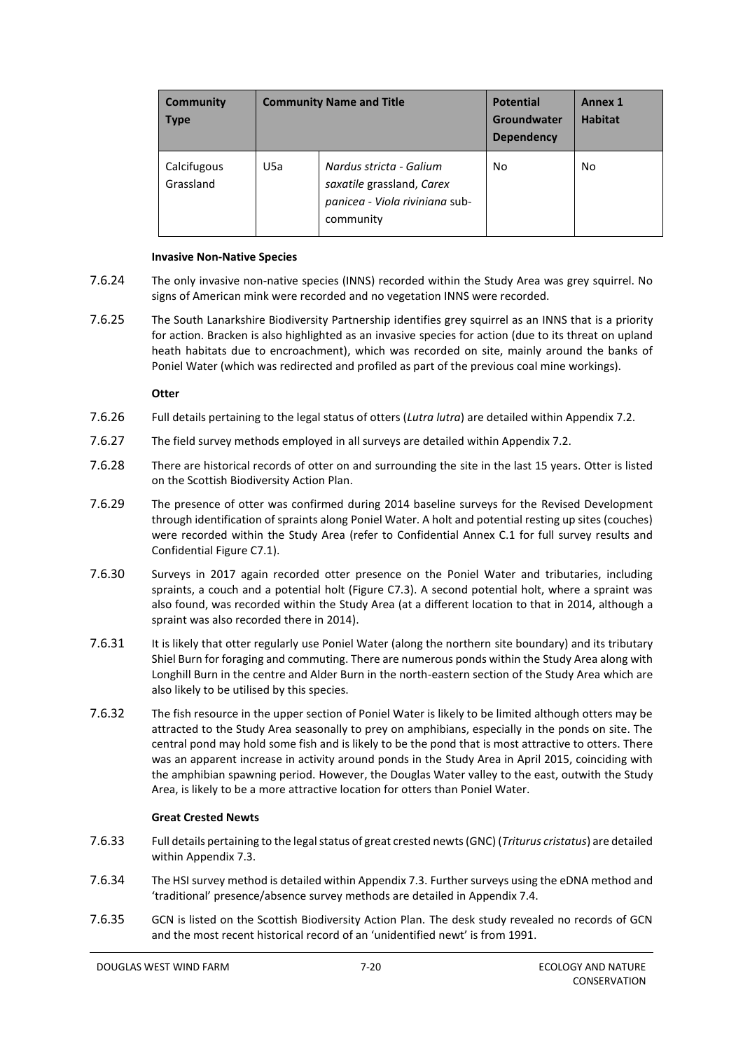| Community Type | Community Name and Title | | Potential Groundwater Dependency | Annex 1 Habitat |
|---|---|---|---|---|
| Calcifugous Grassland | U5a | *Nardus stricta - Galium saxatile* grassland, *Carex panicea - Viola riviniana* sub-community | No | No |

**Invasive Non-Native Species**

7.6.24 The only invasive non-native species (INNS) recorded within the Study Area was grey squirrel. No signs of American mink were recorded and no vegetation INNS were recorded.

7.6.25 The South Lanarkshire Biodiversity Partnership identifies grey squirrel as an INNS that is a priority for action. Bracken is also highlighted as an invasive species for action (due to its threat on upland heath habitats due to encroachment), which was recorded on site, mainly around the banks of Poniel Water (which was redirected and profiled as part of the previous coal mine workings).

**Otter**

7.6.26 Full details pertaining to the legal status of otters (*Lutra lutra*) are detailed within Appendix 7.2.

7.6.27 The field survey methods employed in all surveys are detailed within Appendix 7.2.

7.6.28 There are historical records of otter on and surrounding the site in the last 15 years. Otter is listed on the Scottish Biodiversity Action Plan.

7.6.29 The presence of otter was confirmed during 2014 baseline surveys for the Revised Development through identification of spraints along Poniel Water. A holt and potential resting up sites (couches) were recorded within the Study Area (refer to Confidential Annex C.1 for full survey results and Confidential Figure C7.1).

7.6.30 Surveys in 2017 again recorded otter presence on the Poniel Water and tributaries, including spraints, a couch and a potential holt (Figure C7.3). A second potential holt, where a spraint was also found, was recorded within the Study Area (at a different location to that in 2014, although a spraint was also recorded there in 2014).

7.6.31 It is likely that otter regularly use Poniel Water (along the northern site boundary) and its tributary Shiel Burn for foraging and commuting. There are numerous ponds within the Study Area along with Longhill Burn in the centre and Alder Burn in the north-eastern section of the Study Area which are also likely to be utilised by this species.

7.6.32 The fish resource in the upper section of Poniel Water is likely to be limited although otters may be attracted to the Study Area seasonally to prey on amphibians, especially in the ponds on site. The central pond may hold some fish and is likely to be the pond that is most attractive to otters. There was an apparent increase in activity around ponds in the Study Area in April 2015, coinciding with the amphibian spawning period. However, the Douglas Water valley to the east, outwith the Study Area, is likely to be a more attractive location for otters than Poniel Water.

**Great Crested Newts**

7.6.33 Full details pertaining to the legal status of great crested newts (GNC) (*Triturus cristatus*) are detailed within Appendix 7.3.

7.6.34 The HSI survey method is detailed within Appendix 7.3. Further surveys using the eDNA method and 'traditional' presence/absence survey methods are detailed in Appendix 7.4.

7.6.35 GCN is listed on the Scottish Biodiversity Action Plan. The desk study revealed no records of GCN and the most recent historical record of an 'unidentified newt' is from 1991.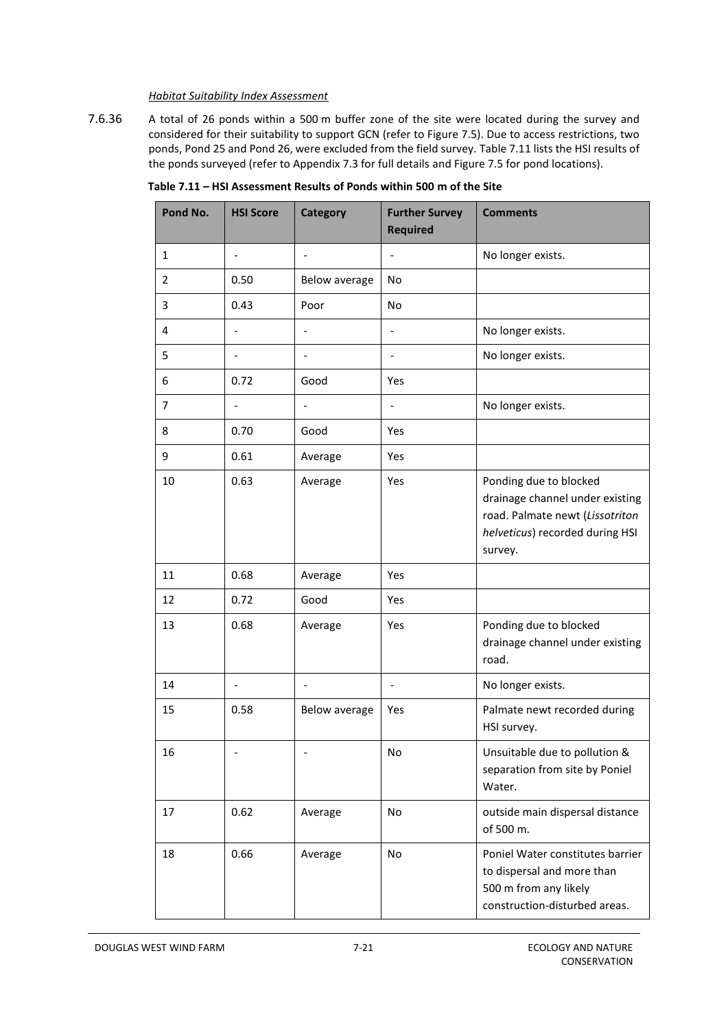*Habitat Suitability Index Assessment*

7.6.36 A total of 26 ponds within a 500 m buffer zone of the site were located during the survey and considered for their suitability to support GCN (refer to Figure 7.5). Due to access restrictions, two ponds, Pond 25 and Pond 26, were excluded from the field survey. Table 7.11 lists the HSI results of the ponds surveyed (refer to Appendix 7.3 for full details and Figure 7.5 for pond locations).

**Table 7.11 – HSI Assessment Results of Ponds within 500 m of the Site**

| Pond No. | HSI Score | Category | Further Survey Required | Comments |
|---|---|---|---|---|
| 1 | - | - | - | No longer exists. |
| 2 | 0.50 | Below average | No | |
| 3 | 0.43 | Poor | No | |
| 4 | - | - | - | No longer exists. |
| 5 | - | - | - | No longer exists. |
| 6 | 0.72 | Good | Yes | |
| 7 | - | - | - | No longer exists. |
| 8 | 0.70 | Good | Yes | |
| 9 | 0.61 | Average | Yes | |
| 10 | 0.63 | Average | Yes | Ponding due to blocked drainage channel under existing road. Palmate newt (*Lissotriton helveticus*) recorded during HSI survey. |
| 11 | 0.68 | Average | Yes | |
| 12 | 0.72 | Good | Yes | |
| 13 | 0.68 | Average | Yes | Ponding due to blocked drainage channel under existing road. |
| 14 | - | - | - | No longer exists. |
| 15 | 0.58 | Below average | Yes | Palmate newt recorded during HSI survey. |
| 16 | - | - | No | Unsuitable due to pollution & separation from site by Poniel Water. |
| 17 | 0.62 | Average | No | outside main dispersal distance of 500 m. |
| 18 | 0.66 | Average | No | Poniel Water constitutes barrier to dispersal and more than 500 m from any likely construction-disturbed areas. |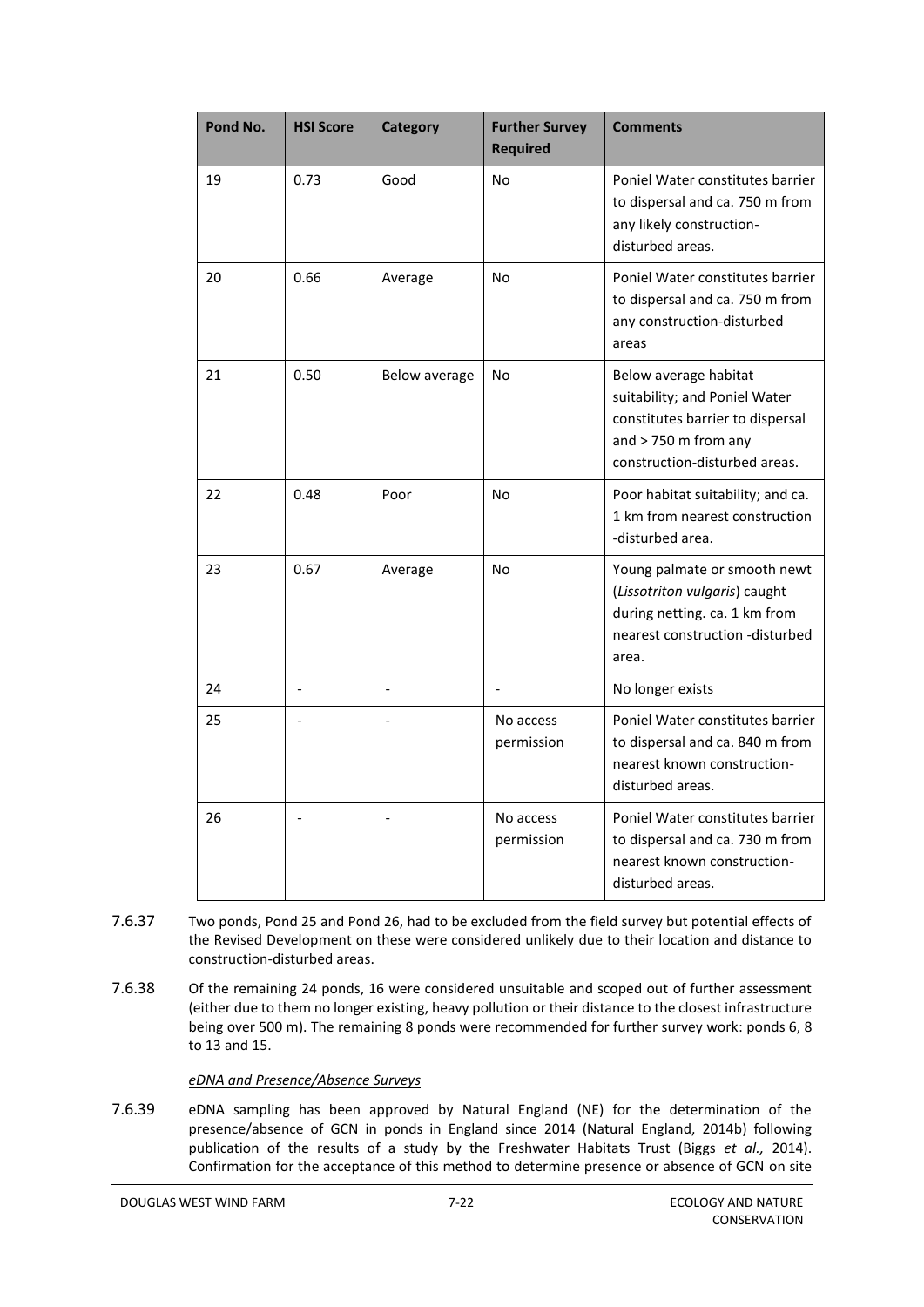| Pond No. | HSI Score | Category | Further Survey Required | Comments |
|---|---|---|---|---|
| 19 | 0.73 | Good | No | Poniel Water constitutes barrier to dispersal and ca. 750 m from any likely construction-disturbed areas. |
| 20 | 0.66 | Average | No | Poniel Water constitutes barrier to dispersal and ca. 750 m from any construction-disturbed areas |
| 21 | 0.50 | Below average | No | Below average habitat suitability; and Poniel Water constitutes barrier to dispersal and > 750 m from any construction-disturbed areas. |
| 22 | 0.48 | Poor | No | Poor habitat suitability; and ca. 1 km from nearest construction -disturbed area. |
| 23 | 0.67 | Average | No | Young palmate or smooth newt (*Lissotriton vulgaris*) caught during netting. ca. 1 km from nearest construction -disturbed area. |
| 24 | - | - | - | No longer exists |
| 25 | - | - | No access permission | Poniel Water constitutes barrier to dispersal and ca. 840 m from nearest known construction-disturbed areas. |
| 26 | - | - | No access permission | Poniel Water constitutes barrier to dispersal and ca. 730 m from nearest known construction-disturbed areas. |

7.6.37 Two ponds, Pond 25 and Pond 26, had to be excluded from the field survey but potential effects of the Revised Development on these were considered unlikely due to their location and distance to construction-disturbed areas.

7.6.38 Of the remaining 24 ponds, 16 were considered unsuitable and scoped out of further assessment (either due to them no longer existing, heavy pollution or their distance to the closest infrastructure being over 500 m). The remaining 8 ponds were recommended for further survey work: ponds 6, 8 to 13 and 15.

*eDNA and Presence/Absence Surveys*

7.6.39 eDNA sampling has been approved by Natural England (NE) for the determination of the presence/absence of GCN in ponds in England since 2014 (Natural England, 2014b) following publication of the results of a study by the Freshwater Habitats Trust (Biggs *et al.,* 2014). Confirmation for the acceptance of this method to determine presence or absence of GCN on site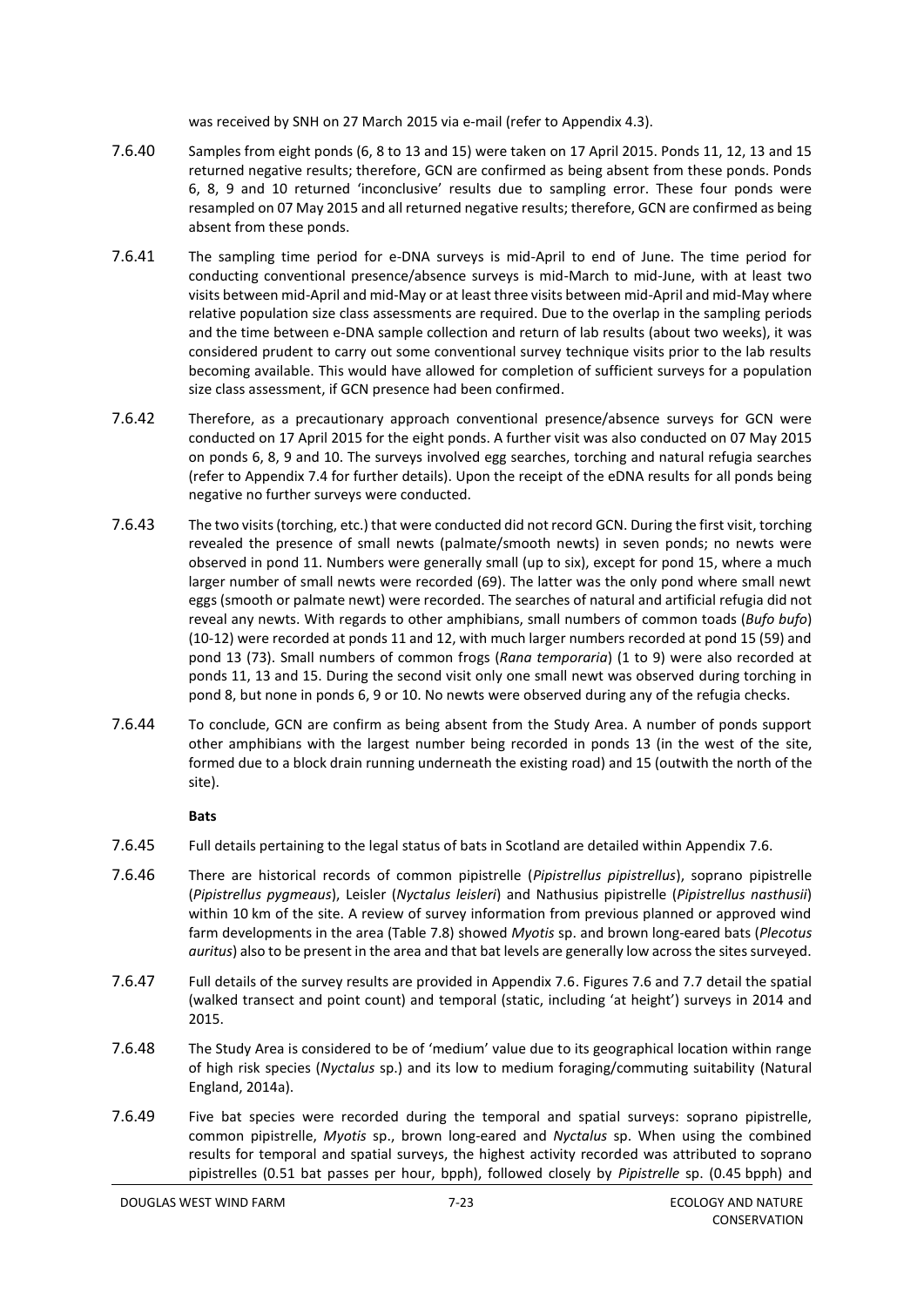was received by SNH on 27 March 2015 via e-mail (refer to Appendix 4.3).

7.6.40 Samples from eight ponds (6, 8 to 13 and 15) were taken on 17 April 2015. Ponds 11, 12, 13 and 15 returned negative results; therefore, GCN are confirmed as being absent from these ponds. Ponds 6, 8, 9 and 10 returned 'inconclusive' results due to sampling error. These four ponds were resampled on 07 May 2015 and all returned negative results; therefore, GCN are confirmed as being absent from these ponds.

7.6.41 The sampling time period for e-DNA surveys is mid-April to end of June. The time period for conducting conventional presence/absence surveys is mid-March to mid-June, with at least two visits between mid-April and mid-May or at least three visits between mid-April and mid-May where relative population size class assessments are required. Due to the overlap in the sampling periods and the time between e-DNA sample collection and return of lab results (about two weeks), it was considered prudent to carry out some conventional survey technique visits prior to the lab results becoming available. This would have allowed for completion of sufficient surveys for a population size class assessment, if GCN presence had been confirmed.

7.6.42 Therefore, as a precautionary approach conventional presence/absence surveys for GCN were conducted on 17 April 2015 for the eight ponds. A further visit was also conducted on 07 May 2015 on ponds 6, 8, 9 and 10. The surveys involved egg searches, torching and natural refugia searches (refer to Appendix 7.4 for further details). Upon the receipt of the eDNA results for all ponds being negative no further surveys were conducted.

7.6.43 The two visits (torching, etc.) that were conducted did not record GCN. During the first visit, torching revealed the presence of small newts (palmate/smooth newts) in seven ponds; no newts were observed in pond 11. Numbers were generally small (up to six), except for pond 15, where a much larger number of small newts were recorded (69). The latter was the only pond where small newt eggs (smooth or palmate newt) were recorded. The searches of natural and artificial refugia did not reveal any newts. With regards to other amphibians, small numbers of common toads (*Bufo bufo*) (10-12) were recorded at ponds 11 and 12, with much larger numbers recorded at pond 15 (59) and pond 13 (73). Small numbers of common frogs (*Rana temporaria*) (1 to 9) were also recorded at ponds 11, 13 and 15. During the second visit only one small newt was observed during torching in pond 8, but none in ponds 6, 9 or 10. No newts were observed during any of the refugia checks.

7.6.44 To conclude, GCN are confirm as being absent from the Study Area. A number of ponds support other amphibians with the largest number being recorded in ponds 13 (in the west of the site, formed due to a block drain running underneath the existing road) and 15 (outwith the north of the site).

**Bats**

7.6.45 Full details pertaining to the legal status of bats in Scotland are detailed within Appendix 7.6.

7.6.46 There are historical records of common pipistrelle (*Pipistrellus pipistrellus*), soprano pipistrelle (*Pipistrellus pygmeaus*), Leisler (*Nyctalus leisleri*) and Nathusius pipistrelle (*Pipistrellus nasthusii*) within 10 km of the site. A review of survey information from previous planned or approved wind farm developments in the area (Table 7.8) showed *Myotis* sp. and brown long-eared bats (*Plecotus auritus*) also to be present in the area and that bat levels are generally low across the sites surveyed.

7.6.47 Full details of the survey results are provided in Appendix 7.6. Figures 7.6 and 7.7 detail the spatial (walked transect and point count) and temporal (static, including 'at height') surveys in 2014 and 2015.

7.6.48 The Study Area is considered to be of 'medium' value due to its geographical location within range of high risk species (*Nyctalus* sp.) and its low to medium foraging/commuting suitability (Natural England, 2014a).

7.6.49 Five bat species were recorded during the temporal and spatial surveys: soprano pipistrelle, common pipistrelle, *Myotis* sp., brown long-eared and *Nyctalus* sp. When using the combined results for temporal and spatial surveys, the highest activity recorded was attributed to soprano pipistrelles (0.51 bat passes per hour, bpph), followed closely by *Pipistrelle* sp. (0.45 bpph) and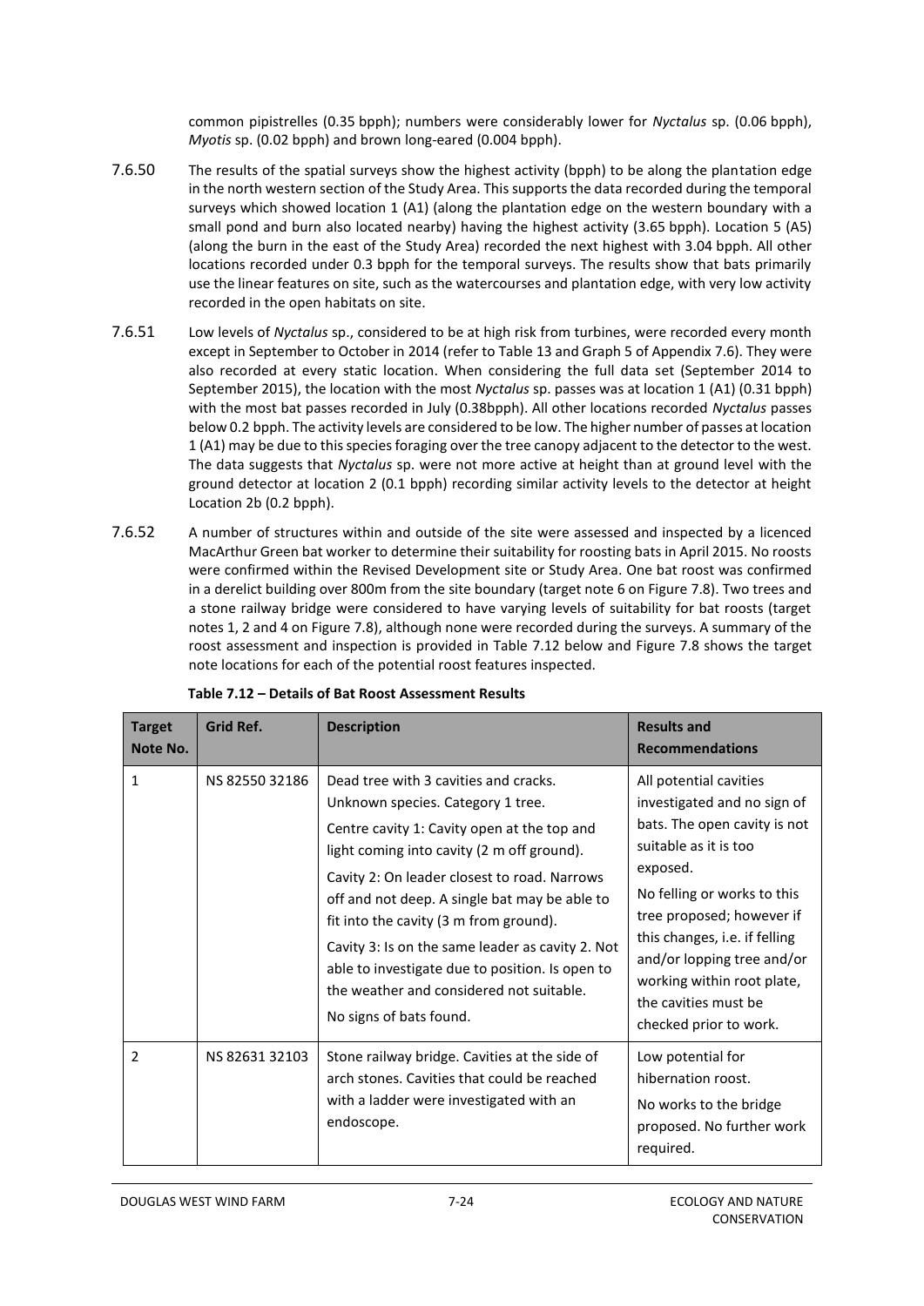common pipistrelles (0.35 bpph); numbers were considerably lower for *Nyctalus* sp. (0.06 bpph), *Myotis* sp. (0.02 bpph) and brown long-eared (0.004 bpph).

7.6.50 The results of the spatial surveys show the highest activity (bpph) to be along the plantation edge in the north western section of the Study Area. This supports the data recorded during the temporal surveys which showed location 1 (A1) (along the plantation edge on the western boundary with a small pond and burn also located nearby) having the highest activity (3.65 bpph). Location 5 (A5) (along the burn in the east of the Study Area) recorded the next highest with 3.04 bpph. All other locations recorded under 0.3 bpph for the temporal surveys. The results show that bats primarily use the linear features on site, such as the watercourses and plantation edge, with very low activity recorded in the open habitats on site.

7.6.51 Low levels of *Nyctalus* sp., considered to be at high risk from turbines, were recorded every month except in September to October in 2014 (refer to Table 13 and Graph 5 of Appendix 7.6). They were also recorded at every static location. When considering the full data set (September 2014 to September 2015), the location with the most *Nyctalus* sp. passes was at location 1 (A1) (0.31 bpph) with the most bat passes recorded in July (0.38bpph). All other locations recorded *Nyctalus* passes below 0.2 bpph. The activity levels are considered to be low. The higher number of passes at location 1 (A1) may be due to this species foraging over the tree canopy adjacent to the detector to the west. The data suggests that *Nyctalus* sp. were not more active at height than at ground level with the ground detector at location 2 (0.1 bpph) recording similar activity levels to the detector at height Location 2b (0.2 bpph).

7.6.52 A number of structures within and outside of the site were assessed and inspected by a licenced MacArthur Green bat worker to determine their suitability for roosting bats in April 2015. No roosts were confirmed within the Revised Development site or Study Area. One bat roost was confirmed in a derelict building over 800m from the site boundary (target note 6 on Figure 7.8). Two trees and a stone railway bridge were considered to have varying levels of suitability for bat roosts (target notes 1, 2 and 4 on Figure 7.8), although none were recorded during the surveys. A summary of the roost assessment and inspection is provided in Table 7.12 below and Figure 7.8 shows the target note locations for each of the potential roost features inspected.

**Table 7.12 – Details of Bat Roost Assessment Results**

| Target Note No. | Grid Ref. | Description | Results and Recommendations |
|---|---|---|---|
| 1 | NS 82550 32186 | Dead tree with 3 cavities and cracks. Unknown species. Category 1 tree.<br>Centre cavity 1: Cavity open at the top and light coming into cavity (2 m off ground).<br>Cavity 2: On leader closest to road. Narrows off and not deep. A single bat may be able to fit into the cavity (3 m from ground).<br>Cavity 3: Is on the same leader as cavity 2. Not able to investigate due to position. Is open to the weather and considered not suitable.<br>No signs of bats found. | All potential cavities investigated and no sign of bats. The open cavity is not suitable as it is too exposed.<br>No felling or works to this tree proposed; however if this changes, i.e. if felling and/or lopping tree and/or working within root plate, the cavities must be checked prior to work. |
| 2 | NS 82631 32103 | Stone railway bridge. Cavities at the side of arch stones. Cavities that could be reached with a ladder were investigated with an endoscope. | Low potential for hibernation roost.<br>No works to the bridge proposed. No further work required. |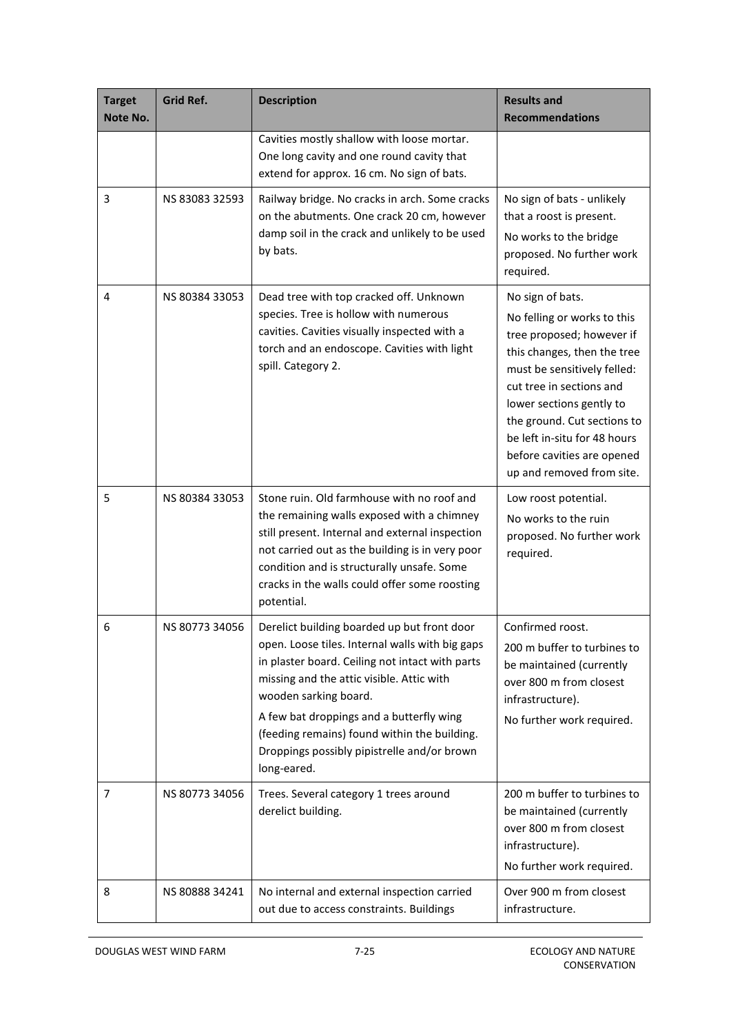| Target Note No. | Grid Ref. | Description | Results and Recommendations |
|---|---|---|---|
| | | Cavities mostly shallow with loose mortar. One long cavity and one round cavity that extend for approx. 16 cm. No sign of bats. | |
| 3 | NS 83083 32593 | Railway bridge. No cracks in arch. Some cracks on the abutments. One crack 20 cm, however damp soil in the crack and unlikely to be used by bats. | No sign of bats - unlikely that a roost is present.<br>No works to the bridge proposed. No further work required. |
| 4 | NS 80384 33053 | Dead tree with top cracked off. Unknown species. Tree is hollow with numerous cavities. Cavities visually inspected with a torch and an endoscope. Cavities with light spill. Category 2. | No sign of bats.<br>No felling or works to this tree proposed; however if this changes, then the tree must be sensitively felled: cut tree in sections and lower sections gently to the ground. Cut sections to be left in-situ for 48 hours before cavities are opened up and removed from site. |
| 5 | NS 80384 33053 | Stone ruin. Old farmhouse with no roof and the remaining walls exposed with a chimney still present. Internal and external inspection not carried out as the building is in very poor condition and is structurally unsafe. Some cracks in the walls could offer some roosting potential. | Low roost potential.<br>No works to the ruin proposed. No further work required. |
| 6 | NS 80773 34056 | Derelict building boarded up but front door open. Loose tiles. Internal walls with big gaps in plaster board. Ceiling not intact with parts missing and the attic visible. Attic with wooden sarking board.<br>A few bat droppings and a butterfly wing (feeding remains) found within the building. Droppings possibly pipistrelle and/or brown long-eared. | Confirmed roost.<br>200 m buffer to turbines to be maintained (currently over 800 m from closest infrastructure).<br>No further work required. |
| 7 | NS 80773 34056 | Trees. Several category 1 trees around derelict building. | 200 m buffer to turbines to be maintained (currently over 800 m from closest infrastructure).<br>No further work required. |
| 8 | NS 80888 34241 | No internal and external inspection carried out due to access constraints. Buildings | Over 900 m from closest infrastructure. |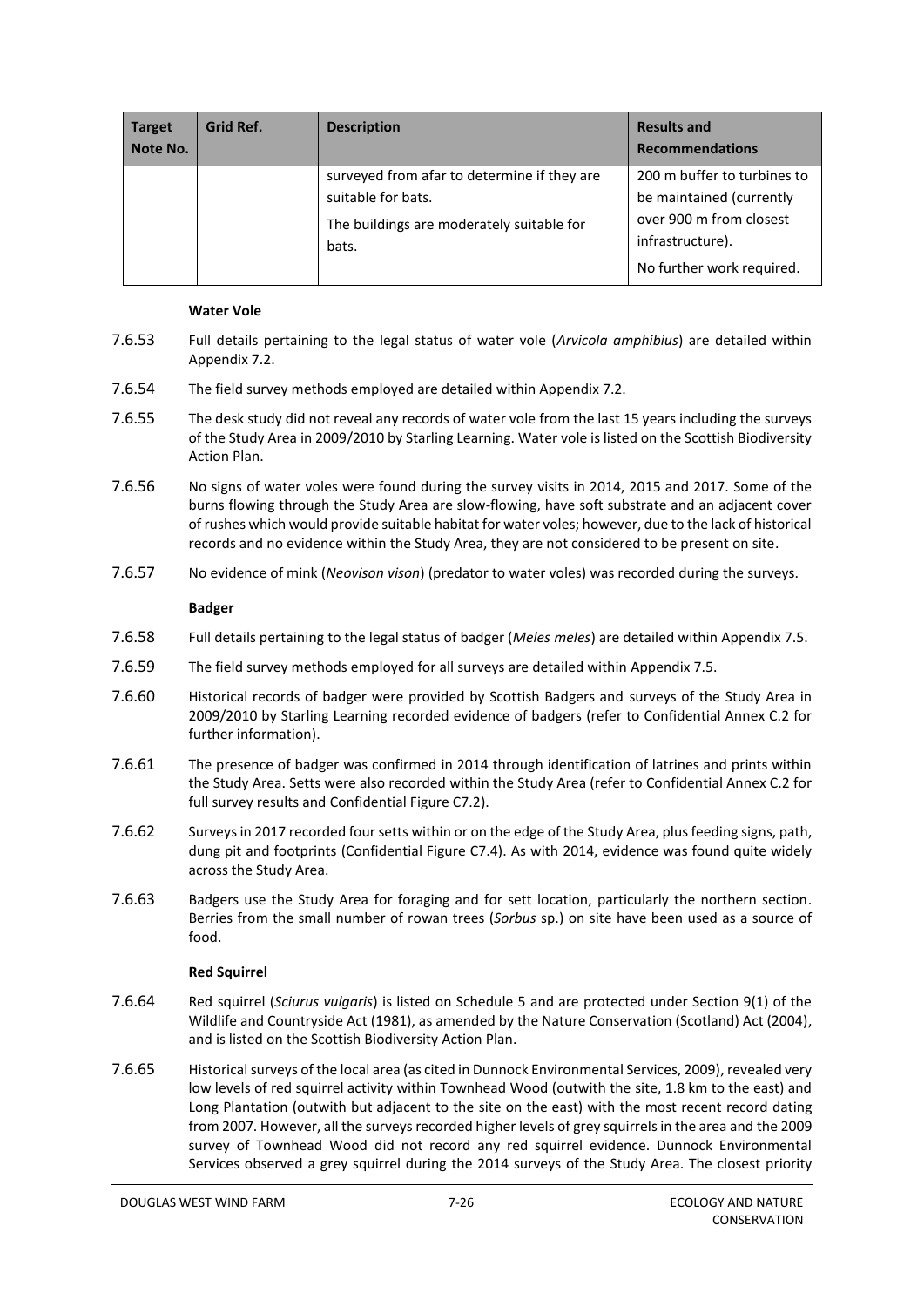| Target Note No. | Grid Ref. | Description | Results and Recommendations |
| --- | --- | --- | --- |
| | | surveyed from afar to determine if they are suitable for bats. The buildings are moderately suitable for bats. | 200 m buffer to turbines to be maintained (currently over 900 m from closest infrastructure). No further work required. |

**Water Vole**

7.6.53 Full details pertaining to the legal status of water vole (*Arvicola amphibius*) are detailed within Appendix 7.2.

7.6.54 The field survey methods employed are detailed within Appendix 7.2.

7.6.55 The desk study did not reveal any records of water vole from the last 15 years including the surveys of the Study Area in 2009/2010 by Starling Learning. Water vole is listed on the Scottish Biodiversity Action Plan.

7.6.56 No signs of water voles were found during the survey visits in 2014, 2015 and 2017. Some of the burns flowing through the Study Area are slow-flowing, have soft substrate and an adjacent cover of rushes which would provide suitable habitat for water voles; however, due to the lack of historical records and no evidence within the Study Area, they are not considered to be present on site.

7.6.57 No evidence of mink (*Neovison vison*) (predator to water voles) was recorded during the surveys.

**Badger**

7.6.58 Full details pertaining to the legal status of badger (*Meles meles*) are detailed within Appendix 7.5.

7.6.59 The field survey methods employed for all surveys are detailed within Appendix 7.5.

7.6.60 Historical records of badger were provided by Scottish Badgers and surveys of the Study Area in 2009/2010 by Starling Learning recorded evidence of badgers (refer to Confidential Annex C.2 for further information).

7.6.61 The presence of badger was confirmed in 2014 through identification of latrines and prints within the Study Area. Setts were also recorded within the Study Area (refer to Confidential Annex C.2 for full survey results and Confidential Figure C7.2).

7.6.62 Surveys in 2017 recorded four setts within or on the edge of the Study Area, plus feeding signs, path, dung pit and footprints (Confidential Figure C7.4). As with 2014, evidence was found quite widely across the Study Area.

7.6.63 Badgers use the Study Area for foraging and for sett location, particularly the northern section. Berries from the small number of rowan trees (*Sorbus* sp.) on site have been used as a source of food.

**Red Squirrel**

7.6.64 Red squirrel (*Sciurus vulgaris*) is listed on Schedule 5 and are protected under Section 9(1) of the Wildlife and Countryside Act (1981), as amended by the Nature Conservation (Scotland) Act (2004), and is listed on the Scottish Biodiversity Action Plan.

7.6.65 Historical surveys of the local area (as cited in Dunnock Environmental Services, 2009), revealed very low levels of red squirrel activity within Townhead Wood (outwith the site, 1.8 km to the east) and Long Plantation (outwith but adjacent to the site on the east) with the most recent record dating from 2007. However, all the surveys recorded higher levels of grey squirrels in the area and the 2009 survey of Townhead Wood did not record any red squirrel evidence. Dunnock Environmental Services observed a grey squirrel during the 2014 surveys of the Study Area. The closest priority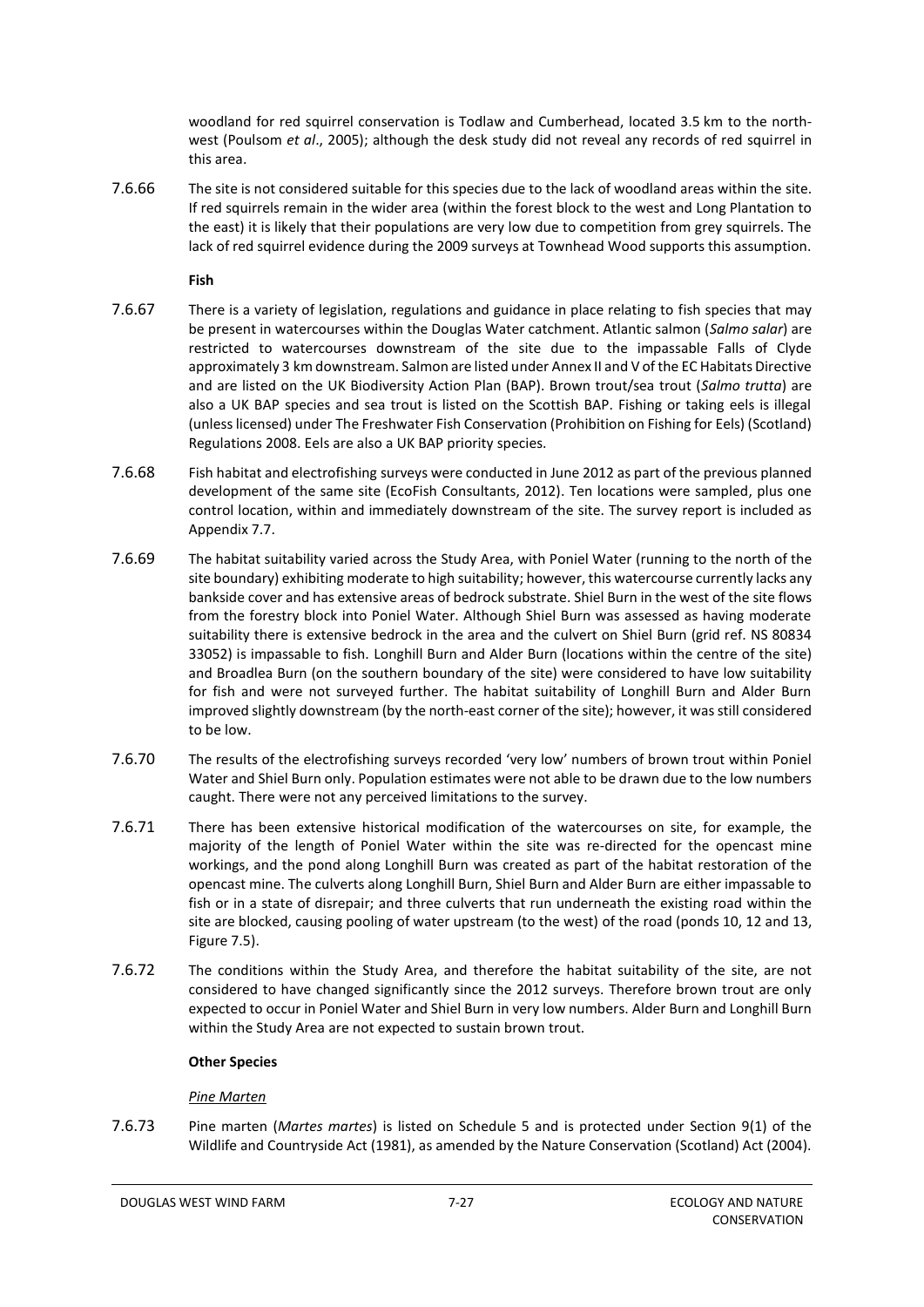woodland for red squirrel conservation is Todlaw and Cumberhead, located 3.5 km to the north-west (Poulsom *et al*., 2005); although the desk study did not reveal any records of red squirrel in this area.

7.6.66 The site is not considered suitable for this species due to the lack of woodland areas within the site. If red squirrels remain in the wider area (within the forest block to the west and Long Plantation to the east) it is likely that their populations are very low due to competition from grey squirrels. The lack of red squirrel evidence during the 2009 surveys at Townhead Wood supports this assumption.

**Fish**

7.6.67 There is a variety of legislation, regulations and guidance in place relating to fish species that may be present in watercourses within the Douglas Water catchment. Atlantic salmon (*Salmo salar*) are restricted to watercourses downstream of the site due to the impassable Falls of Clyde approximately 3 km downstream. Salmon are listed under Annex II and V of the EC Habitats Directive and are listed on the UK Biodiversity Action Plan (BAP). Brown trout/sea trout (*Salmo trutta*) are also a UK BAP species and sea trout is listed on the Scottish BAP. Fishing or taking eels is illegal (unless licensed) under The Freshwater Fish Conservation (Prohibition on Fishing for Eels) (Scotland) Regulations 2008. Eels are also a UK BAP priority species.

7.6.68 Fish habitat and electrofishing surveys were conducted in June 2012 as part of the previous planned development of the same site (EcoFish Consultants, 2012). Ten locations were sampled, plus one control location, within and immediately downstream of the site. The survey report is included as Appendix 7.7.

7.6.69 The habitat suitability varied across the Study Area, with Poniel Water (running to the north of the site boundary) exhibiting moderate to high suitability; however, this watercourse currently lacks any bankside cover and has extensive areas of bedrock substrate. Shiel Burn in the west of the site flows from the forestry block into Poniel Water. Although Shiel Burn was assessed as having moderate suitability there is extensive bedrock in the area and the culvert on Shiel Burn (grid ref. NS 80834 33052) is impassable to fish. Longhill Burn and Alder Burn (locations within the centre of the site) and Broadlea Burn (on the southern boundary of the site) were considered to have low suitability for fish and were not surveyed further. The habitat suitability of Longhill Burn and Alder Burn improved slightly downstream (by the north-east corner of the site); however, it was still considered to be low.

7.6.70 The results of the electrofishing surveys recorded 'very low' numbers of brown trout within Poniel Water and Shiel Burn only. Population estimates were not able to be drawn due to the low numbers caught. There were not any perceived limitations to the survey.

7.6.71 There has been extensive historical modification of the watercourses on site, for example, the majority of the length of Poniel Water within the site was re-directed for the opencast mine workings, and the pond along Longhill Burn was created as part of the habitat restoration of the opencast mine. The culverts along Longhill Burn, Shiel Burn and Alder Burn are either impassable to fish or in a state of disrepair; and three culverts that run underneath the existing road within the site are blocked, causing pooling of water upstream (to the west) of the road (ponds 10, 12 and 13, Figure 7.5).

7.6.72 The conditions within the Study Area, and therefore the habitat suitability of the site, are not considered to have changed significantly since the 2012 surveys. Therefore brown trout are only expected to occur in Poniel Water and Shiel Burn in very low numbers. Alder Burn and Longhill Burn within the Study Area are not expected to sustain brown trout.

**Other Species**

*Pine Marten*

7.6.73 Pine marten (*Martes martes*) is listed on Schedule 5 and is protected under Section 9(1) of the Wildlife and Countryside Act (1981), as amended by the Nature Conservation (Scotland) Act (2004).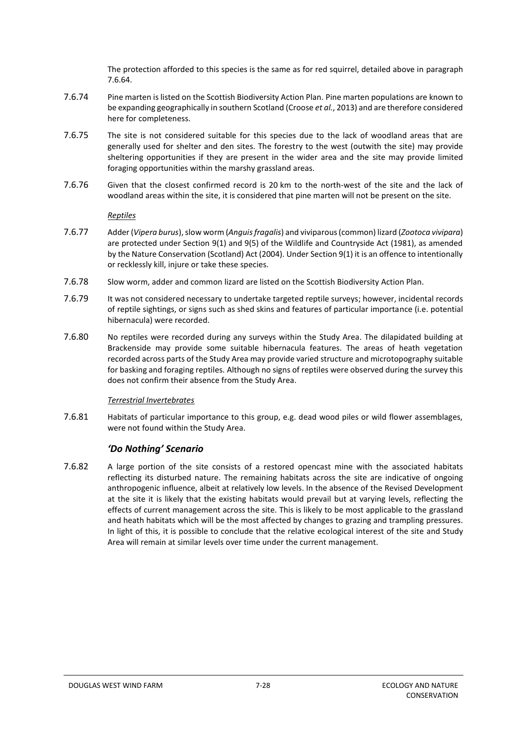The protection afforded to this species is the same as for red squirrel, detailed above in paragraph 7.6.64.

7.6.74 Pine marten is listed on the Scottish Biodiversity Action Plan. Pine marten populations are known to be expanding geographically in southern Scotland (Croose *et al.*, 2013) and are therefore considered here for completeness.

7.6.75 The site is not considered suitable for this species due to the lack of woodland areas that are generally used for shelter and den sites. The forestry to the west (outwith the site) may provide sheltering opportunities if they are present in the wider area and the site may provide limited foraging opportunities within the marshy grassland areas.

7.6.76 Given that the closest confirmed record is 20 km to the north-west of the site and the lack of woodland areas within the site, it is considered that pine marten will not be present on the site.

*Reptiles*

7.6.77 Adder (*Vipera burus*), slow worm (*Anguis fragalis*) and viviparous (common) lizard (*Zootoca vivipara*) are protected under Section 9(1) and 9(5) of the Wildlife and Countryside Act (1981), as amended by the Nature Conservation (Scotland) Act (2004). Under Section 9(1) it is an offence to intentionally or recklessly kill, injure or take these species.

7.6.78 Slow worm, adder and common lizard are listed on the Scottish Biodiversity Action Plan.

7.6.79 It was not considered necessary to undertake targeted reptile surveys; however, incidental records of reptile sightings, or signs such as shed skins and features of particular importance (i.e. potential hibernacula) were recorded.

7.6.80 No reptiles were recorded during any surveys within the Study Area. The dilapidated building at Brackenside may provide some suitable hibernacula features. The areas of heath vegetation recorded across parts of the Study Area may provide varied structure and microtopography suitable for basking and foraging reptiles. Although no signs of reptiles were observed during the survey this does not confirm their absence from the Study Area.

*Terrestrial Invertebrates*

7.6.81 Habitats of particular importance to this group, e.g. dead wood piles or wild flower assemblages, were not found within the Study Area.

### *'Do Nothing' Scenario*

7.6.82 A large portion of the site consists of a restored opencast mine with the associated habitats reflecting its disturbed nature. The remaining habitats across the site are indicative of ongoing anthropogenic influence, albeit at relatively low levels. In the absence of the Revised Development at the site it is likely that the existing habitats would prevail but at varying levels, reflecting the effects of current management across the site. This is likely to be most applicable to the grassland and heath habitats which will be the most affected by changes to grazing and trampling pressures. In light of this, it is possible to conclude that the relative ecological interest of the site and Study Area will remain at similar levels over time under the current management.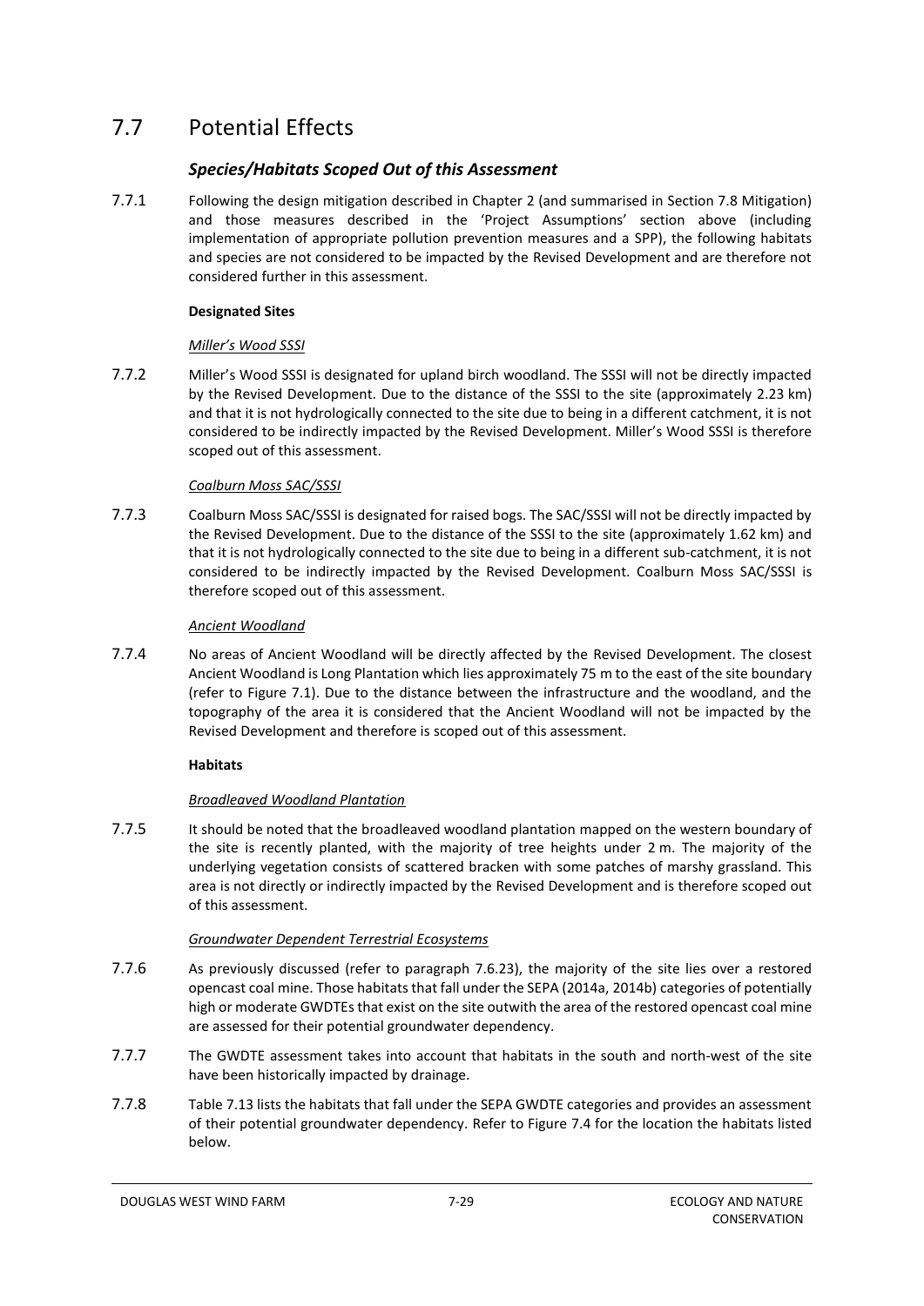# 7.7 Potential Effects

## *Species/Habitats Scoped Out of this Assessment*

7.7.1 Following the design mitigation described in Chapter 2 (and summarised in Section 7.8 Mitigation) and those measures described in the 'Project Assumptions' section above (including implementation of appropriate pollution prevention measures and a SPP), the following habitats and species are not considered to be impacted by the Revised Development and are therefore not considered further in this assessment.

**Designated Sites**

*Miller's Wood SSSI*

7.7.2 Miller's Wood SSSI is designated for upland birch woodland. The SSSI will not be directly impacted by the Revised Development. Due to the distance of the SSSI to the site (approximately 2.23 km) and that it is not hydrologically connected to the site due to being in a different catchment, it is not considered to be indirectly impacted by the Revised Development. Miller's Wood SSSI is therefore scoped out of this assessment.

*Coalburn Moss SAC/SSSI*

7.7.3 Coalburn Moss SAC/SSSI is designated for raised bogs. The SAC/SSSI will not be directly impacted by the Revised Development. Due to the distance of the SSSI to the site (approximately 1.62 km) and that it is not hydrologically connected to the site due to being in a different sub-catchment, it is not considered to be indirectly impacted by the Revised Development. Coalburn Moss SAC/SSSI is therefore scoped out of this assessment.

*Ancient Woodland*

7.7.4 No areas of Ancient Woodland will be directly affected by the Revised Development. The closest Ancient Woodland is Long Plantation which lies approximately 75 m to the east of the site boundary (refer to Figure 7.1). Due to the distance between the infrastructure and the woodland, and the topography of the area it is considered that the Ancient Woodland will not be impacted by the Revised Development and therefore is scoped out of this assessment.

**Habitats**

*Broadleaved Woodland Plantation*

7.7.5 It should be noted that the broadleaved woodland plantation mapped on the western boundary of the site is recently planted, with the majority of tree heights under 2 m. The majority of the underlying vegetation consists of scattered bracken with some patches of marshy grassland. This area is not directly or indirectly impacted by the Revised Development and is therefore scoped out of this assessment.

*Groundwater Dependent Terrestrial Ecosystems*

7.7.6 As previously discussed (refer to paragraph 7.6.23), the majority of the site lies over a restored opencast coal mine. Those habitats that fall under the SEPA (2014a, 2014b) categories of potentially high or moderate GWDTEs that exist on the site outwith the area of the restored opencast coal mine are assessed for their potential groundwater dependency.

7.7.7 The GWDTE assessment takes into account that habitats in the south and north-west of the site have been historically impacted by drainage.

7.7.8 Table 7.13 lists the habitats that fall under the SEPA GWDTE categories and provides an assessment of their potential groundwater dependency. Refer to Figure 7.4 for the location the habitats listed below.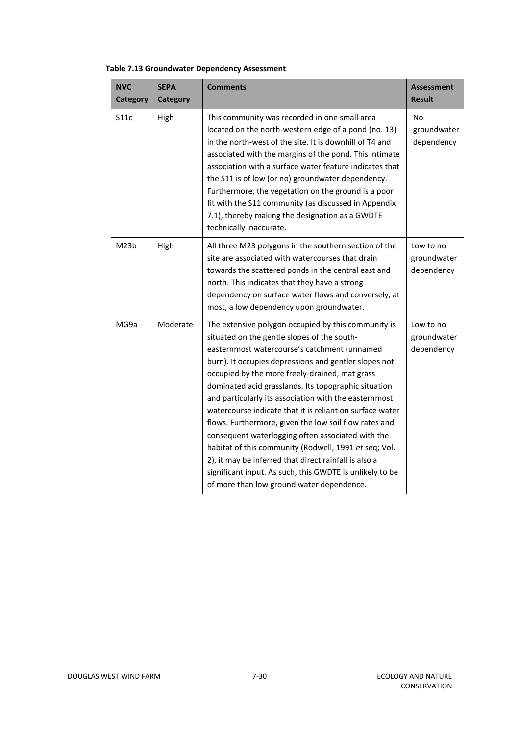**Table 7.13 Groundwater Dependency Assessment**

| NVC Category | SEPA Category | Comments | Assessment Result |
|---|---|---|---|
| S11c | High | This community was recorded in one small area located on the north-western edge of a pond (no. 13) in the north-west of the site. It is downhill of T4 and associated with the margins of the pond. This intimate association with a surface water feature indicates that the S11 is of low (or no) groundwater dependency. Furthermore, the vegetation on the ground is a poor fit with the S11 community (as discussed in Appendix 7.1), thereby making the designation as a GWDTE technically inaccurate. | No groundwater dependency |
| M23b | High | All three M23 polygons in the southern section of the site are associated with watercourses that drain towards the scattered ponds in the central east and north. This indicates that they have a strong dependency on surface water flows and conversely, at most, a low dependency upon groundwater. | Low to no groundwater dependency |
| MG9a | Moderate | The extensive polygon occupied by this community is situated on the gentle slopes of the south-easternmost watercourse's catchment (unnamed burn). It occupies depressions and gentler slopes not occupied by the more freely-drained, mat grass dominated acid grasslands. Its topographic situation and particularly its association with the easternmost watercourse indicate that it is reliant on surface water flows. Furthermore, given the low soil flow rates and consequent waterlogging often associated with the habitat of this community (Rodwell, 1991 *et* seq; Vol. 2), it may be inferred that direct rainfall is also a significant input. As such, this GWDTE is unlikely to be of more than low ground water dependence. | Low to no groundwater dependency |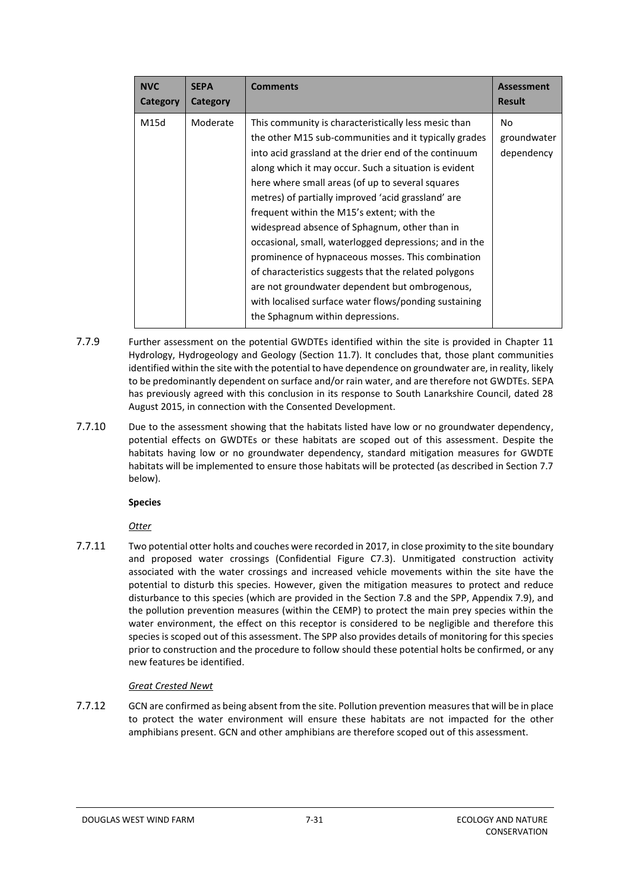| NVC Category | SEPA Category | Comments | Assessment Result |
|---|---|---|---|
| M15d | Moderate | This community is characteristically less mesic than the other M15 sub-communities and it typically grades into acid grassland at the drier end of the continuum along which it may occur. Such a situation is evident here where small areas (of up to several squares metres) of partially improved 'acid grassland' are frequent within the M15's extent; with the widespread absence of Sphagnum, other than in occasional, small, waterlogged depressions; and in the prominence of hypnaceous mosses. This combination of characteristics suggests that the related polygons are not groundwater dependent but ombrogenous, with localised surface water flows/ponding sustaining the Sphagnum within depressions. | No groundwater dependency |

7.7.9 Further assessment on the potential GWDTEs identified within the site is provided in Chapter 11 Hydrology, Hydrogeology and Geology (Section 11.7). It concludes that, those plant communities identified within the site with the potential to have dependence on groundwater are, in reality, likely to be predominantly dependent on surface and/or rain water, and are therefore not GWDTEs. SEPA has previously agreed with this conclusion in its response to South Lanarkshire Council, dated 28 August 2015, in connection with the Consented Development.

7.7.10 Due to the assessment showing that the habitats listed have low or no groundwater dependency, potential effects on GWDTEs or these habitats are scoped out of this assessment. Despite the habitats having low or no groundwater dependency, standard mitigation measures for GWDTE habitats will be implemented to ensure those habitats will be protected (as described in Section 7.7 below).

**Species**

*Otter*

7.7.11 Two potential otter holts and couches were recorded in 2017, in close proximity to the site boundary and proposed water crossings (Confidential Figure C7.3). Unmitigated construction activity associated with the water crossings and increased vehicle movements within the site have the potential to disturb this species. However, given the mitigation measures to protect and reduce disturbance to this species (which are provided in the Section 7.8 and the SPP, Appendix 7.9), and the pollution prevention measures (within the CEMP) to protect the main prey species within the water environment, the effect on this receptor is considered to be negligible and therefore this species is scoped out of this assessment. The SPP also provides details of monitoring for this species prior to construction and the procedure to follow should these potential holts be confirmed, or any new features be identified.

*Great Crested Newt*

7.7.12 GCN are confirmed as being absent from the site. Pollution prevention measures that will be in place to protect the water environment will ensure these habitats are not impacted for the other amphibians present. GCN and other amphibians are therefore scoped out of this assessment.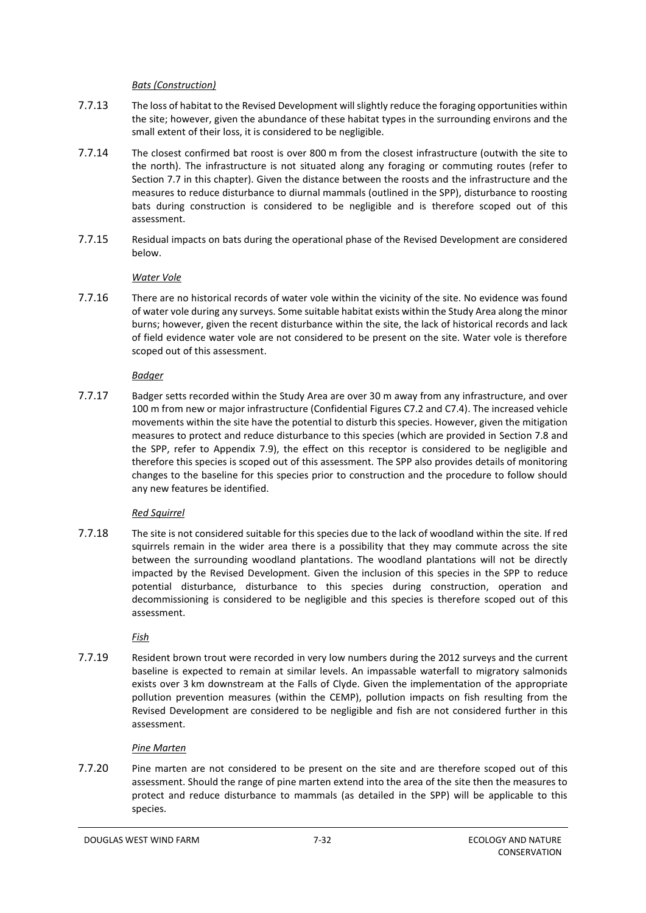*Bats (Construction)*

7.7.13 The loss of habitat to the Revised Development will slightly reduce the foraging opportunities within the site; however, given the abundance of these habitat types in the surrounding environs and the small extent of their loss, it is considered to be negligible.

7.7.14 The closest confirmed bat roost is over 800 m from the closest infrastructure (outwith the site to the north). The infrastructure is not situated along any foraging or commuting routes (refer to Section 7.7 in this chapter). Given the distance between the roosts and the infrastructure and the measures to reduce disturbance to diurnal mammals (outlined in the SPP), disturbance to roosting bats during construction is considered to be negligible and is therefore scoped out of this assessment.

7.7.15 Residual impacts on bats during the operational phase of the Revised Development are considered below.

*Water Vole*

7.7.16 There are no historical records of water vole within the vicinity of the site. No evidence was found of water vole during any surveys. Some suitable habitat exists within the Study Area along the minor burns; however, given the recent disturbance within the site, the lack of historical records and lack of field evidence water vole are not considered to be present on the site. Water vole is therefore scoped out of this assessment.

*Badger*

7.7.17 Badger setts recorded within the Study Area are over 30 m away from any infrastructure, and over 100 m from new or major infrastructure (Confidential Figures C7.2 and C7.4). The increased vehicle movements within the site have the potential to disturb this species. However, given the mitigation measures to protect and reduce disturbance to this species (which are provided in Section 7.8 and the SPP, refer to Appendix 7.9), the effect on this receptor is considered to be negligible and therefore this species is scoped out of this assessment. The SPP also provides details of monitoring changes to the baseline for this species prior to construction and the procedure to follow should any new features be identified.

*Red Squirrel*

7.7.18 The site is not considered suitable for this species due to the lack of woodland within the site. If red squirrels remain in the wider area there is a possibility that they may commute across the site between the surrounding woodland plantations. The woodland plantations will not be directly impacted by the Revised Development. Given the inclusion of this species in the SPP to reduce potential disturbance, disturbance to this species during construction, operation and decommissioning is considered to be negligible and this species is therefore scoped out of this assessment.

*Fish*

7.7.19 Resident brown trout were recorded in very low numbers during the 2012 surveys and the current baseline is expected to remain at similar levels. An impassable waterfall to migratory salmonids exists over 3 km downstream at the Falls of Clyde. Given the implementation of the appropriate pollution prevention measures (within the CEMP), pollution impacts on fish resulting from the Revised Development are considered to be negligible and fish are not considered further in this assessment.

*Pine Marten*

7.7.20 Pine marten are not considered to be present on the site and are therefore scoped out of this assessment. Should the range of pine marten extend into the area of the site then the measures to protect and reduce disturbance to mammals (as detailed in the SPP) will be applicable to this species.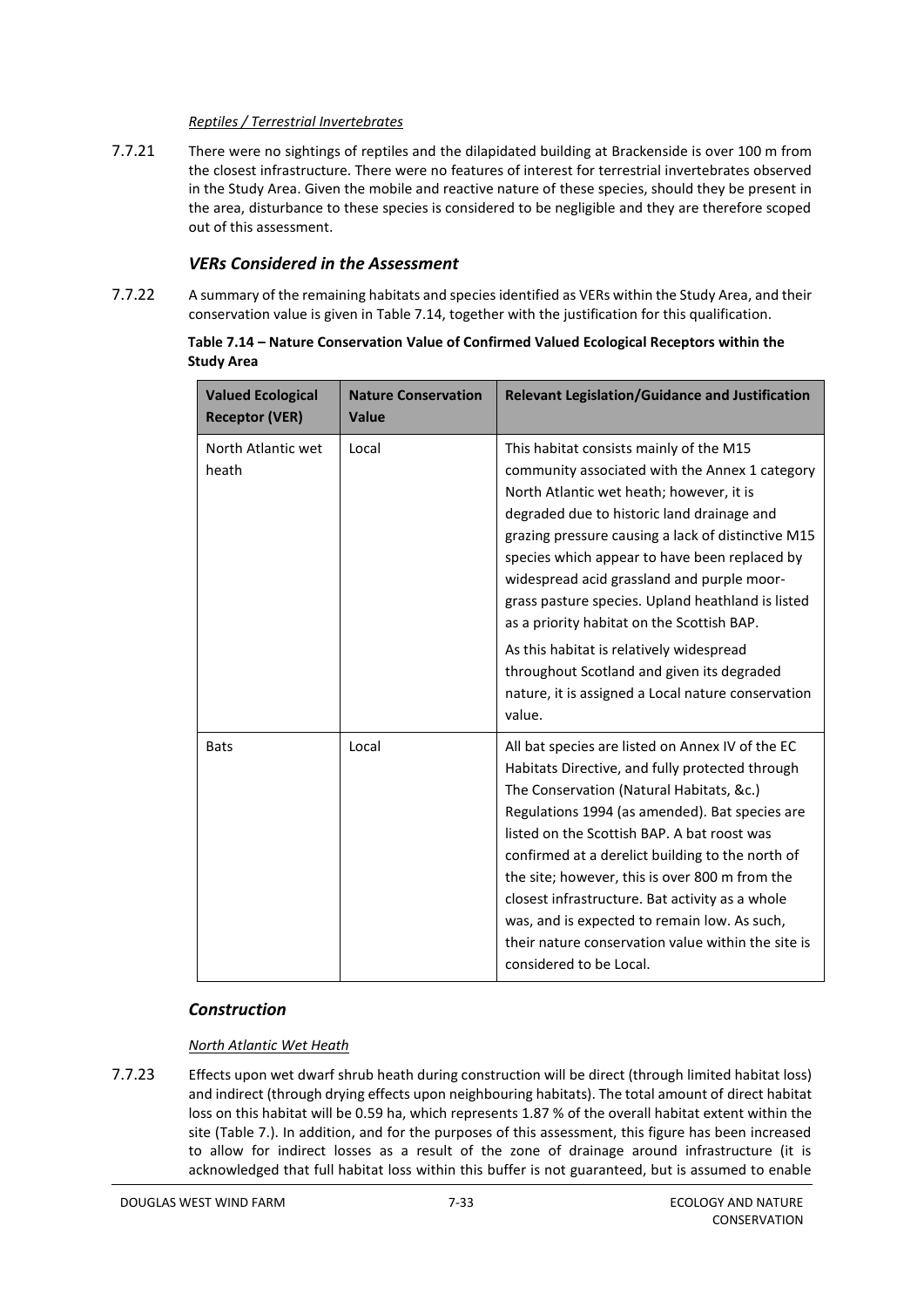#### *Reptiles / Terrestrial Invertebrates*

7.7.21 There were no sightings of reptiles and the dilapidated building at Brackenside is over 100 m from the closest infrastructure. There were no features of interest for terrestrial invertebrates observed in the Study Area. Given the mobile and reactive nature of these species, should they be present in the area, disturbance to these species is considered to be negligible and they are therefore scoped out of this assessment.

### *VERs Considered in the Assessment*

7.7.22 A summary of the remaining habitats and species identified as VERs within the Study Area, and their conservation value is given in Table 7.14, together with the justification for this qualification.

**Table 7.14 – Nature Conservation Value of Confirmed Valued Ecological Receptors within the Study Area**

| Valued Ecological Receptor (VER) | Nature Conservation Value | Relevant Legislation/Guidance and Justification |
|---|---|---|
| North Atlantic wet heath | Local | This habitat consists mainly of the M15 community associated with the Annex 1 category North Atlantic wet heath; however, it is degraded due to historic land drainage and grazing pressure causing a lack of distinctive M15 species which appear to have been replaced by widespread acid grassland and purple moor-grass pasture species. Upland heathland is listed as a priority habitat on the Scottish BAP.<br><br>As this habitat is relatively widespread throughout Scotland and given its degraded nature, it is assigned a Local nature conservation value. |
| Bats | Local | All bat species are listed on Annex IV of the EC Habitats Directive, and fully protected through The Conservation (Natural Habitats, &c.) Regulations 1994 (as amended). Bat species are listed on the Scottish BAP. A bat roost was confirmed at a derelict building to the north of the site; however, this is over 800 m from the closest infrastructure. Bat activity as a whole was, and is expected to remain low. As such, their nature conservation value within the site is considered to be Local. |

### *Construction*

#### *North Atlantic Wet Heath*

7.7.23 Effects upon wet dwarf shrub heath during construction will be direct (through limited habitat loss) and indirect (through drying effects upon neighbouring habitats). The total amount of direct habitat loss on this habitat will be 0.59 ha, which represents 1.87 % of the overall habitat extent within the site (Table 7.). In addition, and for the purposes of this assessment, this figure has been increased to allow for indirect losses as a result of the zone of drainage around infrastructure (it is acknowledged that full habitat loss within this buffer is not guaranteed, but is assumed to enable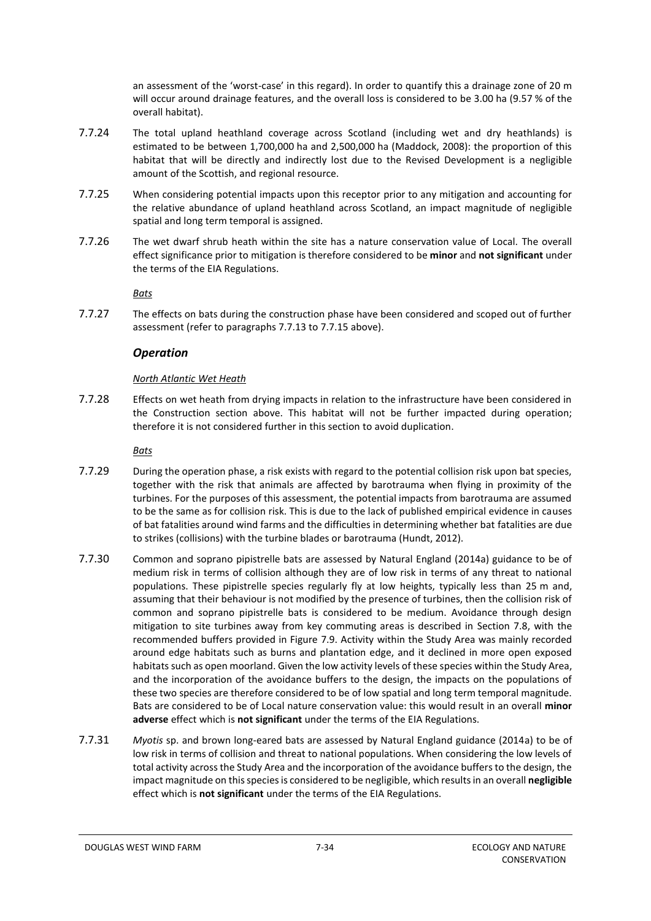an assessment of the 'worst-case' in this regard). In order to quantify this a drainage zone of 20 m will occur around drainage features, and the overall loss is considered to be 3.00 ha (9.57 % of the overall habitat).

7.7.24 The total upland heathland coverage across Scotland (including wet and dry heathlands) is estimated to be between 1,700,000 ha and 2,500,000 ha (Maddock, 2008): the proportion of this habitat that will be directly and indirectly lost due to the Revised Development is a negligible amount of the Scottish, and regional resource.

7.7.25 When considering potential impacts upon this receptor prior to any mitigation and accounting for the relative abundance of upland heathland across Scotland, an impact magnitude of negligible spatial and long term temporal is assigned.

7.7.26 The wet dwarf shrub heath within the site has a nature conservation value of Local. The overall effect significance prior to mitigation is therefore considered to be **minor** and **not significant** under the terms of the EIA Regulations.

*Bats*

7.7.27 The effects on bats during the construction phase have been considered and scoped out of further assessment (refer to paragraphs 7.7.13 to 7.7.15 above).

### *Operation*

*North Atlantic Wet Heath*

7.7.28 Effects on wet heath from drying impacts in relation to the infrastructure have been considered in the Construction section above. This habitat will not be further impacted during operation; therefore it is not considered further in this section to avoid duplication.

*Bats*

7.7.29 During the operation phase, a risk exists with regard to the potential collision risk upon bat species, together with the risk that animals are affected by barotrauma when flying in proximity of the turbines. For the purposes of this assessment, the potential impacts from barotrauma are assumed to be the same as for collision risk. This is due to the lack of published empirical evidence in causes of bat fatalities around wind farms and the difficulties in determining whether bat fatalities are due to strikes (collisions) with the turbine blades or barotrauma (Hundt, 2012).

7.7.30 Common and soprano pipistrelle bats are assessed by Natural England (2014a) guidance to be of medium risk in terms of collision although they are of low risk in terms of any threat to national populations. These pipistrelle species regularly fly at low heights, typically less than 25 m and, assuming that their behaviour is not modified by the presence of turbines, then the collision risk of common and soprano pipistrelle bats is considered to be medium. Avoidance through design mitigation to site turbines away from key commuting areas is described in Section 7.8, with the recommended buffers provided in Figure 7.9. Activity within the Study Area was mainly recorded around edge habitats such as burns and plantation edge, and it declined in more open exposed habitats such as open moorland. Given the low activity levels of these species within the Study Area, and the incorporation of the avoidance buffers to the design, the impacts on the populations of these two species are therefore considered to be of low spatial and long term temporal magnitude. Bats are considered to be of Local nature conservation value: this would result in an overall **minor adverse** effect which is **not significant** under the terms of the EIA Regulations.

7.7.31 *Myotis* sp. and brown long-eared bats are assessed by Natural England guidance (2014a) to be of low risk in terms of collision and threat to national populations. When considering the low levels of total activity across the Study Area and the incorporation of the avoidance buffers to the design, the impact magnitude on this species is considered to be negligible, which results in an overall **negligible** effect which is **not significant** under the terms of the EIA Regulations.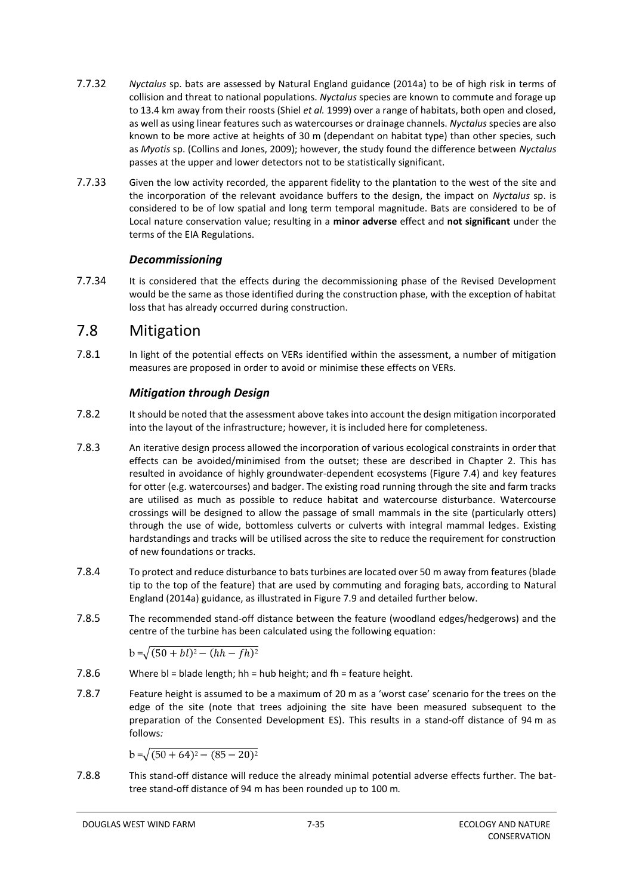7.7.32 *Nyctalus* sp. bats are assessed by Natural England guidance (2014a) to be of high risk in terms of collision and threat to national populations. *Nyctalus* species are known to commute and forage up to 13.4 km away from their roosts (Shiel *et al.* 1999) over a range of habitats, both open and closed, as well as using linear features such as watercourses or drainage channels. *Nyctalus* species are also known to be more active at heights of 30 m (dependant on habitat type) than other species, such as *Myotis* sp. (Collins and Jones, 2009); however, the study found the difference between *Nyctalus* passes at the upper and lower detectors not to be statistically significant.

7.7.33 Given the low activity recorded, the apparent fidelity to the plantation to the west of the site and the incorporation of the relevant avoidance buffers to the design, the impact on *Nyctalus* sp. is considered to be of low spatial and long term temporal magnitude. Bats are considered to be of Local nature conservation value; resulting in a **minor adverse** effect and **not significant** under the terms of the EIA Regulations.

### *Decommissioning*

7.7.34 It is considered that the effects during the decommissioning phase of the Revised Development would be the same as those identified during the construction phase, with the exception of habitat loss that has already occurred during construction.

## 7.8 Mitigation

7.8.1 In light of the potential effects on VERs identified within the assessment, a number of mitigation measures are proposed in order to avoid or minimise these effects on VERs.

### *Mitigation through Design*

7.8.2 It should be noted that the assessment above takes into account the design mitigation incorporated into the layout of the infrastructure; however, it is included here for completeness.

7.8.3 An iterative design process allowed the incorporation of various ecological constraints in order that effects can be avoided/minimised from the outset; these are described in Chapter 2. This has resulted in avoidance of highly groundwater-dependent ecosystems (Figure 7.4) and key features for otter (e.g. watercourses) and badger. The existing road running through the site and farm tracks are utilised as much as possible to reduce habitat and watercourse disturbance. Watercourse crossings will be designed to allow the passage of small mammals in the site (particularly otters) through the use of wide, bottomless culverts or culverts with integral mammal ledges. Existing hardstandings and tracks will be utilised across the site to reduce the requirement for construction of new foundations or tracks.

7.8.4 To protect and reduce disturbance to bats turbines are located over 50 m away from features (blade tip to the top of the feature) that are used by commuting and foraging bats, according to Natural England (2014a) guidance, as illustrated in Figure 7.9 and detailed further below.

7.8.5 The recommended stand-off distance between the feature (woodland edges/hedgerows) and the centre of the turbine has been calculated using the following equation:

$$b = \sqrt{(50 + bl)^2 - (hh - fh)^2}$$

7.8.6 Where bl = blade length; hh = hub height; and fh = feature height.

7.8.7 Feature height is assumed to be a maximum of 20 m as a 'worst case' scenario for the trees on the edge of the site (note that trees adjoining the site have been measured subsequent to the preparation of the Consented Development ES). This results in a stand-off distance of 94 m as follows*:*

$$b = \sqrt{(50 + 64)^2 - (85 - 20)^2}$$

7.8.8 This stand-off distance will reduce the already minimal potential adverse effects further. The bat-tree stand-off distance of 94 m has been rounded up to 100 m*.*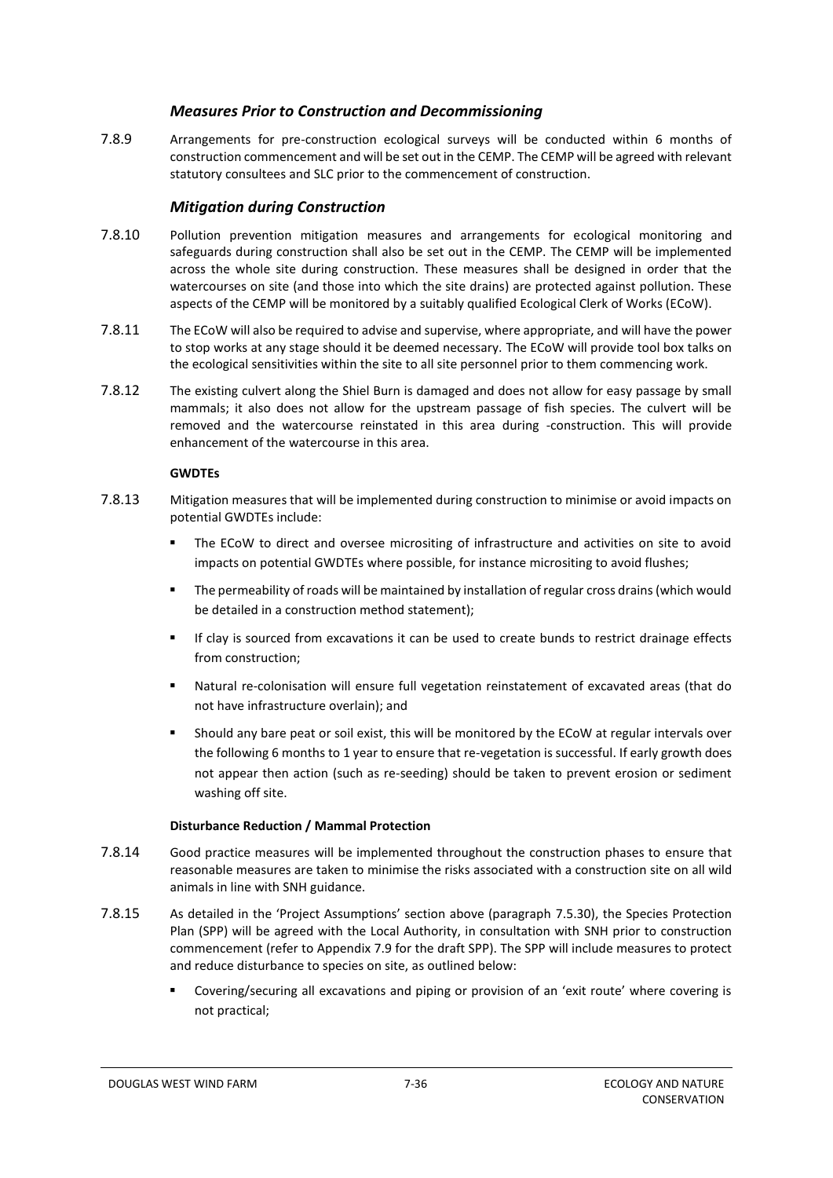### *Measures Prior to Construction and Decommissioning*

7.8.9 Arrangements for pre-construction ecological surveys will be conducted within 6 months of construction commencement and will be set out in the CEMP. The CEMP will be agreed with relevant statutory consultees and SLC prior to the commencement of construction.

### *Mitigation during Construction*

7.8.10 Pollution prevention mitigation measures and arrangements for ecological monitoring and safeguards during construction shall also be set out in the CEMP. The CEMP will be implemented across the whole site during construction. These measures shall be designed in order that the watercourses on site (and those into which the site drains) are protected against pollution. These aspects of the CEMP will be monitored by a suitably qualified Ecological Clerk of Works (ECoW).

7.8.11 The ECoW will also be required to advise and supervise, where appropriate, and will have the power to stop works at any stage should it be deemed necessary. The ECoW will provide tool box talks on the ecological sensitivities within the site to all site personnel prior to them commencing work.

7.8.12 The existing culvert along the Shiel Burn is damaged and does not allow for easy passage by small mammals; it also does not allow for the upstream passage of fish species. The culvert will be removed and the watercourse reinstated in this area during -construction. This will provide enhancement of the watercourse in this area.

**GWDTEs**

7.8.13 Mitigation measures that will be implemented during construction to minimise or avoid impacts on potential GWDTEs include:

- The ECoW to direct and oversee micrositing of infrastructure and activities on site to avoid impacts on potential GWDTEs where possible, for instance micrositing to avoid flushes;
- The permeability of roads will be maintained by installation of regular cross drains (which would be detailed in a construction method statement);
- If clay is sourced from excavations it can be used to create bunds to restrict drainage effects from construction;
- Natural re-colonisation will ensure full vegetation reinstatement of excavated areas (that do not have infrastructure overlain); and
- Should any bare peat or soil exist, this will be monitored by the ECoW at regular intervals over the following 6 months to 1 year to ensure that re-vegetation is successful. If early growth does not appear then action (such as re-seeding) should be taken to prevent erosion or sediment washing off site.

**Disturbance Reduction / Mammal Protection**

7.8.14 Good practice measures will be implemented throughout the construction phases to ensure that reasonable measures are taken to minimise the risks associated with a construction site on all wild animals in line with SNH guidance.

7.8.15 As detailed in the 'Project Assumptions' section above (paragraph 7.5.30), the Species Protection Plan (SPP) will be agreed with the Local Authority, in consultation with SNH prior to construction commencement (refer to Appendix 7.9 for the draft SPP). The SPP will include measures to protect and reduce disturbance to species on site, as outlined below:

- Covering/securing all excavations and piping or provision of an 'exit route' where covering is not practical;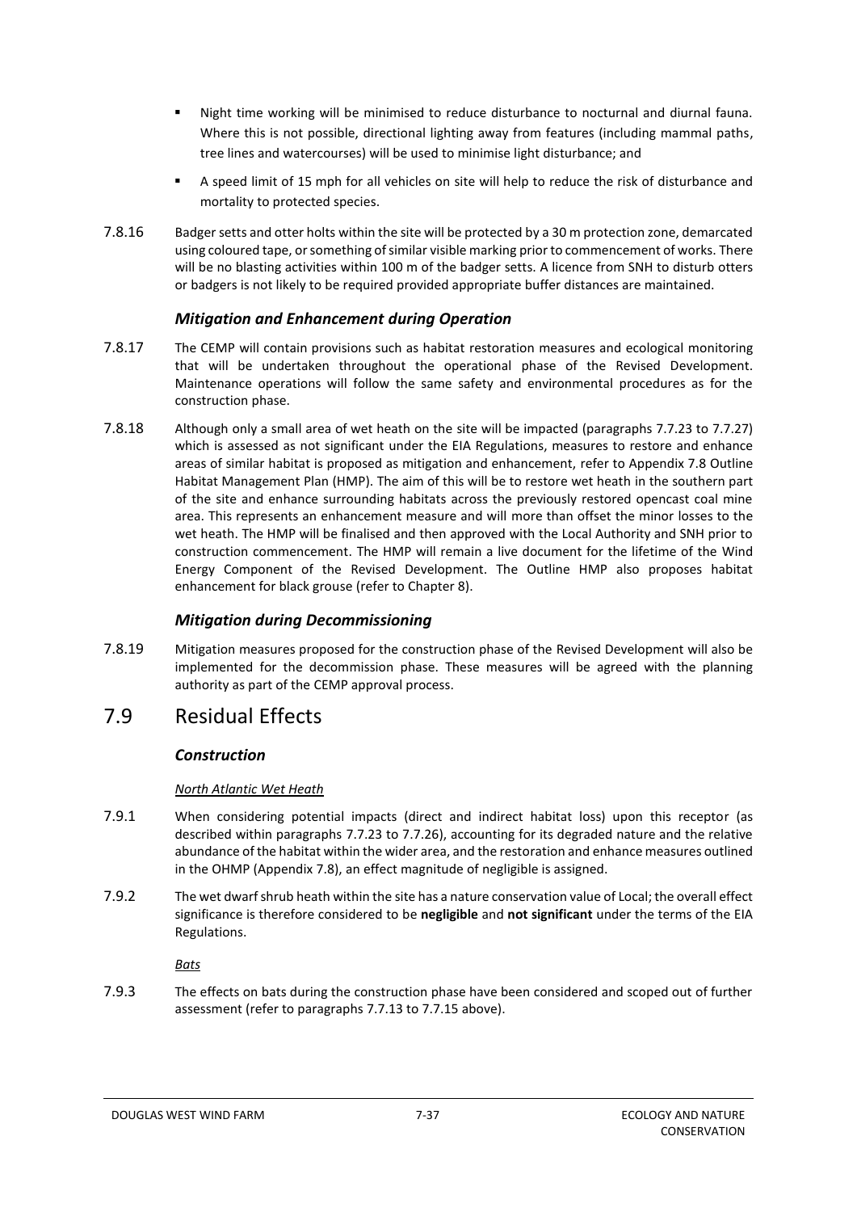- Night time working will be minimised to reduce disturbance to nocturnal and diurnal fauna. Where this is not possible, directional lighting away from features (including mammal paths, tree lines and watercourses) will be used to minimise light disturbance; and
- A speed limit of 15 mph for all vehicles on site will help to reduce the risk of disturbance and mortality to protected species.

7.8.16 Badger setts and otter holts within the site will be protected by a 30 m protection zone, demarcated using coloured tape, or something of similar visible marking prior to commencement of works. There will be no blasting activities within 100 m of the badger setts. A licence from SNH to disturb otters or badgers is not likely to be required provided appropriate buffer distances are maintained.

### *Mitigation and Enhancement during Operation*

7.8.17 The CEMP will contain provisions such as habitat restoration measures and ecological monitoring that will be undertaken throughout the operational phase of the Revised Development. Maintenance operations will follow the same safety and environmental procedures as for the construction phase.

7.8.18 Although only a small area of wet heath on the site will be impacted (paragraphs 7.7.23 to 7.7.27) which is assessed as not significant under the EIA Regulations, measures to restore and enhance areas of similar habitat is proposed as mitigation and enhancement, refer to Appendix 7.8 Outline Habitat Management Plan (HMP). The aim of this will be to restore wet heath in the southern part of the site and enhance surrounding habitats across the previously restored opencast coal mine area. This represents an enhancement measure and will more than offset the minor losses to the wet heath. The HMP will be finalised and then approved with the Local Authority and SNH prior to construction commencement. The HMP will remain a live document for the lifetime of the Wind Energy Component of the Revised Development. The Outline HMP also proposes habitat enhancement for black grouse (refer to Chapter 8).

### *Mitigation during Decommissioning*

7.8.19 Mitigation measures proposed for the construction phase of the Revised Development will also be implemented for the decommission phase. These measures will be agreed with the planning authority as part of the CEMP approval process.

## 7.9 Residual Effects

### *Construction*

*North Atlantic Wet Heath*

7.9.1 When considering potential impacts (direct and indirect habitat loss) upon this receptor (as described within paragraphs 7.7.23 to 7.7.26), accounting for its degraded nature and the relative abundance of the habitat within the wider area, and the restoration and enhance measures outlined in the OHMP (Appendix 7.8), an effect magnitude of negligible is assigned.

7.9.2 The wet dwarf shrub heath within the site has a nature conservation value of Local; the overall effect significance is therefore considered to be **negligible** and **not significant** under the terms of the EIA Regulations.

*Bats*

7.9.3 The effects on bats during the construction phase have been considered and scoped out of further assessment (refer to paragraphs 7.7.13 to 7.7.15 above).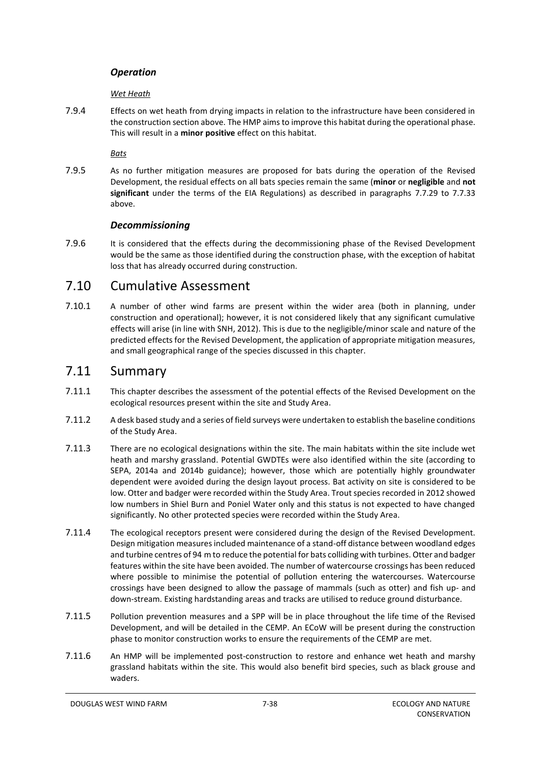### *Operation*

*Wet Heath*

7.9.4 Effects on wet heath from drying impacts in relation to the infrastructure have been considered in the construction section above. The HMP aims to improve this habitat during the operational phase. This will result in a **minor positive** effect on this habitat.

*Bats*

7.9.5 As no further mitigation measures are proposed for bats during the operation of the Revised Development, the residual effects on all bats species remain the same (**minor** or **negligible** and **not significant** under the terms of the EIA Regulations) as described in paragraphs 7.7.29 to 7.7.33 above.

### *Decommissioning*

7.9.6 It is considered that the effects during the decommissioning phase of the Revised Development would be the same as those identified during the construction phase, with the exception of habitat loss that has already occurred during construction.

## 7.10 Cumulative Assessment

7.10.1 A number of other wind farms are present within the wider area (both in planning, under construction and operational); however, it is not considered likely that any significant cumulative effects will arise (in line with SNH, 2012). This is due to the negligible/minor scale and nature of the predicted effects for the Revised Development, the application of appropriate mitigation measures, and small geographical range of the species discussed in this chapter.

## 7.11 Summary

7.11.1 This chapter describes the assessment of the potential effects of the Revised Development on the ecological resources present within the site and Study Area.

7.11.2 A desk based study and a series of field surveys were undertaken to establish the baseline conditions of the Study Area.

7.11.3 There are no ecological designations within the site. The main habitats within the site include wet heath and marshy grassland. Potential GWDTEs were also identified within the site (according to SEPA, 2014a and 2014b guidance); however, those which are potentially highly groundwater dependent were avoided during the design layout process. Bat activity on site is considered to be low. Otter and badger were recorded within the Study Area. Trout species recorded in 2012 showed low numbers in Shiel Burn and Poniel Water only and this status is not expected to have changed significantly. No other protected species were recorded within the Study Area.

7.11.4 The ecological receptors present were considered during the design of the Revised Development. Design mitigation measures included maintenance of a stand-off distance between woodland edges and turbine centres of 94 m to reduce the potential for bats colliding with turbines. Otter and badger features within the site have been avoided. The number of watercourse crossings has been reduced where possible to minimise the potential of pollution entering the watercourses. Watercourse crossings have been designed to allow the passage of mammals (such as otter) and fish up- and down-stream. Existing hardstanding areas and tracks are utilised to reduce ground disturbance.

7.11.5 Pollution prevention measures and a SPP will be in place throughout the life time of the Revised Development, and will be detailed in the CEMP. An ECoW will be present during the construction phase to monitor construction works to ensure the requirements of the CEMP are met.

7.11.6 An HMP will be implemented post-construction to restore and enhance wet heath and marshy grassland habitats within the site. This would also benefit bird species, such as black grouse and waders.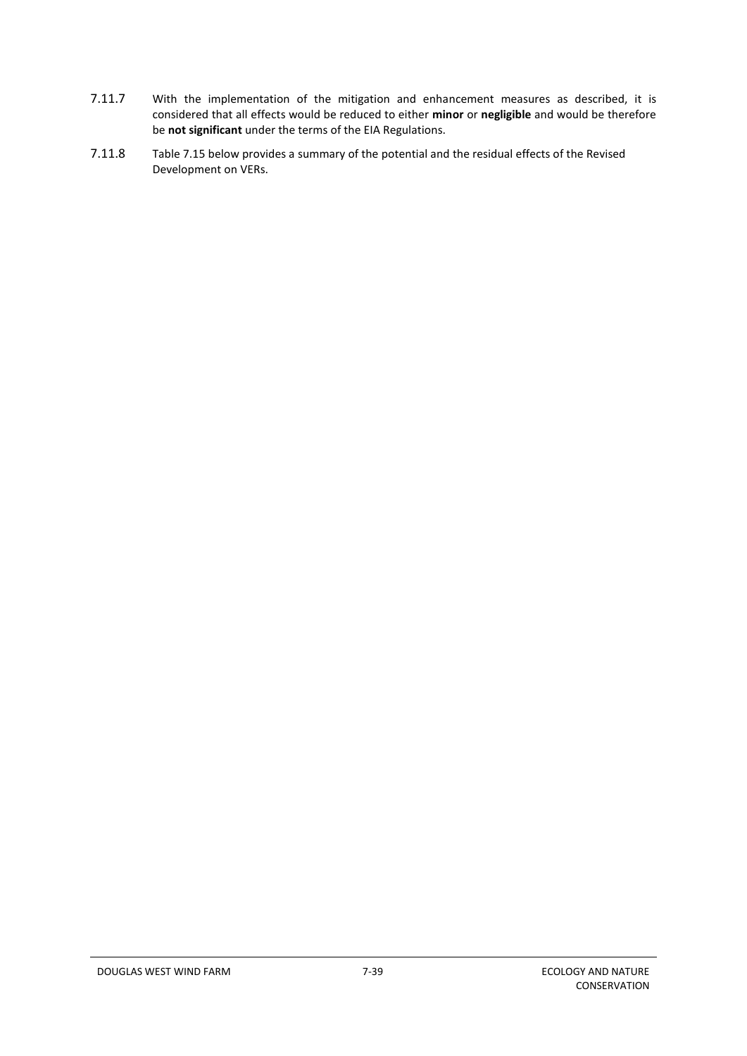7.11.7 With the implementation of the mitigation and enhancement measures as described, it is considered that all effects would be reduced to either **minor** or **negligible** and would be therefore be **not significant** under the terms of the EIA Regulations.

7.11.8 Table 7.15 below provides a summary of the potential and the residual effects of the Revised Development on VERs.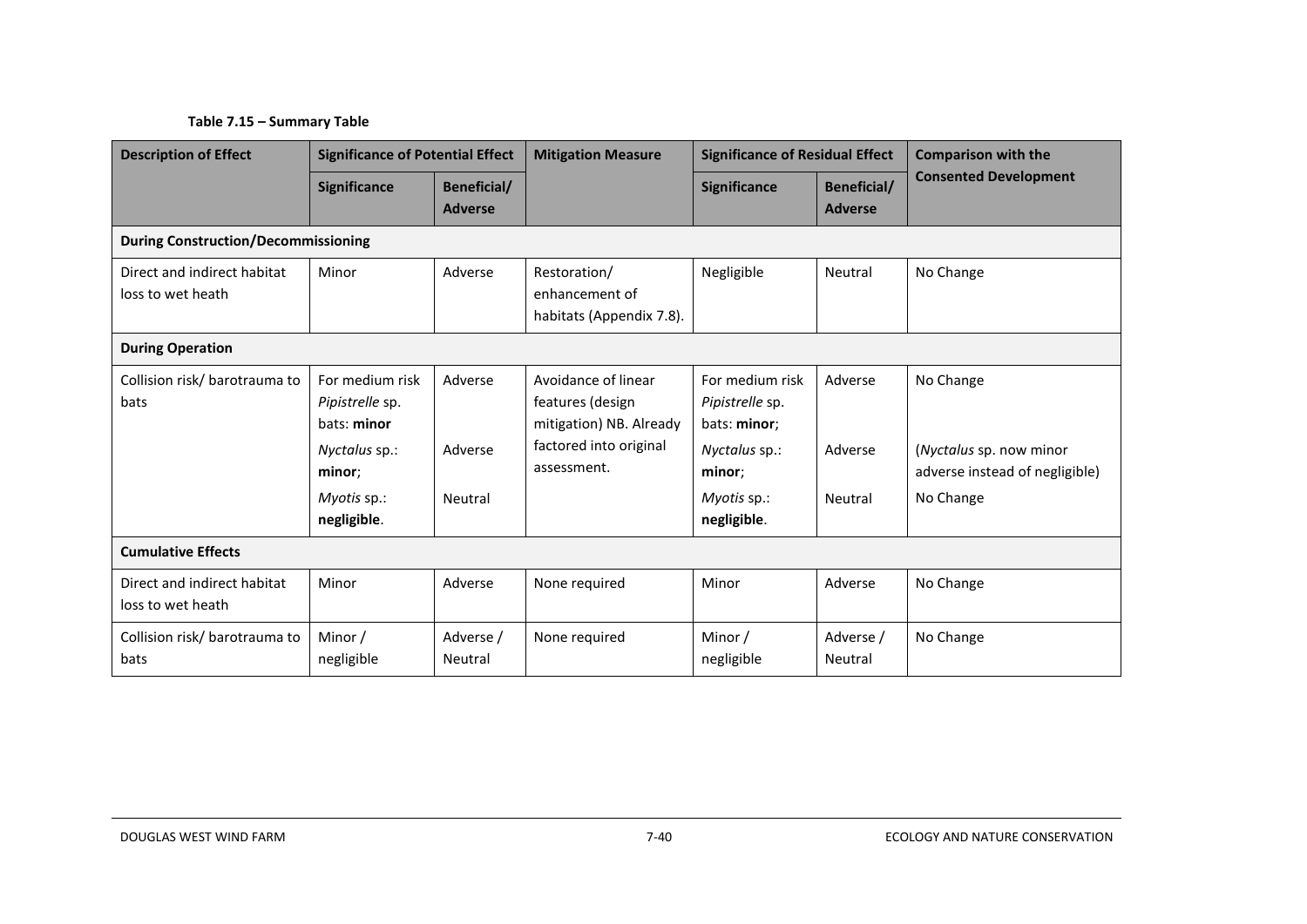**Table 7.15 – Summary Table**

| Description of Effect | Significance of Potential Effect | | Mitigation Measure | Significance of Residual Effect | | Comparison with the Consented Development |
|---|---|---|---|---|---|---|
| | Significance | Beneficial/ Adverse | | Significance | Beneficial/ Adverse | |
| **During Construction/Decommissioning** | | | | | | |
| Direct and indirect habitat loss to wet heath | Minor | Adverse | Restoration/ enhancement of habitats (Appendix 7.8). | Negligible | Neutral | No Change |
| **During Operation** | | | | | | |
| Collision risk/ barotrauma to bats | For medium risk *Pipistrelle* sp. bats: **minor** | Adverse | Avoidance of linear features (design mitigation) NB. Already factored into original assessment. | For medium risk *Pipistrelle* sp. bats: **minor**; | Adverse | No Change |
| | *Nyctalus* sp.: **minor**; | Adverse | | *Nyctalus* sp.: **minor**; | Adverse | (*Nyctalus* sp. now minor adverse instead of negligible) |
| | *Myotis* sp.: **negligible**. | Neutral | | *Myotis* sp.: **negligible**. | Neutral | No Change |
| **Cumulative Effects** | | | | | | |
| Direct and indirect habitat loss to wet heath | Minor | Adverse | None required | Minor | Adverse | No Change |
| Collision risk/ barotrauma to bats | Minor / negligible | Adverse / Neutral | None required | Minor / negligible | Adverse / Neutral | No Change |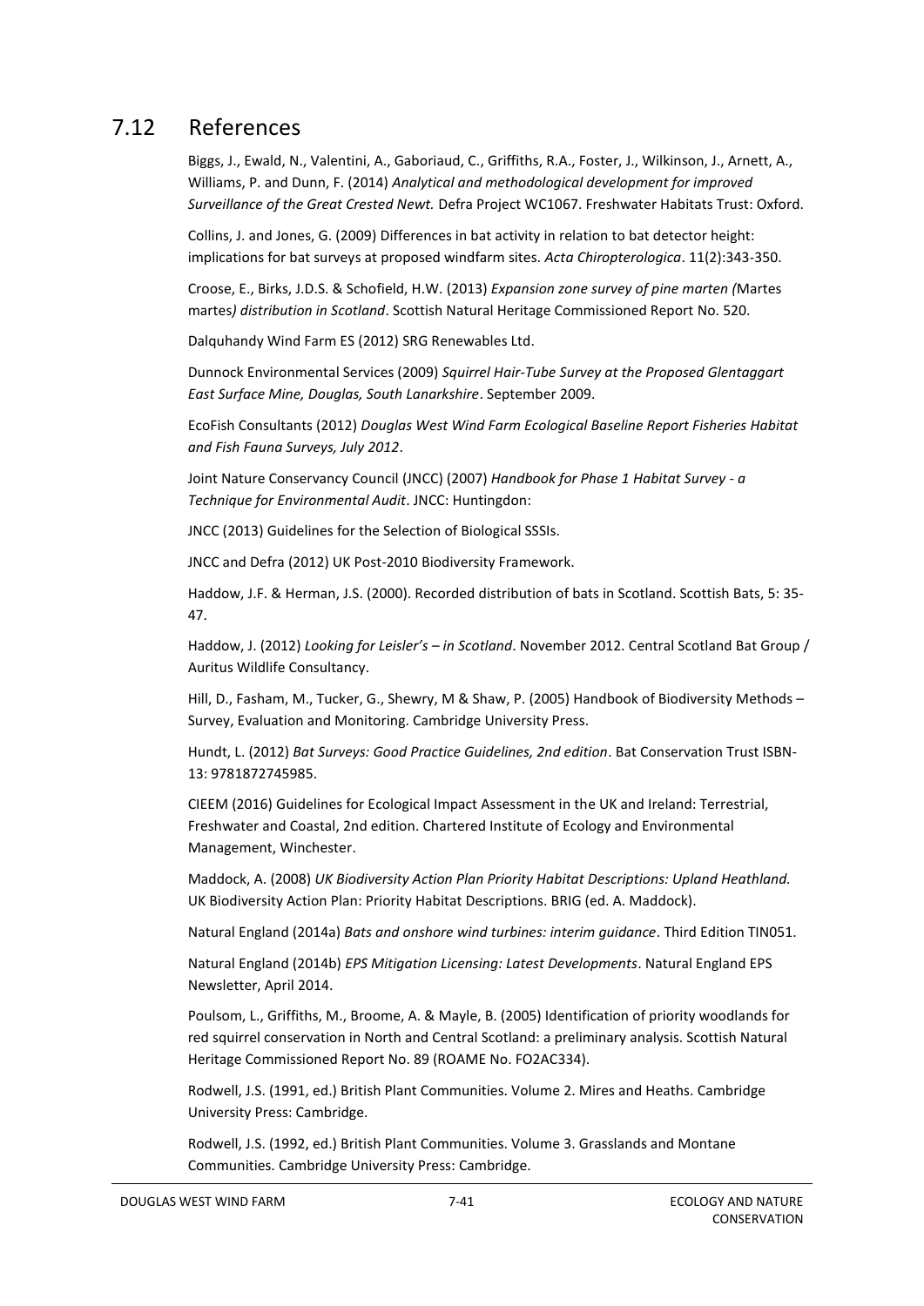## 7.12 References

Biggs, J., Ewald, N., Valentini, A., Gaboriaud, C., Griffiths, R.A., Foster, J., Wilkinson, J., Arnett, A., Williams, P. and Dunn, F. (2014) *Analytical and methodological development for improved Surveillance of the Great Crested Newt.* Defra Project WC1067. Freshwater Habitats Trust: Oxford.

Collins, J. and Jones, G. (2009) Differences in bat activity in relation to bat detector height: implications for bat surveys at proposed windfarm sites. *Acta Chiropterologica*. 11(2):343-350.

Croose, E., Birks, J.D.S. & Schofield, H.W. (2013) *Expansion zone survey of pine marten (*Martes martes*) distribution in Scotland*. Scottish Natural Heritage Commissioned Report No. 520.

Dalquhandy Wind Farm ES (2012) SRG Renewables Ltd.

Dunnock Environmental Services (2009) *Squirrel Hair-Tube Survey at the Proposed Glentaggart East Surface Mine, Douglas, South Lanarkshire*. September 2009.

EcoFish Consultants (2012) *Douglas West Wind Farm Ecological Baseline Report Fisheries Habitat and Fish Fauna Surveys, July 2012*.

Joint Nature Conservancy Council (JNCC) (2007) *Handbook for Phase 1 Habitat Survey - a Technique for Environmental Audit*. JNCC: Huntingdon:

JNCC (2013) Guidelines for the Selection of Biological SSSIs.

JNCC and Defra (2012) UK Post-2010 Biodiversity Framework.

Haddow, J.F. & Herman, J.S. (2000). Recorded distribution of bats in Scotland. Scottish Bats, 5: 35-47.

Haddow, J. (2012) *Looking for Leisler's – in Scotland*. November 2012. Central Scotland Bat Group / Auritus Wildlife Consultancy.

Hill, D., Fasham, M., Tucker, G., Shewry, M & Shaw, P. (2005) Handbook of Biodiversity Methods – Survey, Evaluation and Monitoring. Cambridge University Press.

Hundt, L. (2012) *Bat Surveys: Good Practice Guidelines, 2nd edition*. Bat Conservation Trust ISBN-13: 9781872745985.

CIEEM (2016) Guidelines for Ecological Impact Assessment in the UK and Ireland: Terrestrial, Freshwater and Coastal, 2nd edition. Chartered Institute of Ecology and Environmental Management, Winchester.

Maddock, A. (2008) *UK Biodiversity Action Plan Priority Habitat Descriptions: Upland Heathland.* UK Biodiversity Action Plan: Priority Habitat Descriptions. BRIG (ed. A. Maddock).

Natural England (2014a) *Bats and onshore wind turbines: interim guidance*. Third Edition TIN051.

Natural England (2014b) *EPS Mitigation Licensing: Latest Developments*. Natural England EPS Newsletter, April 2014.

Poulsom, L., Griffiths, M., Broome, A. & Mayle, B. (2005) Identification of priority woodlands for red squirrel conservation in North and Central Scotland: a preliminary analysis. Scottish Natural Heritage Commissioned Report No. 89 (ROAME No. FO2AC334).

Rodwell, J.S. (1991, ed.) British Plant Communities. Volume 2. Mires and Heaths. Cambridge University Press: Cambridge.

Rodwell, J.S. (1992, ed.) British Plant Communities. Volume 3. Grasslands and Montane Communities. Cambridge University Press: Cambridge.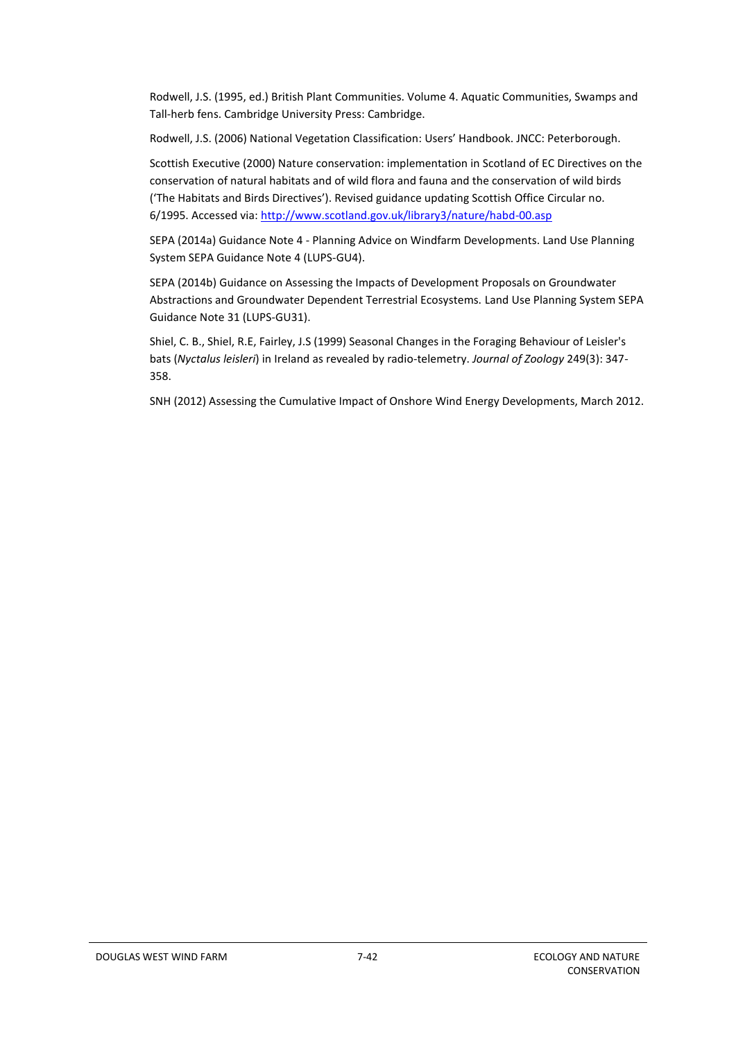Rodwell, J.S. (1995, ed.) British Plant Communities. Volume 4. Aquatic Communities, Swamps and Tall-herb fens. Cambridge University Press: Cambridge.

Rodwell, J.S. (2006) National Vegetation Classification: Users' Handbook. JNCC: Peterborough.

Scottish Executive (2000) Nature conservation: implementation in Scotland of EC Directives on the conservation of natural habitats and of wild flora and fauna and the conservation of wild birds ('The Habitats and Birds Directives'). Revised guidance updating Scottish Office Circular no. 6/1995. Accessed via: http://www.scotland.gov.uk/library3/nature/habd-00.asp

SEPA (2014a) Guidance Note 4 - Planning Advice on Windfarm Developments. Land Use Planning System SEPA Guidance Note 4 (LUPS-GU4).

SEPA (2014b) Guidance on Assessing the Impacts of Development Proposals on Groundwater Abstractions and Groundwater Dependent Terrestrial Ecosystems. Land Use Planning System SEPA Guidance Note 31 (LUPS-GU31).

Shiel, C. B., Shiel, R.E, Fairley, J.S (1999) Seasonal Changes in the Foraging Behaviour of Leisler's bats (*Nyctalus leisleri*) in Ireland as revealed by radio-telemetry. *Journal of Zoology* 249(3): 347-358.

SNH (2012) Assessing the Cumulative Impact of Onshore Wind Energy Developments, March 2012.